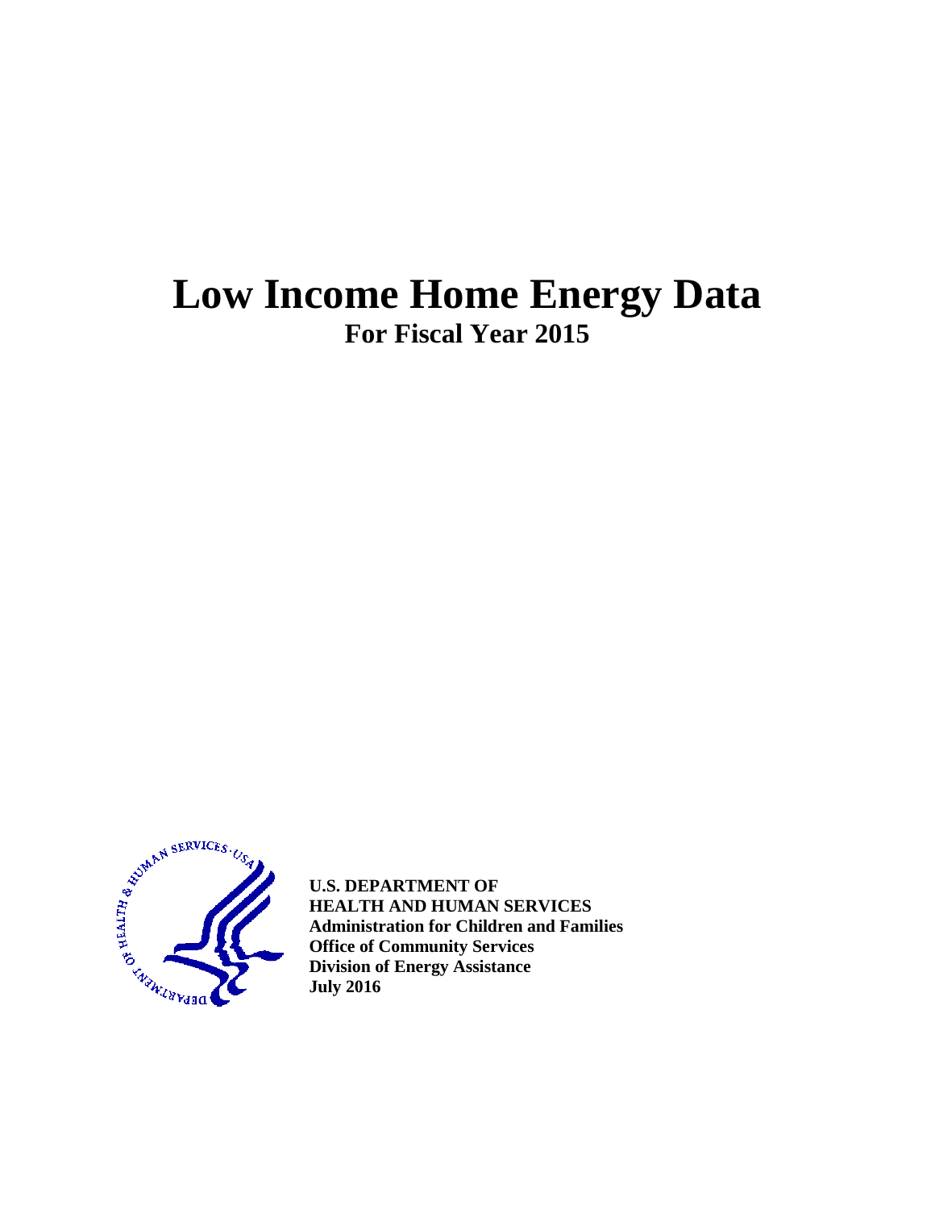# Low Income Home Energy Data

## For Fiscal Year 2015

**U.S. DEPARTMENT OF**
**HEALTH AND HUMAN SERVICES**
**Administration for Children and Families**
**Office of Community Services**
**Division of Energy Assistance**
**July 2016**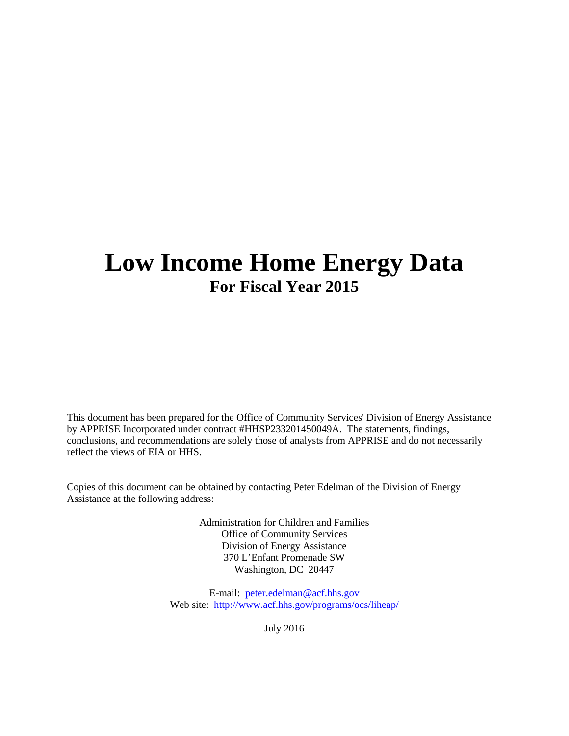# Low Income Home Energy Data

## For Fiscal Year 2015

This document has been prepared for the Office of Community Services' Division of Energy Assistance by APPRISE Incorporated under contract #HHSP233201450049A. The statements, findings, conclusions, and recommendations are solely those of analysts from APPRISE and do not necessarily reflect the views of EIA or HHS.

Copies of this document can be obtained by contacting Peter Edelman of the Division of Energy Assistance at the following address:

Administration for Children and Families
Office of Community Services
Division of Energy Assistance
370 L'Enfant Promenade SW
Washington, DC 20447

E-mail: [peter.edelman@acf.hhs.gov](mailto:peter.edelman@acf.hhs.gov)
Web site: [http://www.acf.hhs.gov/programs/ocs/liheap/](http://www.acf.hhs.gov/programs/ocs/liheap/)

July 2016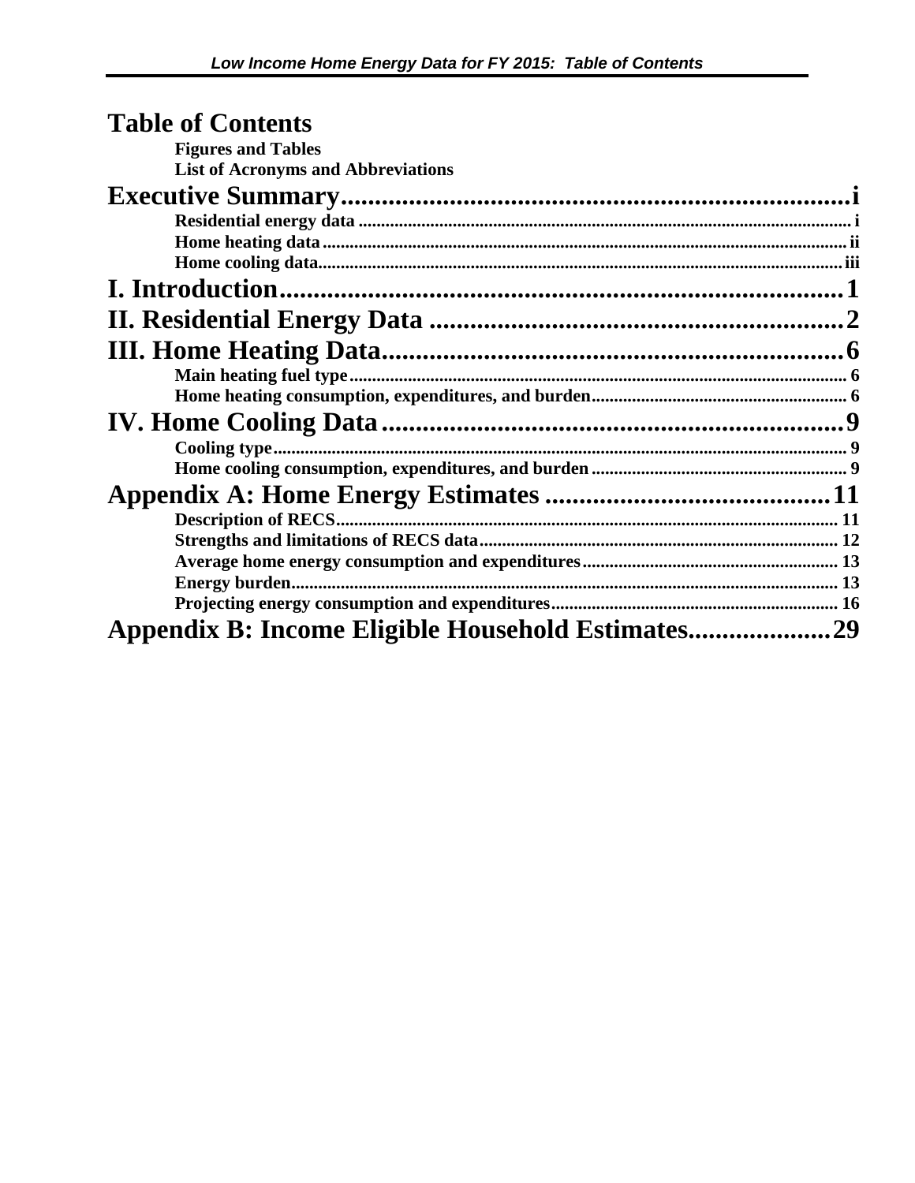# Table of Contents

**Figures and Tables**

**List of Acronyms and Abbreviations**

**Executive Summary** .......... i

- Residential energy data .......... i
- Home heating data .......... ii
- Home cooling data .......... iii

**I. Introduction** .......... 1

**II. Residential Energy Data** .......... 2

**III. Home Heating Data** .......... 6

- Main heating fuel type .......... 6
- Home heating consumption, expenditures, and burden .......... 6

**IV. Home Cooling Data** .......... 9

- Cooling type .......... 9
- Home cooling consumption, expenditures, and burden .......... 9

**Appendix A: Home Energy Estimates** .......... 11

- Description of RECS .......... 11
- Strengths and limitations of RECS data .......... 12
- Average home energy consumption and expenditures .......... 13
- Energy burden .......... 13
- Projecting energy consumption and expenditures .......... 16

**Appendix B: Income Eligible Household Estimates** .......... 29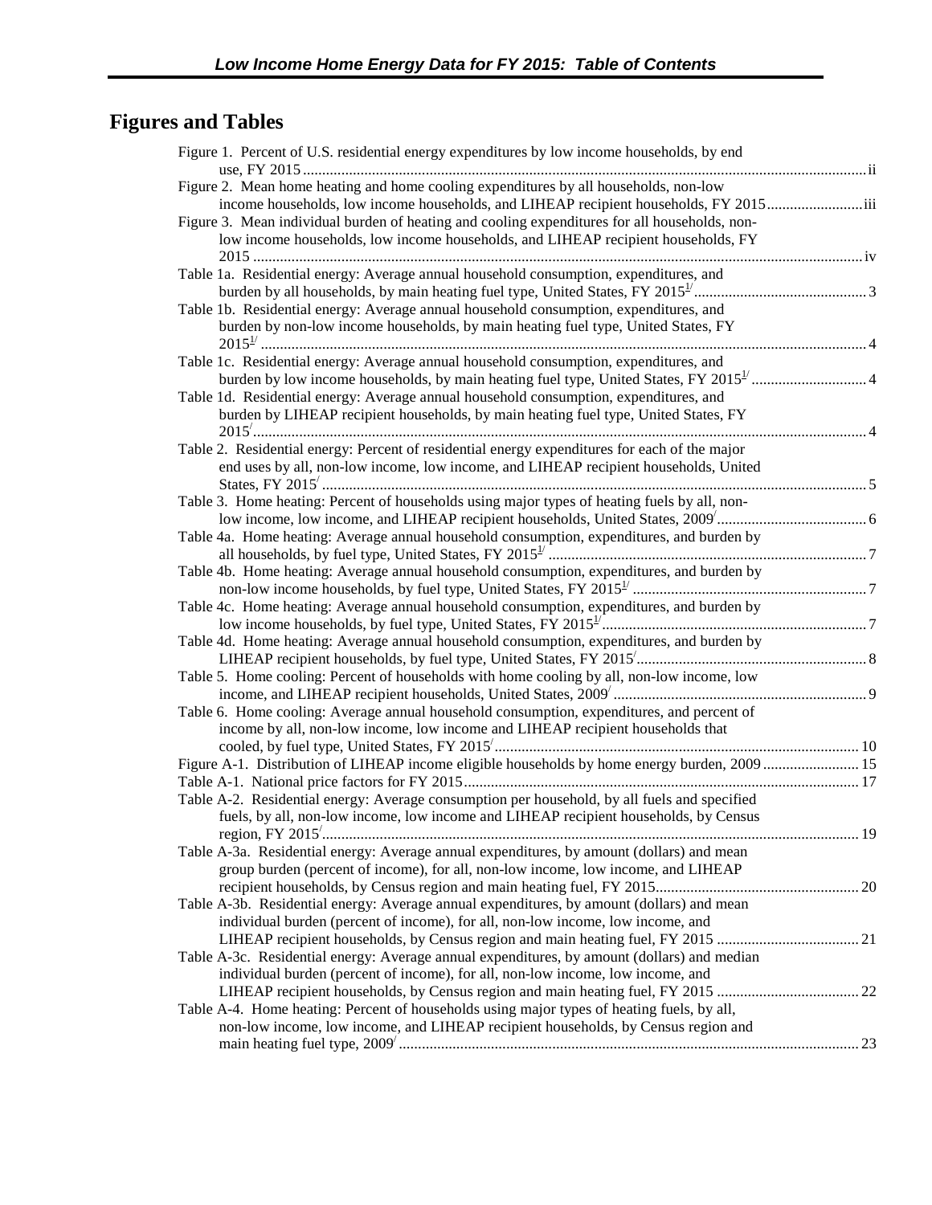## Figures and Tables

Figure 1. Percent of U.S. residential energy expenditures by low income households, by end use, FY 2015 ........ ii

Figure 2. Mean home heating and home cooling expenditures by all households, non-low income households, low income households, and LIHEAP recipient households, FY 2015 ........ iii

Figure 3. Mean individual burden of heating and cooling expenditures for all households, non-low income households, low income households, and LIHEAP recipient households, FY 2015 ........ iv

Table 1a. Residential energy: Average annual household consumption, expenditures, and burden by all households, by main heating fuel type, United States, FY 2015[1/] ........ 3

Table 1b. Residential energy: Average annual household consumption, expenditures, and burden by non-low income households, by main heating fuel type, United States, FY 2015[1/] ........ 4

Table 1c. Residential energy: Average annual household consumption, expenditures, and burden by low income households, by main heating fuel type, United States, FY 2015[1/] ........ 4

Table 1d. Residential energy: Average annual household consumption, expenditures, and burden by LIHEAP recipient households, by main heating fuel type, United States, FY 2015[/] ........ 4

Table 2. Residential energy: Percent of residential energy expenditures for each of the major end uses by all, non-low income, low income, and LIHEAP recipient households, United States, FY 2015[/] ........ 5

Table 3. Home heating: Percent of households using major types of heating fuels by all, non-low income, low income, and LIHEAP recipient households, United States, 2009[/] ........ 6

Table 4a. Home heating: Average annual household consumption, expenditures, and burden by all households, by fuel type, United States, FY 2015[1/] ........ 7

Table 4b. Home heating: Average annual household consumption, expenditures, and burden by non-low income households, by fuel type, United States, FY 2015[1/] ........ 7

Table 4c. Home heating: Average annual household consumption, expenditures, and burden by low income households, by fuel type, United States, FY 2015[1/] ........ 7

Table 4d. Home heating: Average annual household consumption, expenditures, and burden by LIHEAP recipient households, by fuel type, United States, FY 2015[/] ........ 8

Table 5. Home cooling: Percent of households with home cooling by all, non-low income, low income, and LIHEAP recipient households, United States, 2009[/] ........ 9

Table 6. Home cooling: Average annual household consumption, expenditures, and percent of income by all, non-low income, low income and LIHEAP recipient households that cooled, by fuel type, United States, FY 2015[/] ........ 10

Figure A-1. Distribution of LIHEAP income eligible households by home energy burden, 2009 ........ 15

Table A-1. National price factors for FY 2015 ........ 17

Table A-2. Residential energy: Average consumption per household, by all fuels and specified fuels, by all, non-low income, low income and LIHEAP recipient households, by Census region, FY 2015[/] ........ 19

Table A-3a. Residential energy: Average annual expenditures, by amount (dollars) and mean group burden (percent of income), for all, non-low income, low income, and LIHEAP recipient households, by Census region and main heating fuel, FY 2015 ........ 20

Table A-3b. Residential energy: Average annual expenditures, by amount (dollars) and mean individual burden (percent of income), for all, non-low income, low income, and LIHEAP recipient households, by Census region and main heating fuel, FY 2015 ........ 21

Table A-3c. Residential energy: Average annual expenditures, by amount (dollars) and median individual burden (percent of income), for all, non-low income, low income, and LIHEAP recipient households, by Census region and main heating fuel, FY 2015 ........ 22

Table A-4. Home heating: Percent of households using major types of heating fuels, by all, non-low income, low income, and LIHEAP recipient households, by Census region and main heating fuel type, 2009[/] ........ 23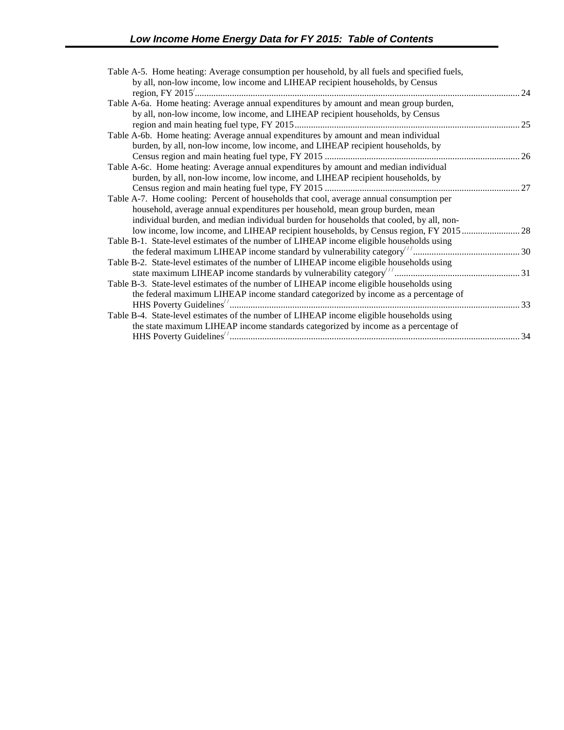Table A-5. Home heating: Average consumption per household, by all fuels and specified fuels, by all, non-low income, low income and LIHEAP recipient households, by Census region, FY 2015 ........ 24

Table A-6a. Home heating: Average annual expenditures by amount and mean group burden, by all, non-low income, low income, and LIHEAP recipient households, by Census region and main heating fuel type, FY 2015 ........ 25

Table A-6b. Home heating: Average annual expenditures by amount and mean individual burden, by all, non-low income, low income, and LIHEAP recipient households, by Census region and main heating fuel type, FY 2015 ........ 26

Table A-6c. Home heating: Average annual expenditures by amount and median individual burden, by all, non-low income, low income, and LIHEAP recipient households, by Census region and main heating fuel type, FY 2015 ........ 27

Table A-7. Home cooling: Percent of households that cool, average annual consumption per household, average annual expenditures per household, mean group burden, mean individual burden, and median individual burden for households that cooled, by all, non-low income, low income, and LIHEAP recipient households, by Census region, FY 2015 ........ 28

Table B-1. State-level estimates of the number of LIHEAP income eligible households using the federal maximum LIHEAP income standard by vulnerability category ........ 30

Table B-2. State-level estimates of the number of LIHEAP income eligible households using state maximum LIHEAP income standards by vulnerability category ........ 31

Table B-3. State-level estimates of the number of LIHEAP income eligible households using the federal maximum LIHEAP income standard categorized by income as a percentage of HHS Poverty Guidelines ........ 33

Table B-4. State-level estimates of the number of LIHEAP income eligible households using the state maximum LIHEAP income standards categorized by income as a percentage of HHS Poverty Guidelines ........ 34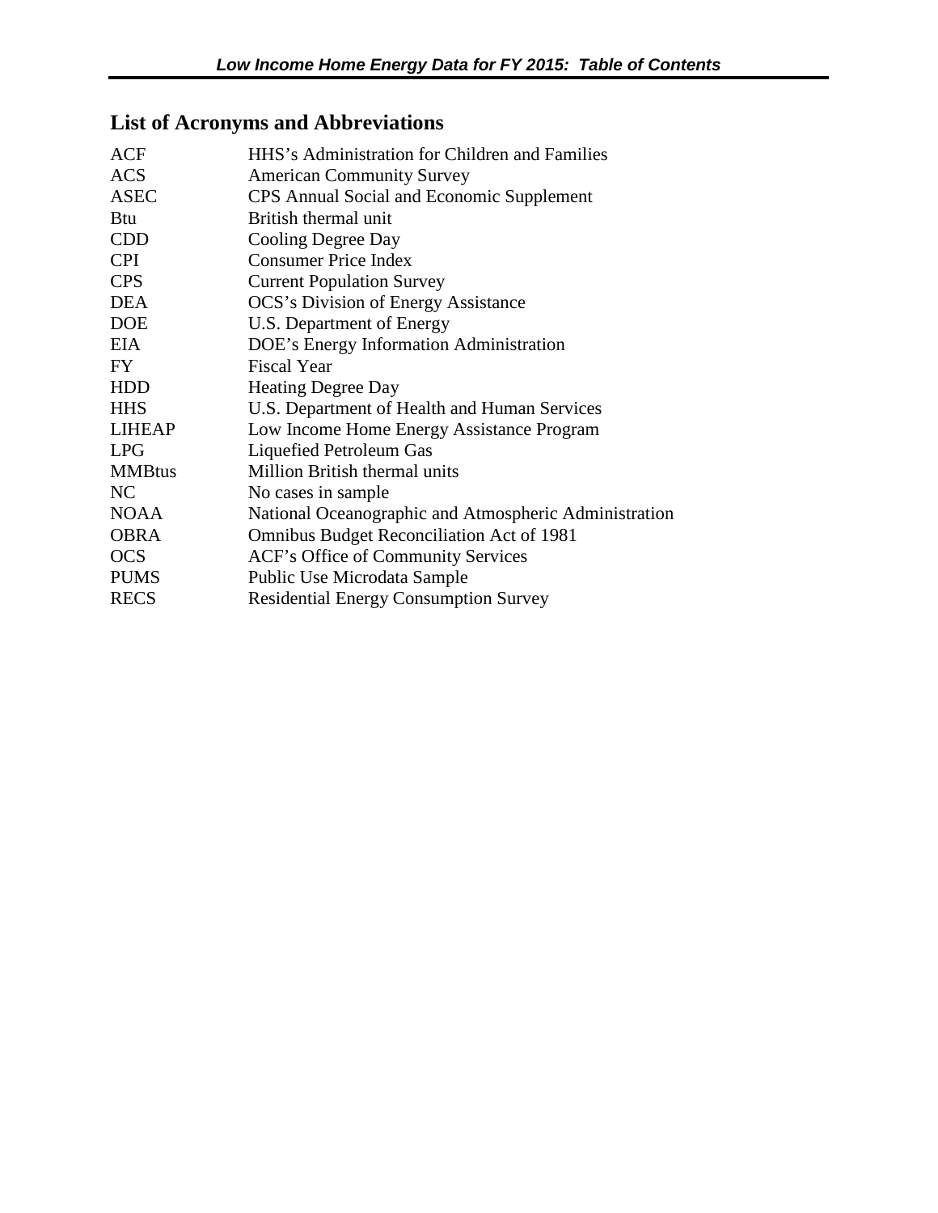## List of Acronyms and Abbreviations

| | |
|---|---|
| ACF | HHS's Administration for Children and Families |
| ACS | American Community Survey |
| ASEC | CPS Annual Social and Economic Supplement |
| Btu | British thermal unit |
| CDD | Cooling Degree Day |
| CPI | Consumer Price Index |
| CPS | Current Population Survey |
| DEA | OCS's Division of Energy Assistance |
| DOE | U.S. Department of Energy |
| EIA | DOE's Energy Information Administration |
| FY | Fiscal Year |
| HDD | Heating Degree Day |
| HHS | U.S. Department of Health and Human Services |
| LIHEAP | Low Income Home Energy Assistance Program |
| LPG | Liquefied Petroleum Gas |
| MMBtus | Million British thermal units |
| NC | No cases in sample |
| NOAA | National Oceanographic and Atmospheric Administration |
| OBRA | Omnibus Budget Reconciliation Act of 1981 |
| OCS | ACF's Office of Community Services |
| PUMS | Public Use Microdata Sample |
| RECS | Residential Energy Consumption Survey |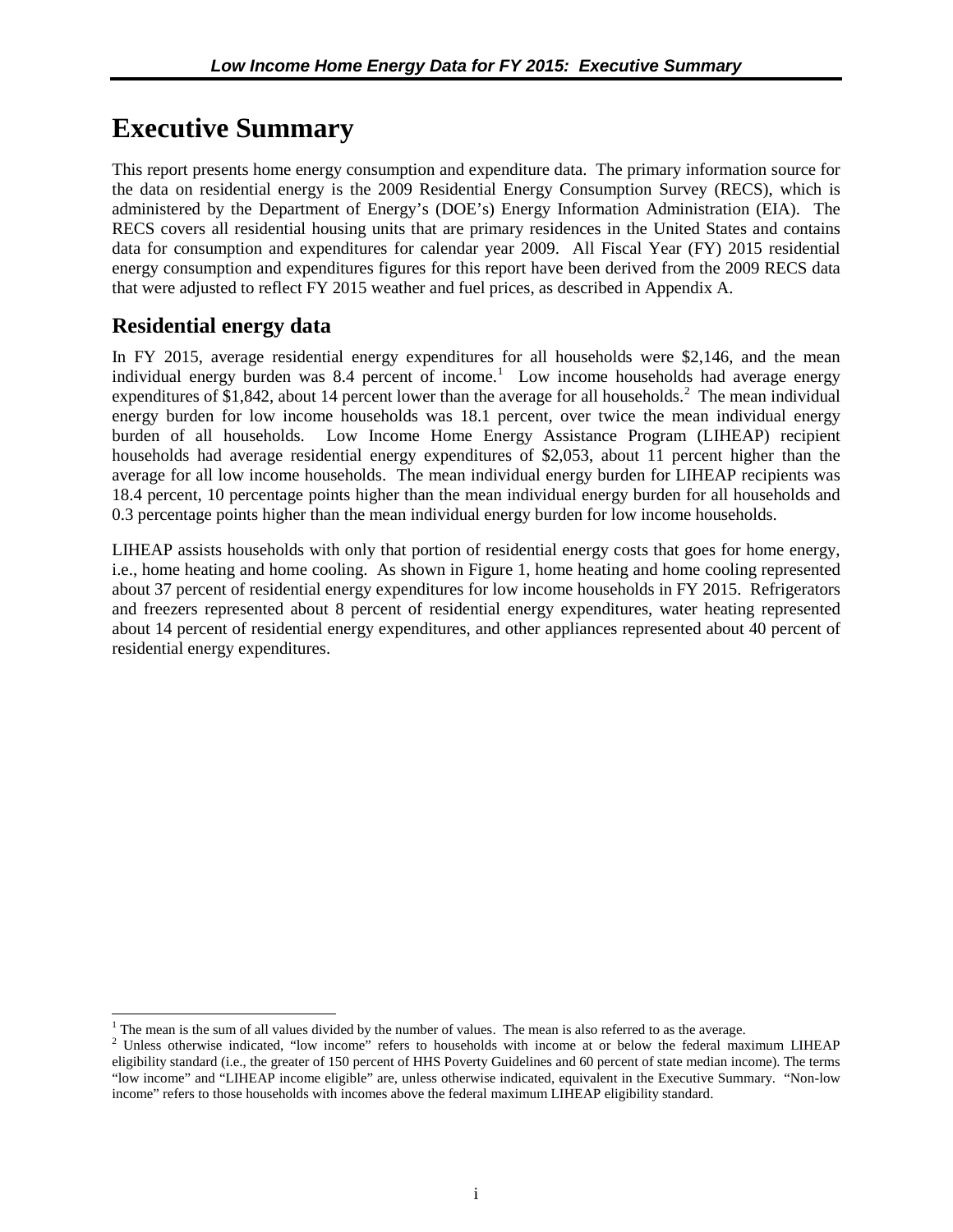# Executive Summary

This report presents home energy consumption and expenditure data. The primary information source for the data on residential energy is the 2009 Residential Energy Consumption Survey (RECS), which is administered by the Department of Energy's (DOE's) Energy Information Administration (EIA). The RECS covers all residential housing units that are primary residences in the United States and contains data for consumption and expenditures for calendar year 2009. All Fiscal Year (FY) 2015 residential energy consumption and expenditures figures for this report have been derived from the 2009 RECS data that were adjusted to reflect FY 2015 weather and fuel prices, as described in Appendix A.

## Residential energy data

In FY 2015, average residential energy expenditures for all households were $2,146, and the mean individual energy burden was 8.4 percent of income.[1] Low income households had average energy expenditures of $1,842, about 14 percent lower than the average for all households.[2] The mean individual energy burden for low income households was 18.1 percent, over twice the mean individual energy burden of all households. Low Income Home Energy Assistance Program (LIHEAP) recipient households had average residential energy expenditures of $2,053, about 11 percent higher than the average for all low income households. The mean individual energy burden for LIHEAP recipients was 18.4 percent, 10 percentage points higher than the mean individual energy burden for all households and 0.3 percentage points higher than the mean individual energy burden for low income households.

LIHEAP assists households with only that portion of residential energy costs that goes for home energy, i.e., home heating and home cooling. As shown in Figure 1, home heating and home cooling represented about 37 percent of residential energy expenditures for low income households in FY 2015. Refrigerators and freezers represented about 8 percent of residential energy expenditures, water heating represented about 14 percent of residential energy expenditures, and other appliances represented about 40 percent of residential energy expenditures.

---

[1] The mean is the sum of all values divided by the number of values. The mean is also referred to as the average.

[2] Unless otherwise indicated, "low income" refers to households with income at or below the federal maximum LIHEAP eligibility standard (i.e., the greater of 150 percent of HHS Poverty Guidelines and 60 percent of state median income). The terms "low income" and "LIHEAP income eligible" are, unless otherwise indicated, equivalent in the Executive Summary. "Non-low income" refers to those households with incomes above the federal maximum LIHEAP eligibility standard.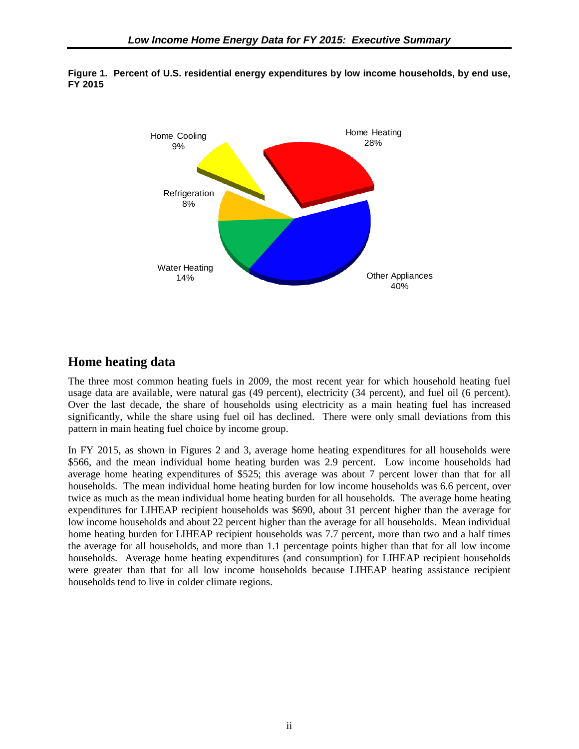**Figure 1. Percent of U.S. residential energy expenditures by low income households, by end use, FY 2015**

Home Cooling 9%

Home Heating 28%

Refrigeration 8%

Water Heating 14%

Other Appliances 40%

## Home heating data

The three most common heating fuels in 2009, the most recent year for which household heating fuel usage data are available, were natural gas (49 percent), electricity (34 percent), and fuel oil (6 percent). Over the last decade, the share of households using electricity as a main heating fuel has increased significantly, while the share using fuel oil has declined. There were only small deviations from this pattern in main heating fuel choice by income group.

In FY 2015, as shown in Figures 2 and 3, average home heating expenditures for all households were \$566, and the mean individual home heating burden was 2.9 percent. Low income households had average home heating expenditures of \$525; this average was about 7 percent lower than that for all households. The mean individual home heating burden for low income households was 6.6 percent, over twice as much as the mean individual home heating burden for all households. The average home heating expenditures for LIHEAP recipient households was \$690, about 31 percent higher than the average for low income households and about 22 percent higher than the average for all households. Mean individual home heating burden for LIHEAP recipient households was 7.7 percent, more than two and a half times the average for all households, and more than 1.1 percentage points higher than that for all low income households. Average home heating expenditures (and consumption) for LIHEAP recipient households were greater than that for all low income households because LIHEAP heating assistance recipient households tend to live in colder climate regions.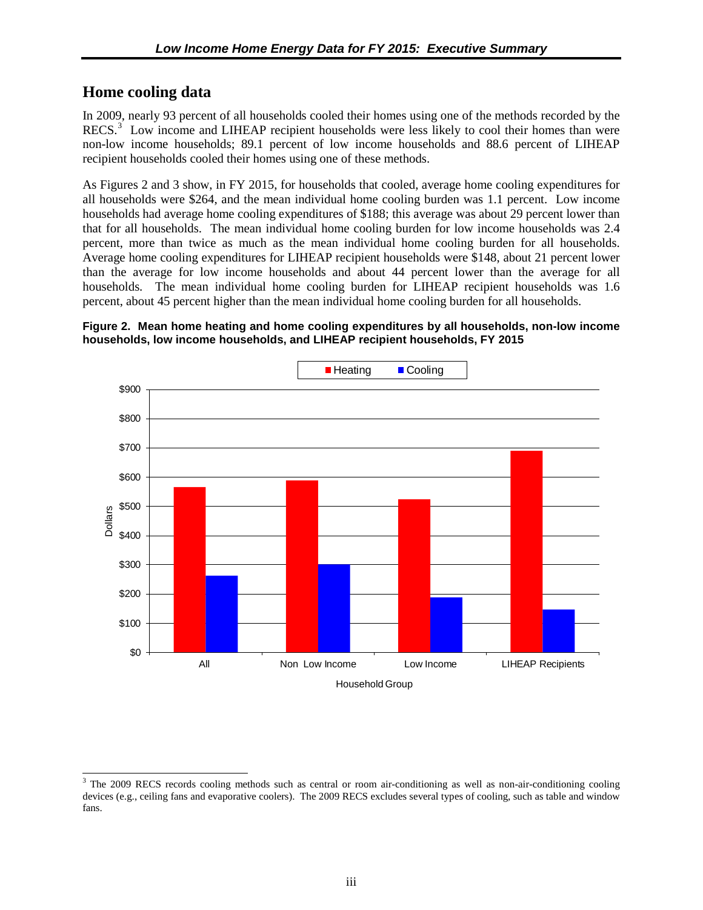## Home cooling data

In 2009, nearly 93 percent of all households cooled their homes using one of the methods recorded by the RECS.[3] Low income and LIHEAP recipient households were less likely to cool their homes than were non-low income households; 89.1 percent of low income households and 88.6 percent of LIHEAP recipient households cooled their homes using one of these methods.

As Figures 2 and 3 show, in FY 2015, for households that cooled, average home cooling expenditures for all households were $264, and the mean individual home cooling burden was 1.1 percent. Low income households had average home cooling expenditures of $188; this average was about 29 percent lower than that for all households. The mean individual home cooling burden for low income households was 2.4 percent, more than twice as much as the mean individual home cooling burden for all households. Average home cooling expenditures for LIHEAP recipient households were $148, about 21 percent lower than the average for low income households and about 44 percent lower than the average for all households. The mean individual home cooling burden for LIHEAP recipient households was 1.6 percent, about 45 percent higher than the mean individual home cooling burden for all households.

**Figure 2. Mean home heating and home cooling expenditures by all households, non-low income households, low income households, and LIHEAP recipient households, FY 2015**

[3] The 2009 RECS records cooling methods such as central or room air-conditioning as well as non-air-conditioning cooling devices (e.g., ceiling fans and evaporative coolers). The 2009 RECS excludes several types of cooling, such as table and window fans.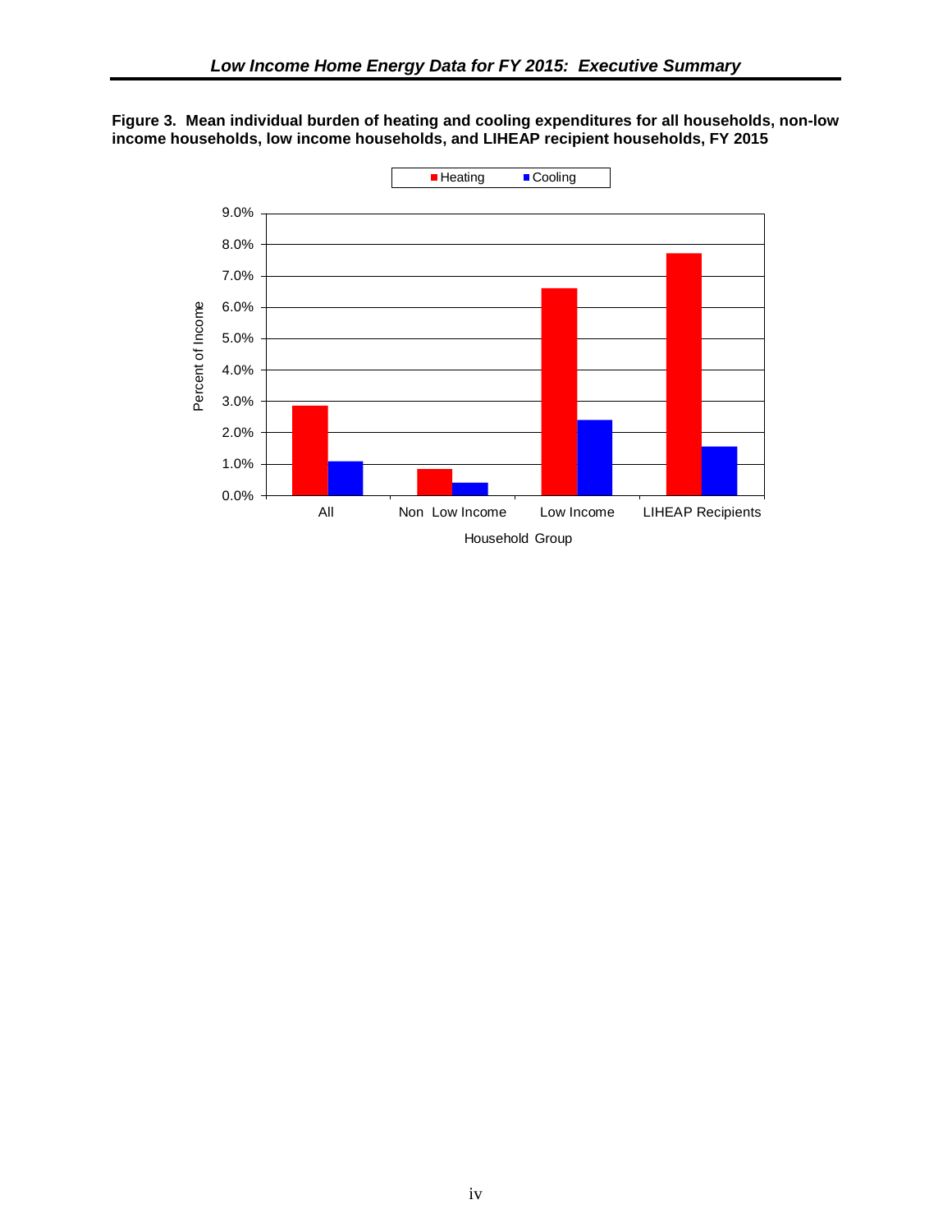**Figure 3. Mean individual burden of heating and cooling expenditures for all households, non-low income households, low income households, and LIHEAP recipient households, FY 2015**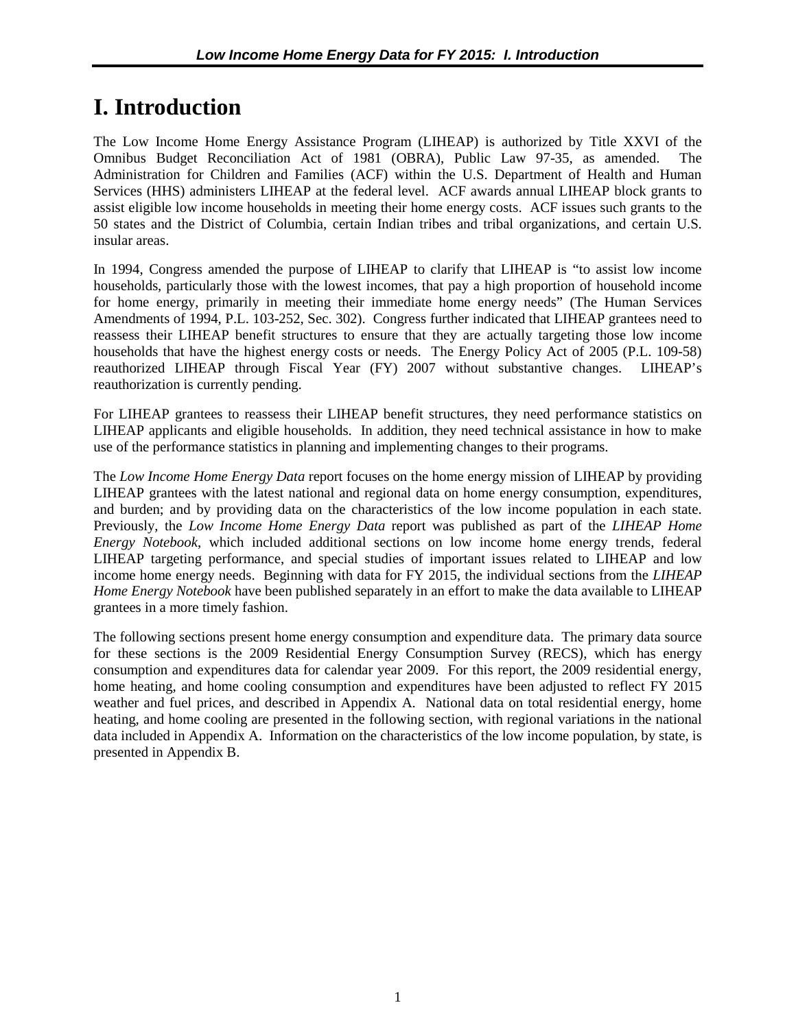# I. Introduction

The Low Income Home Energy Assistance Program (LIHEAP) is authorized by Title XXVI of the Omnibus Budget Reconciliation Act of 1981 (OBRA), Public Law 97-35, as amended. The Administration for Children and Families (ACF) within the U.S. Department of Health and Human Services (HHS) administers LIHEAP at the federal level. ACF awards annual LIHEAP block grants to assist eligible low income households in meeting their home energy costs. ACF issues such grants to the 50 states and the District of Columbia, certain Indian tribes and tribal organizations, and certain U.S. insular areas.

In 1994, Congress amended the purpose of LIHEAP to clarify that LIHEAP is "to assist low income households, particularly those with the lowest incomes, that pay a high proportion of household income for home energy, primarily in meeting their immediate home energy needs" (The Human Services Amendments of 1994, P.L. 103-252, Sec. 302). Congress further indicated that LIHEAP grantees need to reassess their LIHEAP benefit structures to ensure that they are actually targeting those low income households that have the highest energy costs or needs. The Energy Policy Act of 2005 (P.L. 109-58) reauthorized LIHEAP through Fiscal Year (FY) 2007 without substantive changes. LIHEAP's reauthorization is currently pending.

For LIHEAP grantees to reassess their LIHEAP benefit structures, they need performance statistics on LIHEAP applicants and eligible households. In addition, they need technical assistance in how to make use of the performance statistics in planning and implementing changes to their programs.

The *Low Income Home Energy Data* report focuses on the home energy mission of LIHEAP by providing LIHEAP grantees with the latest national and regional data on home energy consumption, expenditures, and burden; and by providing data on the characteristics of the low income population in each state. Previously, the *Low Income Home Energy Data* report was published as part of the *LIHEAP Home Energy Notebook*, which included additional sections on low income home energy trends, federal LIHEAP targeting performance, and special studies of important issues related to LIHEAP and low income home energy needs. Beginning with data for FY 2015, the individual sections from the *LIHEAP Home Energy Notebook* have been published separately in an effort to make the data available to LIHEAP grantees in a more timely fashion.

The following sections present home energy consumption and expenditure data. The primary data source for these sections is the 2009 Residential Energy Consumption Survey (RECS), which has energy consumption and expenditures data for calendar year 2009. For this report, the 2009 residential energy, home heating, and home cooling consumption and expenditures have been adjusted to reflect FY 2015 weather and fuel prices, and described in Appendix A. National data on total residential energy, home heating, and home cooling are presented in the following section, with regional variations in the national data included in Appendix A. Information on the characteristics of the low income population, by state, is presented in Appendix B.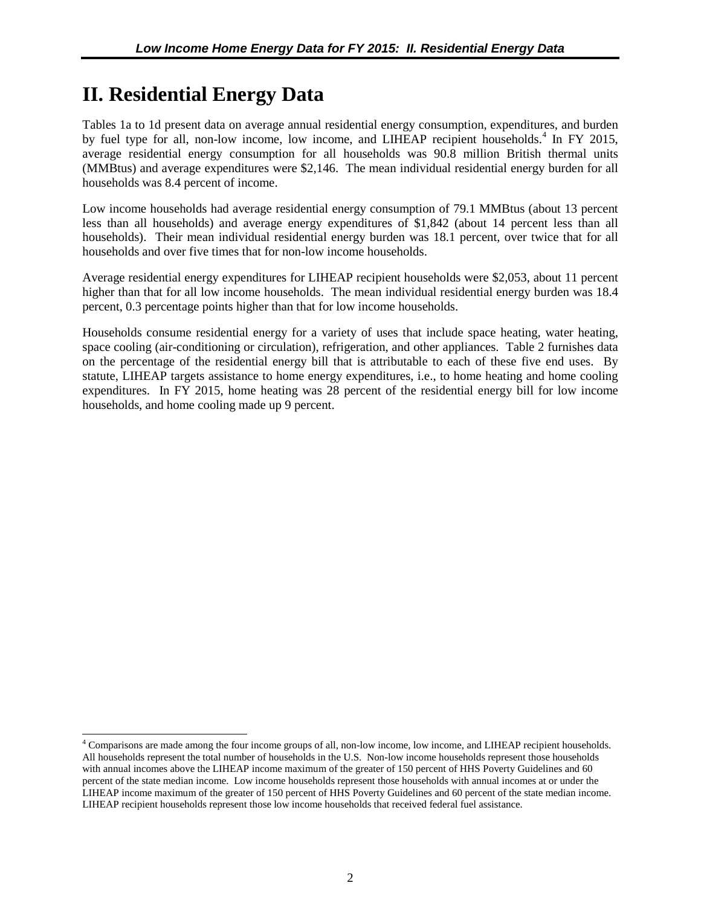# II. Residential Energy Data

Tables 1a to 1d present data on average annual residential energy consumption, expenditures, and burden by fuel type for all, non-low income, low income, and LIHEAP recipient households.[4] In FY 2015, average residential energy consumption for all households was 90.8 million British thermal units (MMBtus) and average expenditures were $2,146. The mean individual residential energy burden for all households was 8.4 percent of income.

Low income households had average residential energy consumption of 79.1 MMBtus (about 13 percent less than all households) and average energy expenditures of $1,842 (about 14 percent less than all households). Their mean individual residential energy burden was 18.1 percent, over twice that for all households and over five times that for non-low income households.

Average residential energy expenditures for LIHEAP recipient households were $2,053, about 11 percent higher than that for all low income households. The mean individual residential energy burden was 18.4 percent, 0.3 percentage points higher than that for low income households.

Households consume residential energy for a variety of uses that include space heating, water heating, space cooling (air-conditioning or circulation), refrigeration, and other appliances. Table 2 furnishes data on the percentage of the residential energy bill that is attributable to each of these five end uses. By statute, LIHEAP targets assistance to home energy expenditures, i.e., to home heating and home cooling expenditures. In FY 2015, home heating was 28 percent of the residential energy bill for low income households, and home cooling made up 9 percent.

---

[4] Comparisons are made among the four income groups of all, non-low income, low income, and LIHEAP recipient households. All households represent the total number of households in the U.S. Non-low income households represent those households with annual incomes above the LIHEAP income maximum of the greater of 150 percent of HHS Poverty Guidelines and 60 percent of the state median income. Low income households represent those households with annual incomes at or under the LIHEAP income maximum of the greater of 150 percent of HHS Poverty Guidelines and 60 percent of the state median income. LIHEAP recipient households represent those low income households that received federal fuel assistance.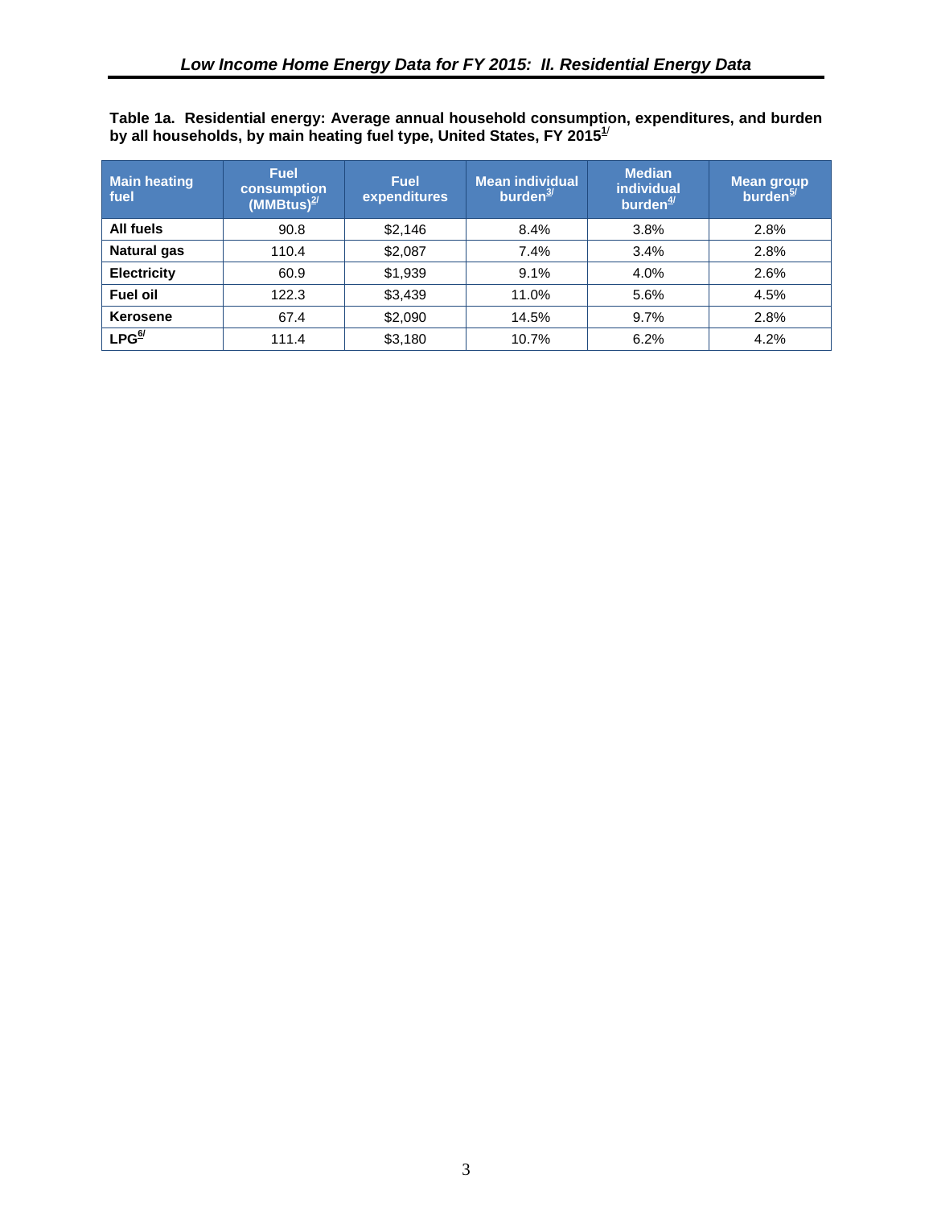**Table 1a. Residential energy: Average annual household consumption, expenditures, and burden by all households, by main heating fuel type, United States, FY 2015[1/]**

| Main heating fuel | Fuel consumption (MMBtus)[2/] | Fuel expenditures | Mean individual burden[3/] | Median individual burden[4/] | Mean group burden[5/] |
|---|---|---|---|---|---|
| **All fuels** | 90.8 | $2,146 | 8.4% | 3.8% | 2.8% |
| **Natural gas** | 110.4 | $2,087 | 7.4% | 3.4% | 2.8% |
| **Electricity** | 60.9 | $1,939 | 9.1% | 4.0% | 2.6% |
| **Fuel oil** | 122.3 | $3,439 | 11.0% | 5.6% | 4.5% |
| **Kerosene** | 67.4 | $2,090 | 14.5% | 9.7% | 2.8% |
| **LPG[6/]** | 111.4 | $3,180 | 10.7% | 6.2% | 4.2% |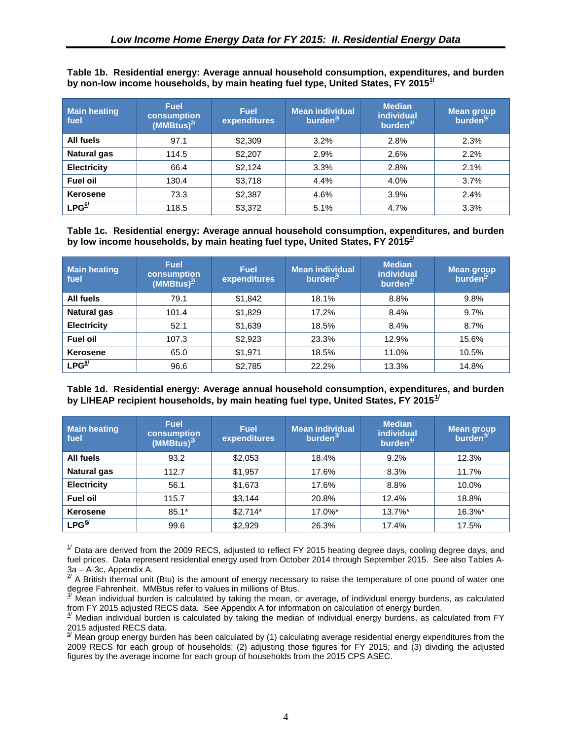**Table 1b. Residential energy: Average annual household consumption, expenditures, and burden by non-low income households, by main heating fuel type, United States, FY 2015[1/]**

| Main heating fuel | Fuel consumption (MMBtus)[2/] | Fuel expenditures | Mean individual burden[3/] | Median individual burden[4/] | Mean group burden[5/] |
|---|---|---|---|---|---|
| **All fuels** | 97.1 | $2,309 | 3.2% | 2.8% | 2.3% |
| **Natural gas** | 114.5 | $2,207 | 2.9% | 2.6% | 2.2% |
| **Electricity** | 66.4 | $2,124 | 3.3% | 2.8% | 2.1% |
| **Fuel oil** | 130.4 | $3,718 | 4.4% | 4.0% | 3.7% |
| **Kerosene** | 73.3 | $2,387 | 4.6% | 3.9% | 2.4% |
| **LPG[6/]** | 118.5 | $3,372 | 5.1% | 4.7% | 3.3% |

**Table 1c. Residential energy: Average annual household consumption, expenditures, and burden by low income households, by main heating fuel type, United States, FY 2015[1/]**

| Main heating fuel | Fuel consumption (MMBtus)[2/] | Fuel expenditures | Mean individual burden[3/] | Median individual burden[4/] | Mean group burden[5/] |
|---|---|---|---|---|---|
| **All fuels** | 79.1 | $1,842 | 18.1% | 8.8% | 9.8% |
| **Natural gas** | 101.4 | $1,829 | 17.2% | 8.4% | 9.7% |
| **Electricity** | 52.1 | $1,639 | 18.5% | 8.4% | 8.7% |
| **Fuel oil** | 107.3 | $2,923 | 23.3% | 12.9% | 15.6% |
| **Kerosene** | 65.0 | $1,971 | 18.5% | 11.0% | 10.5% |
| **LPG[6/]** | 96.6 | $2,785 | 22.2% | 13.3% | 14.8% |

**Table 1d. Residential energy: Average annual household consumption, expenditures, and burden by LIHEAP recipient households, by main heating fuel type, United States, FY 2015[1/]**

| Main heating fuel | Fuel consumption (MMBtus)[2/] | Fuel expenditures | Mean individual burden[3/] | Median individual burden[4/] | Mean group burden[5/] |
|---|---|---|---|---|---|
| **All fuels** | 93.2 | $2,053 | 18.4% | 9.2% | 12.3% |
| **Natural gas** | 112.7 | $1,957 | 17.6% | 8.3% | 11.7% |
| **Electricity** | 56.1 | $1,673 | 17.6% | 8.8% | 10.0% |
| **Fuel oil** | 115.7 | $3,144 | 20.8% | 12.4% | 18.8% |
| **Kerosene** | 85.1* | $2,714* | 17.0%* | 13.7%* | 16.3%* |
| **LPG[6/]** | 99.6 | $2,929 | 26.3% | 17.4% | 17.5% |

[1/] Data are derived from the 2009 RECS, adjusted to reflect FY 2015 heating degree days, cooling degree days, and fuel prices. Data represent residential energy used from October 2014 through September 2015. See also Tables A-3a – A-3c, Appendix A.

[2/] A British thermal unit (Btu) is the amount of energy necessary to raise the temperature of one pound of water one degree Fahrenheit. MMBtus refer to values in millions of Btus.

[3/] Mean individual burden is calculated by taking the mean, or average, of individual energy burdens, as calculated from FY 2015 adjusted RECS data. See Appendix A for information on calculation of energy burden.

[4/] Median individual burden is calculated by taking the median of individual energy burdens, as calculated from FY 2015 adjusted RECS data.

[5/] Mean group energy burden has been calculated by (1) calculating average residential energy expenditures from the 2009 RECS for each group of households; (2) adjusting those figures for FY 2015; and (3) dividing the adjusted figures by the average income for each group of households from the 2015 CPS ASEC.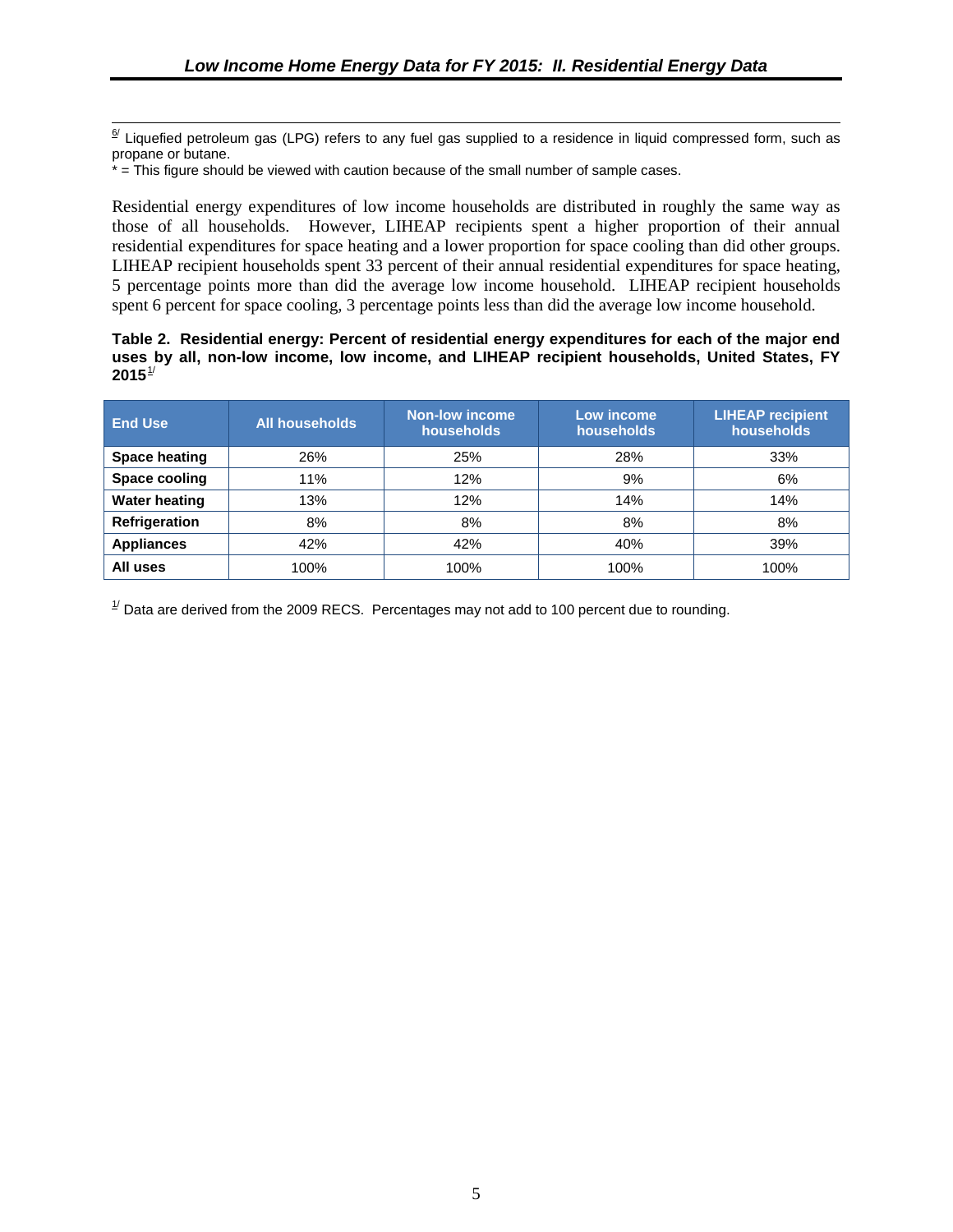[6] Liquefied petroleum gas (LPG) refers to any fuel gas supplied to a residence in liquid compressed form, such as propane or butane.
* = This figure should be viewed with caution because of the small number of sample cases.

Residential energy expenditures of low income households are distributed in roughly the same way as those of all households. However, LIHEAP recipients spent a higher proportion of their annual residential expenditures for space heating and a lower proportion for space cooling than did other groups. LIHEAP recipient households spent 33 percent of their annual residential expenditures for space heating, 5 percentage points more than did the average low income household. LIHEAP recipient households spent 6 percent for space cooling, 3 percentage points less than did the average low income household.

**Table 2. Residential energy: Percent of residential energy expenditures for each of the major end uses by all, non-low income, low income, and LIHEAP recipient households, United States, FY 2015[1]**

| End Use | All households | Non-low income households | Low income households | LIHEAP recipient households |
|---|---|---|---|---|
| **Space heating** | 26% | 25% | 28% | 33% |
| **Space cooling** | 11% | 12% | 9% | 6% |
| **Water heating** | 13% | 12% | 14% | 14% |
| **Refrigeration** | 8% | 8% | 8% | 8% |
| **Appliances** | 42% | 42% | 40% | 39% |
| **All uses** | 100% | 100% | 100% | 100% |

[1] Data are derived from the 2009 RECS. Percentages may not add to 100 percent due to rounding.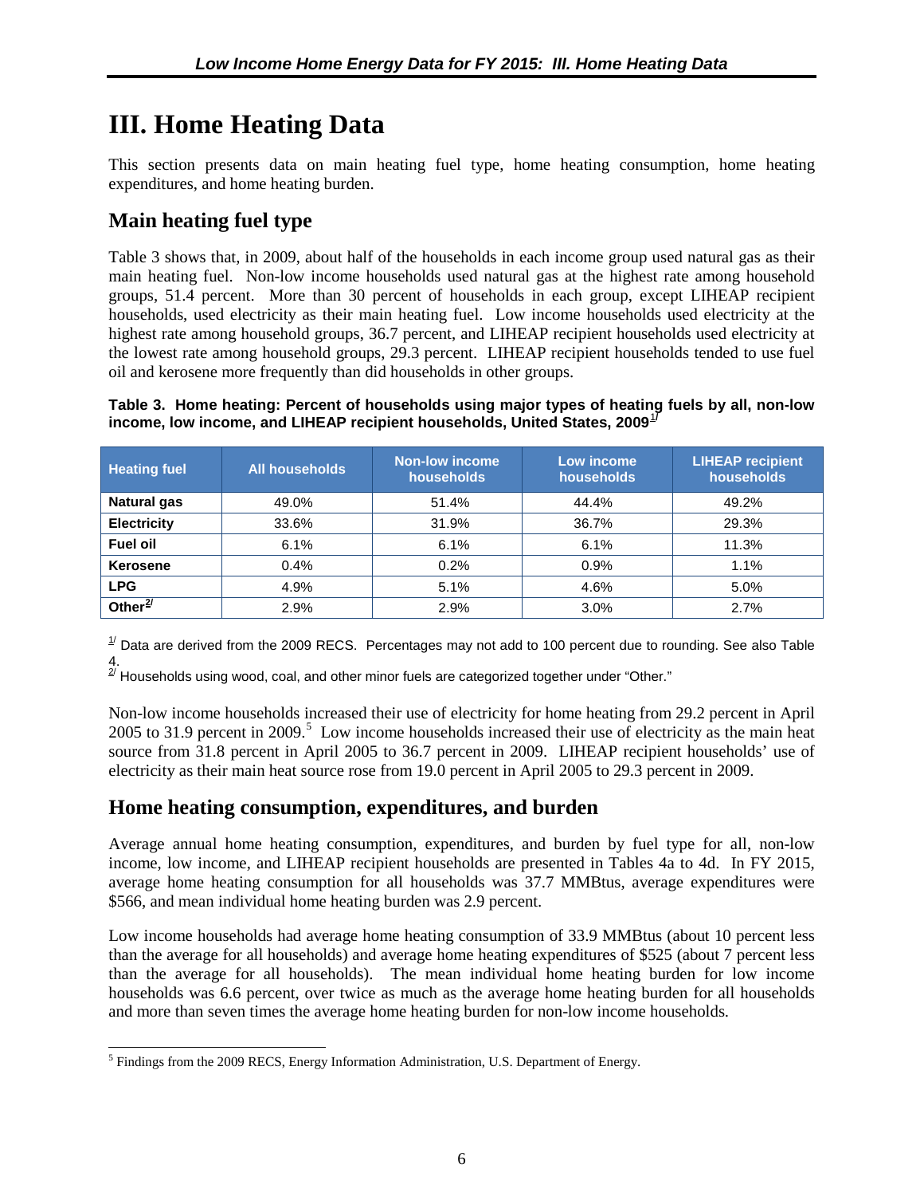# III. Home Heating Data

This section presents data on main heating fuel type, home heating consumption, home heating expenditures, and home heating burden.

## Main heating fuel type

Table 3 shows that, in 2009, about half of the households in each income group used natural gas as their main heating fuel. Non-low income households used natural gas at the highest rate among household groups, 51.4 percent. More than 30 percent of households in each group, except LIHEAP recipient households, used electricity as their main heating fuel. Low income households used electricity at the highest rate among household groups, 36.7 percent, and LIHEAP recipient households used electricity at the lowest rate among household groups, 29.3 percent. LIHEAP recipient households tended to use fuel oil and kerosene more frequently than did households in other groups.

**Table 3. Home heating: Percent of households using major types of heating fuels by all, non-low income, low income, and LIHEAP recipient households, United States, 2009[1/]**

| Heating fuel | All households | Non-low income households | Low income households | LIHEAP recipient households |
|---|---|---|---|---|
| **Natural gas** | 49.0% | 51.4% | 44.4% | 49.2% |
| **Electricity** | 33.6% | 31.9% | 36.7% | 29.3% |
| **Fuel oil** | 6.1% | 6.1% | 6.1% | 11.3% |
| **Kerosene** | 0.4% | 0.2% | 0.9% | 1.1% |
| **LPG** | 4.9% | 5.1% | 4.6% | 5.0% |
| **Other[2/]** | 2.9% | 2.9% | 3.0% | 2.7% |

[1/] Data are derived from the 2009 RECS. Percentages may not add to 100 percent due to rounding. See also Table 4.
[2/] Households using wood, coal, and other minor fuels are categorized together under "Other."

Non-low income households increased their use of electricity for home heating from 29.2 percent in April 2005 to 31.9 percent in 2009.[5] Low income households increased their use of electricity as the main heat source from 31.8 percent in April 2005 to 36.7 percent in 2009. LIHEAP recipient households' use of electricity as their main heat source rose from 19.0 percent in April 2005 to 29.3 percent in 2009.

## Home heating consumption, expenditures, and burden

Average annual home heating consumption, expenditures, and burden by fuel type for all, non-low income, low income, and LIHEAP recipient households are presented in Tables 4a to 4d. In FY 2015, average home heating consumption for all households was 37.7 MMBtus, average expenditures were $566, and mean individual home heating burden was 2.9 percent.

Low income households had average home heating consumption of 33.9 MMBtus (about 10 percent less than the average for all households) and average home heating expenditures of $525 (about 7 percent less than the average for all households). The mean individual home heating burden for low income households was 6.6 percent, over twice as much as the average home heating burden for all households and more than seven times the average home heating burden for non-low income households.

[5] Findings from the 2009 RECS, Energy Information Administration, U.S. Department of Energy.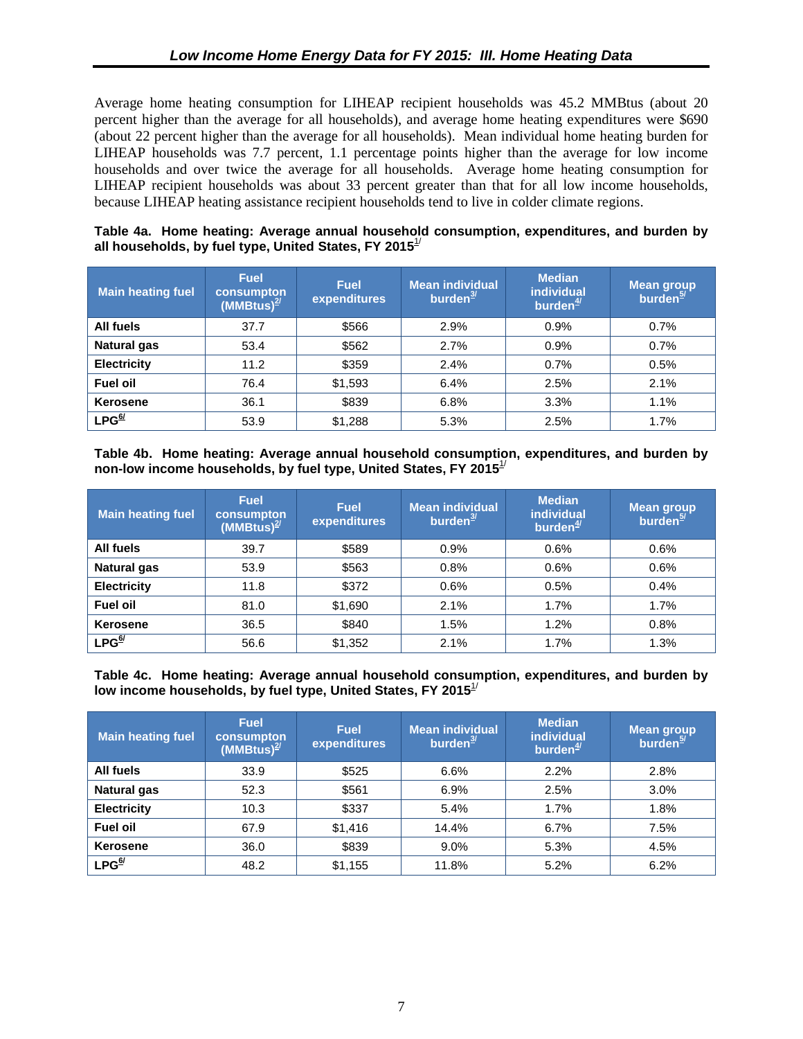Average home heating consumption for LIHEAP recipient households was 45.2 MMBtus (about 20 percent higher than the average for all households), and average home heating expenditures were $690 (about 22 percent higher than the average for all households). Mean individual home heating burden for LIHEAP households was 7.7 percent, 1.1 percentage points higher than the average for low income households and over twice the average for all households. Average home heating consumption for LIHEAP recipient households was about 33 percent greater than that for all low income households, because LIHEAP heating assistance recipient households tend to live in colder climate regions.

**Table 4a. Home heating: Average annual household consumption, expenditures, and burden by all households, by fuel type, United States, FY 2015[1/]**

| Main heating fuel | Fuel consumpton (MMBtus)[2/] | Fuel expenditures | Mean individual burden[3/] | Median individual burden[4/] | Mean group burden[5/] |
|---|---|---|---|---|---|
| **All fuels** | 37.7 | $566 | 2.9% | 0.9% | 0.7% |
| **Natural gas** | 53.4 | $562 | 2.7% | 0.9% | 0.7% |
| **Electricity** | 11.2 | $359 | 2.4% | 0.7% | 0.5% |
| **Fuel oil** | 76.4 | $1,593 | 6.4% | 2.5% | 2.1% |
| **Kerosene** | 36.1 | $839 | 6.8% | 3.3% | 1.1% |
| **LPG[6/]** | 53.9 | $1,288 | 5.3% | 2.5% | 1.7% |

**Table 4b. Home heating: Average annual household consumption, expenditures, and burden by non-low income households, by fuel type, United States, FY 2015[1/]**

| Main heating fuel | Fuel consumpton (MMBtus)[2/] | Fuel expenditures | Mean individual burden[3/] | Median individual burden[4/] | Mean group burden[5/] |
|---|---|---|---|---|---|
| **All fuels** | 39.7 | $589 | 0.9% | 0.6% | 0.6% |
| **Natural gas** | 53.9 | $563 | 0.8% | 0.6% | 0.6% |
| **Electricity** | 11.8 | $372 | 0.6% | 0.5% | 0.4% |
| **Fuel oil** | 81.0 | $1,690 | 2.1% | 1.7% | 1.7% |
| **Kerosene** | 36.5 | $840 | 1.5% | 1.2% | 0.8% |
| **LPG[6/]** | 56.6 | $1,352 | 2.1% | 1.7% | 1.3% |

**Table 4c. Home heating: Average annual household consumption, expenditures, and burden by low income households, by fuel type, United States, FY 2015[1/]**

| Main heating fuel | Fuel consumpton (MMBtus)[2/] | Fuel expenditures | Mean individual burden[3/] | Median individual burden[4/] | Mean group burden[5/] |
|---|---|---|---|---|---|
| **All fuels** | 33.9 | $525 | 6.6% | 2.2% | 2.8% |
| **Natural gas** | 52.3 | $561 | 6.9% | 2.5% | 3.0% |
| **Electricity** | 10.3 | $337 | 5.4% | 1.7% | 1.8% |
| **Fuel oil** | 67.9 | $1,416 | 14.4% | 6.7% | 7.5% |
| **Kerosene** | 36.0 | $839 | 9.0% | 5.3% | 4.5% |
| **LPG[6/]** | 48.2 | $1,155 | 11.8% | 5.2% | 6.2% |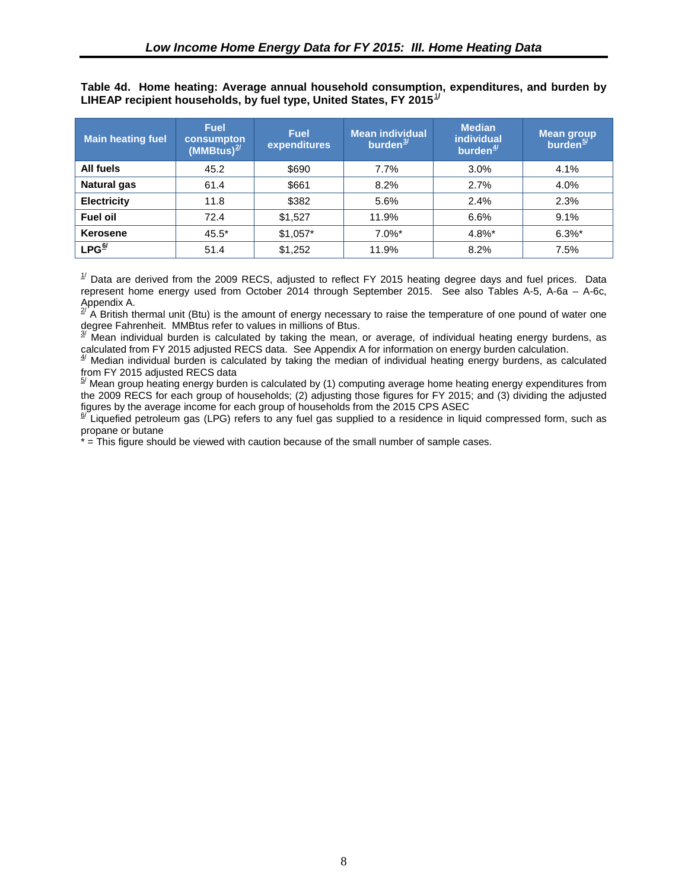**Table 4d. Home heating: Average annual household consumption, expenditures, and burden by LIHEAP recipient households, by fuel type, United States, FY 2015**[1/]

| Main heating fuel | Fuel consumpton (MMBtus)[2/] | Fuel expenditures | Mean individual burden[3/] | Median individual burden[4/] | Mean group burden[5/] |
|---|---|---|---|---|---|
| **All fuels** | 45.2 | $690 | 7.7% | 3.0% | 4.1% |
| **Natural gas** | 61.4 | $661 | 8.2% | 2.7% | 4.0% |
| **Electricity** | 11.8 | $382 | 5.6% | 2.4% | 2.3% |
| **Fuel oil** | 72.4 | $1,527 | 11.9% | 6.6% | 9.1% |
| **Kerosene** | 45.5* | $1,057* | 7.0%* | 4.8%* | 6.3%* |
| **LPG**[6/] | 51.4 | $1,252 | 11.9% | 8.2% | 7.5% |

[1/] Data are derived from the 2009 RECS, adjusted to reflect FY 2015 heating degree days and fuel prices. Data represent home energy used from October 2014 through September 2015. See also Tables A-5, A-6a – A-6c, Appendix A.

[2/] A British thermal unit (Btu) is the amount of energy necessary to raise the temperature of one pound of water one degree Fahrenheit. MMBtus refer to values in millions of Btus.

[3/] Mean individual burden is calculated by taking the mean, or average, of individual heating energy burdens, as calculated from FY 2015 adjusted RECS data. See Appendix A for information on energy burden calculation.

[4/] Median individual burden is calculated by taking the median of individual heating energy burdens, as calculated from FY 2015 adjusted RECS data

[5/] Mean group heating energy burden is calculated by (1) computing average home heating energy expenditures from the 2009 RECS for each group of households; (2) adjusting those figures for FY 2015; and (3) dividing the adjusted figures by the average income for each group of households from the 2015 CPS ASEC

[6/] Liquefied petroleum gas (LPG) refers to any fuel gas supplied to a residence in liquid compressed form, such as propane or butane

* = This figure should be viewed with caution because of the small number of sample cases.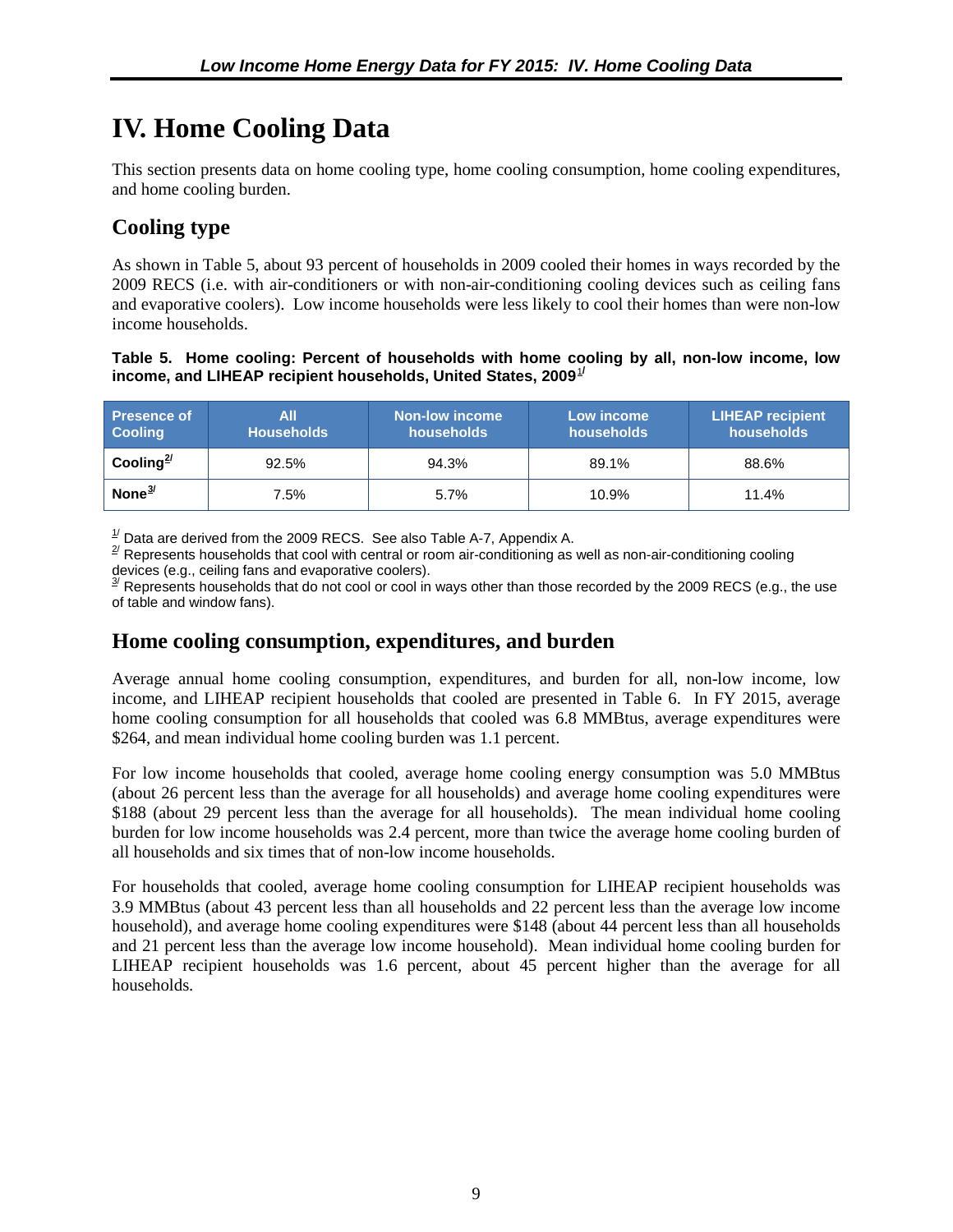# IV. Home Cooling Data

This section presents data on home cooling type, home cooling consumption, home cooling expenditures, and home cooling burden.

## Cooling type

As shown in Table 5, about 93 percent of households in 2009 cooled their homes in ways recorded by the 2009 RECS (i.e. with air-conditioners or with non-air-conditioning cooling devices such as ceiling fans and evaporative coolers). Low income households were less likely to cool their homes than were non-low income households.

**Table 5. Home cooling: Percent of households with home cooling by all, non-low income, low income, and LIHEAP recipient households, United States, 2009**[1/]

| Presence of Cooling | All Households | Non-low income households | Low income households | LIHEAP recipient households |
|---|---|---|---|---|
| **Cooling**[2/] | 92.5% | 94.3% | 89.1% | 88.6% |
| **None**[3/] | 7.5% | 5.7% | 10.9% | 11.4% |

[1/] Data are derived from the 2009 RECS. See also Table A-7, Appendix A.
[2/] Represents households that cool with central or room air-conditioning as well as non-air-conditioning cooling devices (e.g., ceiling fans and evaporative coolers).
[3/] Represents households that do not cool or cool in ways other than those recorded by the 2009 RECS (e.g., the use of table and window fans).

## Home cooling consumption, expenditures, and burden

Average annual home cooling consumption, expenditures, and burden for all, non-low income, low income, and LIHEAP recipient households that cooled are presented in Table 6. In FY 2015, average home cooling consumption for all households that cooled was 6.8 MMBtus, average expenditures were $264, and mean individual home cooling burden was 1.1 percent.

For low income households that cooled, average home cooling energy consumption was 5.0 MMBtus (about 26 percent less than the average for all households) and average home cooling expenditures were $188 (about 29 percent less than the average for all households). The mean individual home cooling burden for low income households was 2.4 percent, more than twice the average home cooling burden of all households and six times that of non-low income households.

For households that cooled, average home cooling consumption for LIHEAP recipient households was 3.9 MMBtus (about 43 percent less than all households and 22 percent less than the average low income household), and average home cooling expenditures were $148 (about 44 percent less than all households and 21 percent less than the average low income household). Mean individual home cooling burden for LIHEAP recipient households was 1.6 percent, about 45 percent higher than the average for all households.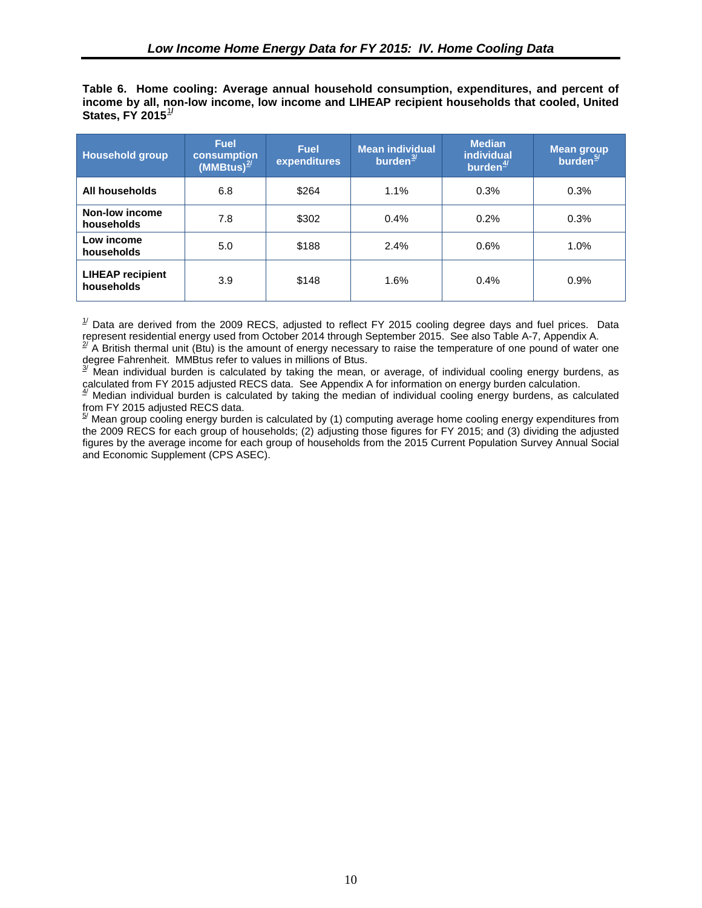**Table 6. Home cooling: Average annual household consumption, expenditures, and percent of income by all, non-low income, low income and LIHEAP recipient households that cooled, United States, FY 2015[1/]**

| Household group | Fuel consumption (MMBtus)[2/] | Fuel expenditures | Mean individual burden[3/] | Median individual burden[4/] | Mean group burden[5/] |
|---|---|---|---|---|---|
| **All households** | 6.8 | $264 | 1.1% | 0.3% | 0.3% |
| **Non-low income households** | 7.8 | $302 | 0.4% | 0.2% | 0.3% |
| **Low income households** | 5.0 | $188 | 2.4% | 0.6% | 1.0% |
| **LIHEAP recipient households** | 3.9 | $148 | 1.6% | 0.4% | 0.9% |

[1/] Data are derived from the 2009 RECS, adjusted to reflect FY 2015 cooling degree days and fuel prices. Data represent residential energy used from October 2014 through September 2015. See also Table A-7, Appendix A.

[2/] A British thermal unit (Btu) is the amount of energy necessary to raise the temperature of one pound of water one degree Fahrenheit. MMBtus refer to values in millions of Btus.

[3/] Mean individual burden is calculated by taking the mean, or average, of individual cooling energy burdens, as calculated from FY 2015 adjusted RECS data. See Appendix A for information on energy burden calculation.

[4/] Median individual burden is calculated by taking the median of individual cooling energy burdens, as calculated from FY 2015 adjusted RECS data.

[5/] Mean group cooling energy burden is calculated by (1) computing average home cooling energy expenditures from the 2009 RECS for each group of households; (2) adjusting those figures for FY 2015; and (3) dividing the adjusted figures by the average income for each group of households from the 2015 Current Population Survey Annual Social and Economic Supplement (CPS ASEC).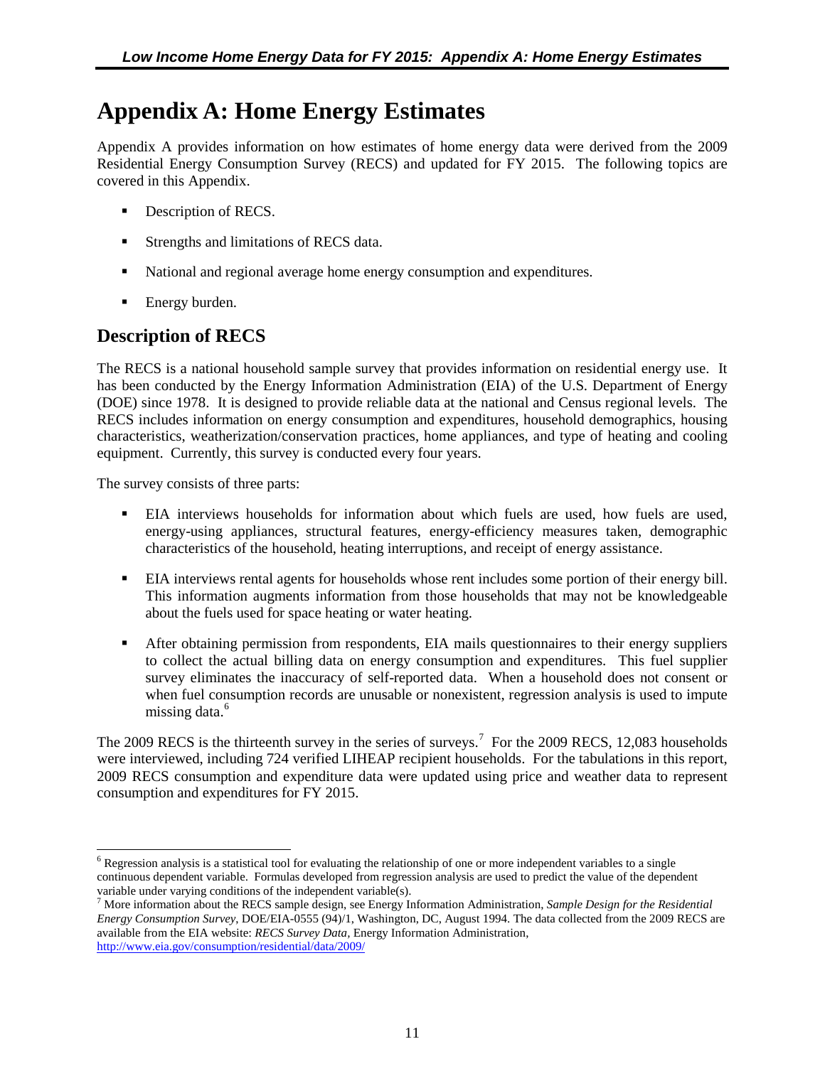# Appendix A: Home Energy Estimates

Appendix A provides information on how estimates of home energy data were derived from the 2009 Residential Energy Consumption Survey (RECS) and updated for FY 2015. The following topics are covered in this Appendix.

- Description of RECS.
- Strengths and limitations of RECS data.
- National and regional average home energy consumption and expenditures.
- Energy burden.

## Description of RECS

The RECS is a national household sample survey that provides information on residential energy use. It has been conducted by the Energy Information Administration (EIA) of the U.S. Department of Energy (DOE) since 1978. It is designed to provide reliable data at the national and Census regional levels. The RECS includes information on energy consumption and expenditures, household demographics, housing characteristics, weatherization/conservation practices, home appliances, and type of heating and cooling equipment. Currently, this survey is conducted every four years.

The survey consists of three parts:

- EIA interviews households for information about which fuels are used, how fuels are used, energy-using appliances, structural features, energy-efficiency measures taken, demographic characteristics of the household, heating interruptions, and receipt of energy assistance.
- EIA interviews rental agents for households whose rent includes some portion of their energy bill. This information augments information from those households that may not be knowledgeable about the fuels used for space heating or water heating.
- After obtaining permission from respondents, EIA mails questionnaires to their energy suppliers to collect the actual billing data on energy consumption and expenditures. This fuel supplier survey eliminates the inaccuracy of self-reported data. When a household does not consent or when fuel consumption records are unusable or nonexistent, regression analysis is used to impute missing data.[6]

The 2009 RECS is the thirteenth survey in the series of surveys.[7] For the 2009 RECS, 12,083 households were interviewed, including 724 verified LIHEAP recipient households. For the tabulations in this report, 2009 RECS consumption and expenditure data were updated using price and weather data to represent consumption and expenditures for FY 2015.

---

[6] Regression analysis is a statistical tool for evaluating the relationship of one or more independent variables to a single continuous dependent variable. Formulas developed from regression analysis are used to predict the value of the dependent variable under varying conditions of the independent variable(s).

[7] More information about the RECS sample design, see Energy Information Administration, *Sample Design for the Residential Energy Consumption Survey*, DOE/EIA-0555 (94)/1, Washington, DC, August 1994. The data collected from the 2009 RECS are available from the EIA website: *RECS Survey Data*, Energy Information Administration, http://www.eia.gov/consumption/residential/data/2009/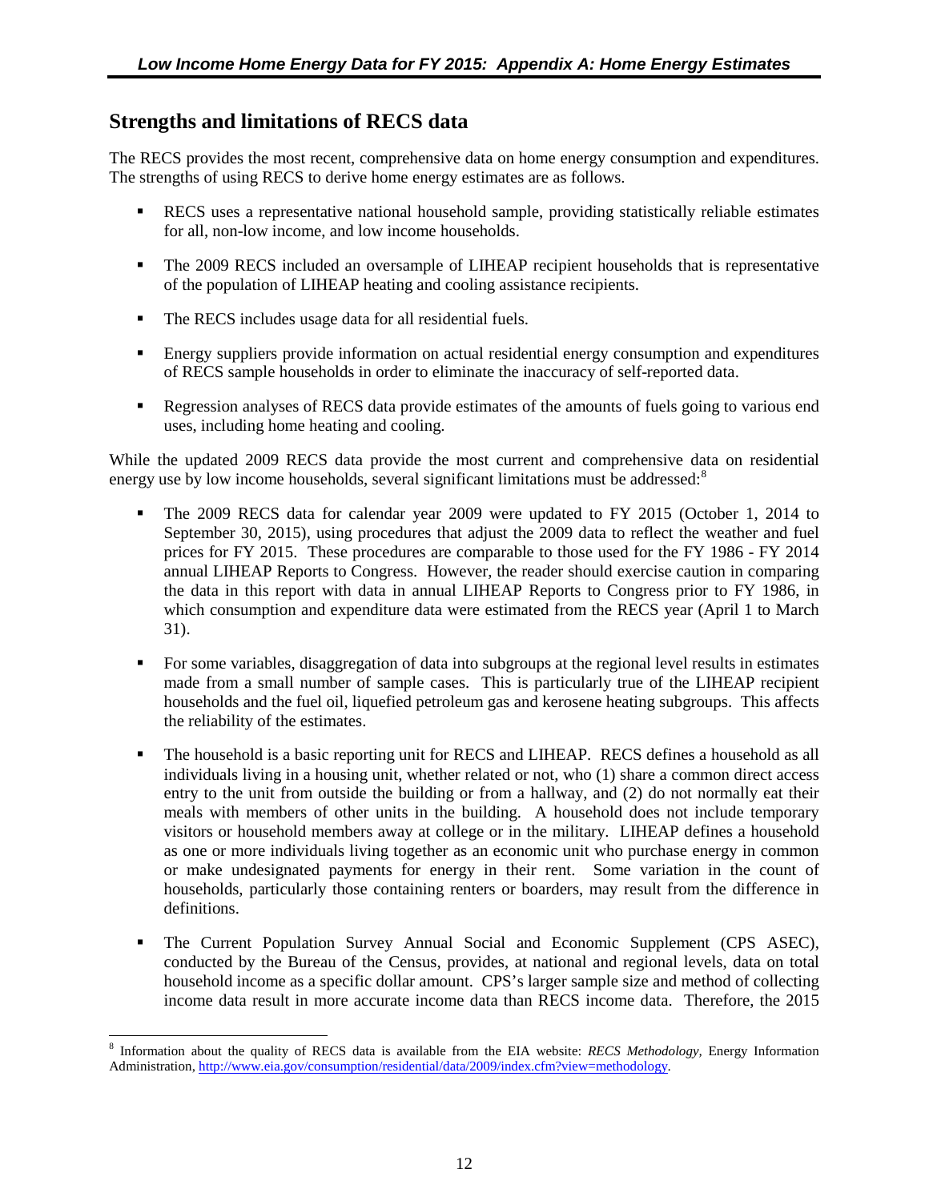## Strengths and limitations of RECS data

The RECS provides the most recent, comprehensive data on home energy consumption and expenditures. The strengths of using RECS to derive home energy estimates are as follows.

- RECS uses a representative national household sample, providing statistically reliable estimates for all, non-low income, and low income households.
- The 2009 RECS included an oversample of LIHEAP recipient households that is representative of the population of LIHEAP heating and cooling assistance recipients.
- The RECS includes usage data for all residential fuels.
- Energy suppliers provide information on actual residential energy consumption and expenditures of RECS sample households in order to eliminate the inaccuracy of self-reported data.
- Regression analyses of RECS data provide estimates of the amounts of fuels going to various end uses, including home heating and cooling.

While the updated 2009 RECS data provide the most current and comprehensive data on residential energy use by low income households, several significant limitations must be addressed:[8]

- The 2009 RECS data for calendar year 2009 were updated to FY 2015 (October 1, 2014 to September 30, 2015), using procedures that adjust the 2009 data to reflect the weather and fuel prices for FY 2015. These procedures are comparable to those used for the FY 1986 - FY 2014 annual LIHEAP Reports to Congress. However, the reader should exercise caution in comparing the data in this report with data in annual LIHEAP Reports to Congress prior to FY 1986, in which consumption and expenditure data were estimated from the RECS year (April 1 to March 31).
- For some variables, disaggregation of data into subgroups at the regional level results in estimates made from a small number of sample cases. This is particularly true of the LIHEAP recipient households and the fuel oil, liquefied petroleum gas and kerosene heating subgroups. This affects the reliability of the estimates.
- The household is a basic reporting unit for RECS and LIHEAP. RECS defines a household as all individuals living in a housing unit, whether related or not, who (1) share a common direct access entry to the unit from outside the building or from a hallway, and (2) do not normally eat their meals with members of other units in the building. A household does not include temporary visitors or household members away at college or in the military. LIHEAP defines a household as one or more individuals living together as an economic unit who purchase energy in common or make undesignated payments for energy in their rent. Some variation in the count of households, particularly those containing renters or boarders, may result from the difference in definitions.
- The Current Population Survey Annual Social and Economic Supplement (CPS ASEC), conducted by the Bureau of the Census, provides, at national and regional levels, data on total household income as a specific dollar amount. CPS's larger sample size and method of collecting income data result in more accurate income data than RECS income data. Therefore, the 2015

[8] Information about the quality of RECS data is available from the EIA website: *RECS Methodology,* Energy Information Administration, http://www.eia.gov/consumption/residential/data/2009/index.cfm?view=methodology.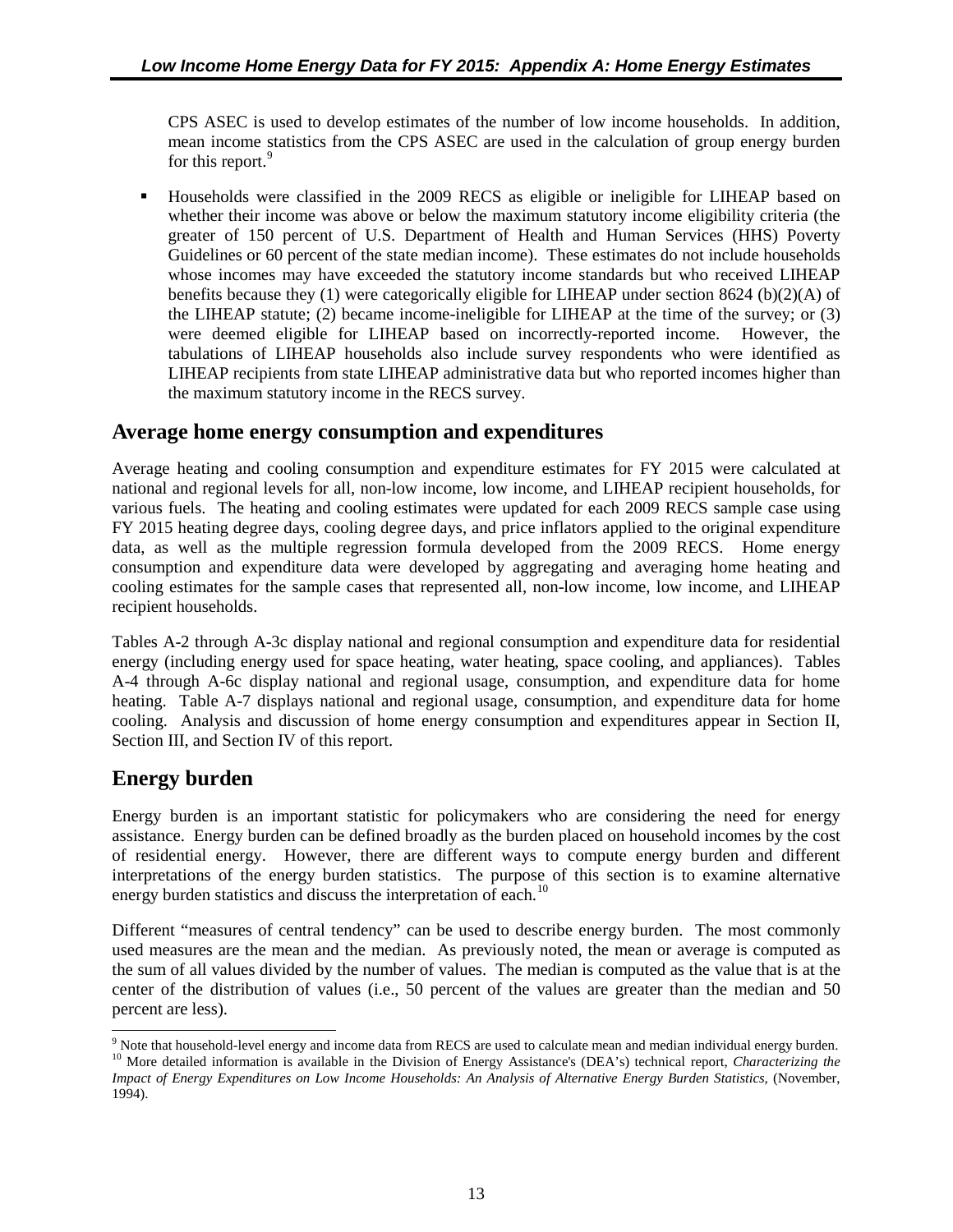CPS ASEC is used to develop estimates of the number of low income households. In addition, mean income statistics from the CPS ASEC are used in the calculation of group energy burden for this report.[9]

- Households were classified in the 2009 RECS as eligible or ineligible for LIHEAP based on whether their income was above or below the maximum statutory income eligibility criteria (the greater of 150 percent of U.S. Department of Health and Human Services (HHS) Poverty Guidelines or 60 percent of the state median income). These estimates do not include households whose incomes may have exceeded the statutory income standards but who received LIHEAP benefits because they (1) were categorically eligible for LIHEAP under section 8624 (b)(2)(A) of the LIHEAP statute; (2) became income-ineligible for LIHEAP at the time of the survey; or (3) were deemed eligible for LIHEAP based on incorrectly-reported income. However, the tabulations of LIHEAP households also include survey respondents who were identified as LIHEAP recipients from state LIHEAP administrative data but who reported incomes higher than the maximum statutory income in the RECS survey.

## Average home energy consumption and expenditures

Average heating and cooling consumption and expenditure estimates for FY 2015 were calculated at national and regional levels for all, non-low income, low income, and LIHEAP recipient households, for various fuels. The heating and cooling estimates were updated for each 2009 RECS sample case using FY 2015 heating degree days, cooling degree days, and price inflators applied to the original expenditure data, as well as the multiple regression formula developed from the 2009 RECS. Home energy consumption and expenditure data were developed by aggregating and averaging home heating and cooling estimates for the sample cases that represented all, non-low income, low income, and LIHEAP recipient households.

Tables A-2 through A-3c display national and regional consumption and expenditure data for residential energy (including energy used for space heating, water heating, space cooling, and appliances). Tables A-4 through A-6c display national and regional usage, consumption, and expenditure data for home heating. Table A-7 displays national and regional usage, consumption, and expenditure data for home cooling. Analysis and discussion of home energy consumption and expenditures appear in Section II, Section III, and Section IV of this report.

## Energy burden

Energy burden is an important statistic for policymakers who are considering the need for energy assistance. Energy burden can be defined broadly as the burden placed on household incomes by the cost of residential energy. However, there are different ways to compute energy burden and different interpretations of the energy burden statistics. The purpose of this section is to examine alternative energy burden statistics and discuss the interpretation of each.[10]

Different "measures of central tendency" can be used to describe energy burden. The most commonly used measures are the mean and the median. As previously noted, the mean or average is computed as the sum of all values divided by the number of values. The median is computed as the value that is at the center of the distribution of values (i.e., 50 percent of the values are greater than the median and 50 percent are less).

---

[9] Note that household-level energy and income data from RECS are used to calculate mean and median individual energy burden.

[10] More detailed information is available in the Division of Energy Assistance's (DEA's) technical report, *Characterizing the Impact of Energy Expenditures on Low Income Households: An Analysis of Alternative Energy Burden Statistics*, (November, 1994).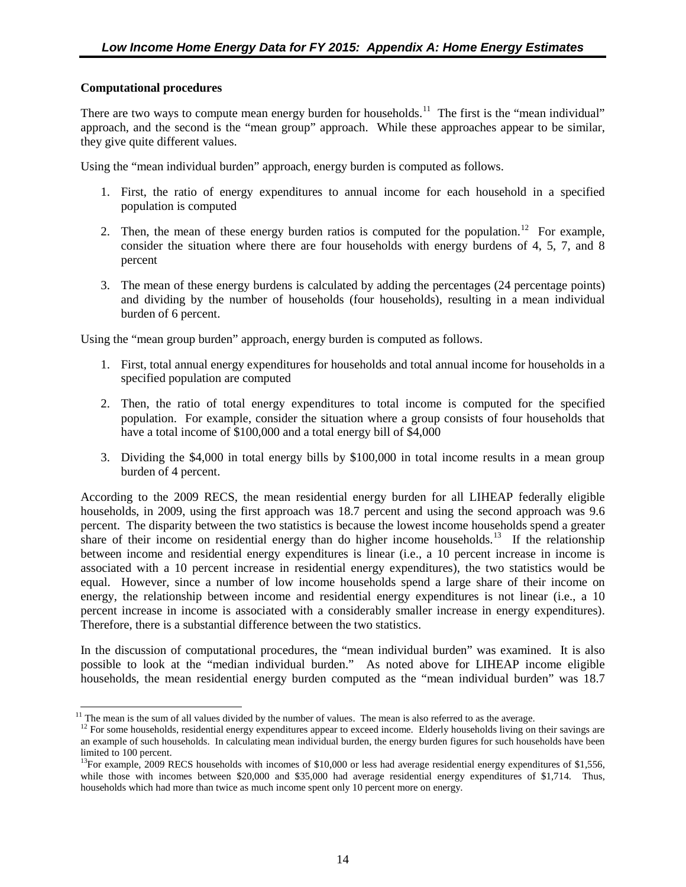**Computational procedures**

There are two ways to compute mean energy burden for households.[11] The first is the "mean individual" approach, and the second is the "mean group" approach. While these approaches appear to be similar, they give quite different values.

Using the "mean individual burden" approach, energy burden is computed as follows.

1. First, the ratio of energy expenditures to annual income for each household in a specified population is computed
2. Then, the mean of these energy burden ratios is computed for the population.[12] For example, consider the situation where there are four households with energy burdens of 4, 5, 7, and 8 percent
3. The mean of these energy burdens is calculated by adding the percentages (24 percentage points) and dividing by the number of households (four households), resulting in a mean individual burden of 6 percent.

Using the "mean group burden" approach, energy burden is computed as follows.

1. First, total annual energy expenditures for households and total annual income for households in a specified population are computed
2. Then, the ratio of total energy expenditures to total income is computed for the specified population. For example, consider the situation where a group consists of four households that have a total income of $100,000 and a total energy bill of $4,000
3. Dividing the $4,000 in total energy bills by $100,000 in total income results in a mean group burden of 4 percent.

According to the 2009 RECS, the mean residential energy burden for all LIHEAP federally eligible households, in 2009, using the first approach was 18.7 percent and using the second approach was 9.6 percent. The disparity between the two statistics is because the lowest income households spend a greater share of their income on residential energy than do higher income households.[13] If the relationship between income and residential energy expenditures is linear (i.e., a 10 percent increase in income is associated with a 10 percent increase in residential energy expenditures), the two statistics would be equal. However, since a number of low income households spend a large share of their income on energy, the relationship between income and residential energy expenditures is not linear (i.e., a 10 percent increase in income is associated with a considerably smaller increase in energy expenditures). Therefore, there is a substantial difference between the two statistics.

In the discussion of computational procedures, the "mean individual burden" was examined. It is also possible to look at the "median individual burden." As noted above for LIHEAP income eligible households, the mean residential energy burden computed as the "mean individual burden" was 18.7

---

[11] The mean is the sum of all values divided by the number of values. The mean is also referred to as the average.

[12] For some households, residential energy expenditures appear to exceed income. Elderly households living on their savings are an example of such households. In calculating mean individual burden, the energy burden figures for such households have been limited to 100 percent.

[13] For example, 2009 RECS households with incomes of $10,000 or less had average residential energy expenditures of $1,556, while those with incomes between $20,000 and $35,000 had average residential energy expenditures of $1,714. Thus, households which had more than twice as much income spent only 10 percent more on energy.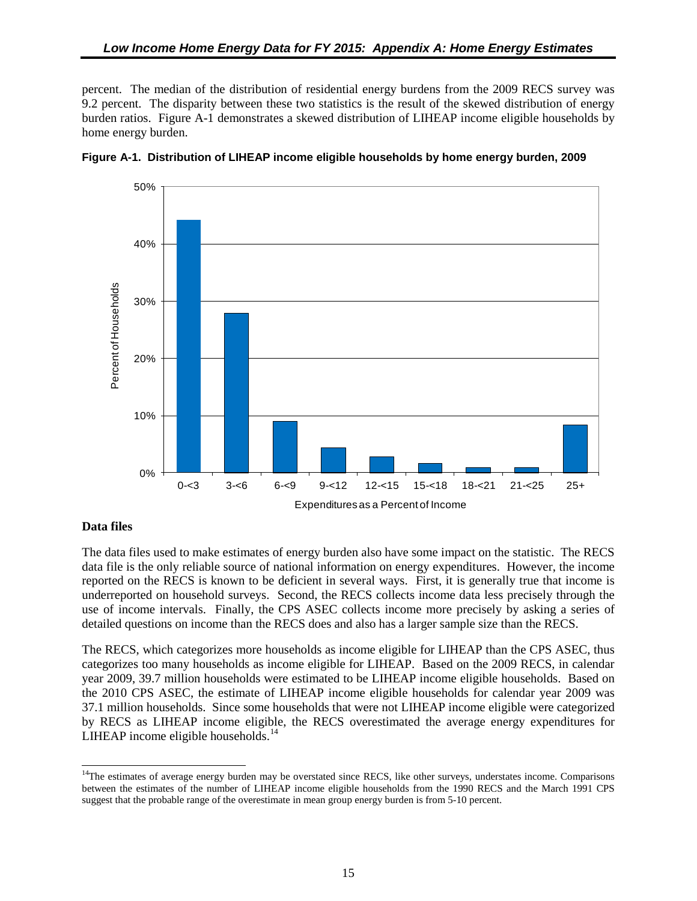percent. The median of the distribution of residential energy burdens from the 2009 RECS survey was 9.2 percent. The disparity between these two statistics is the result of the skewed distribution of energy burden ratios. Figure A-1 demonstrates a skewed distribution of LIHEAP income eligible households by home energy burden.

**Figure A-1. Distribution of LIHEAP income eligible households by home energy burden, 2009**

### Data files

The data files used to make estimates of energy burden also have some impact on the statistic. The RECS data file is the only reliable source of national information on energy expenditures. However, the income reported on the RECS is known to be deficient in several ways. First, it is generally true that income is underreported on household surveys. Second, the RECS collects income data less precisely through the use of income intervals. Finally, the CPS ASEC collects income more precisely by asking a series of detailed questions on income than the RECS does and also has a larger sample size than the RECS.

The RECS, which categorizes more households as income eligible for LIHEAP than the CPS ASEC, thus categorizes too many households as income eligible for LIHEAP. Based on the 2009 RECS, in calendar year 2009, 39.7 million households were estimated to be LIHEAP income eligible households. Based on the 2010 CPS ASEC, the estimate of LIHEAP income eligible households for calendar year 2009 was 37.1 million households. Since some households that were not LIHEAP income eligible were categorized by RECS as LIHEAP income eligible, the RECS overestimated the average energy expenditures for LIHEAP income eligible households.[14]

[14]The estimates of average energy burden may be overstated since RECS, like other surveys, understates income. Comparisons between the estimates of the number of LIHEAP income eligible households from the 1990 RECS and the March 1991 CPS suggest that the probable range of the overestimate in mean group energy burden is from 5-10 percent.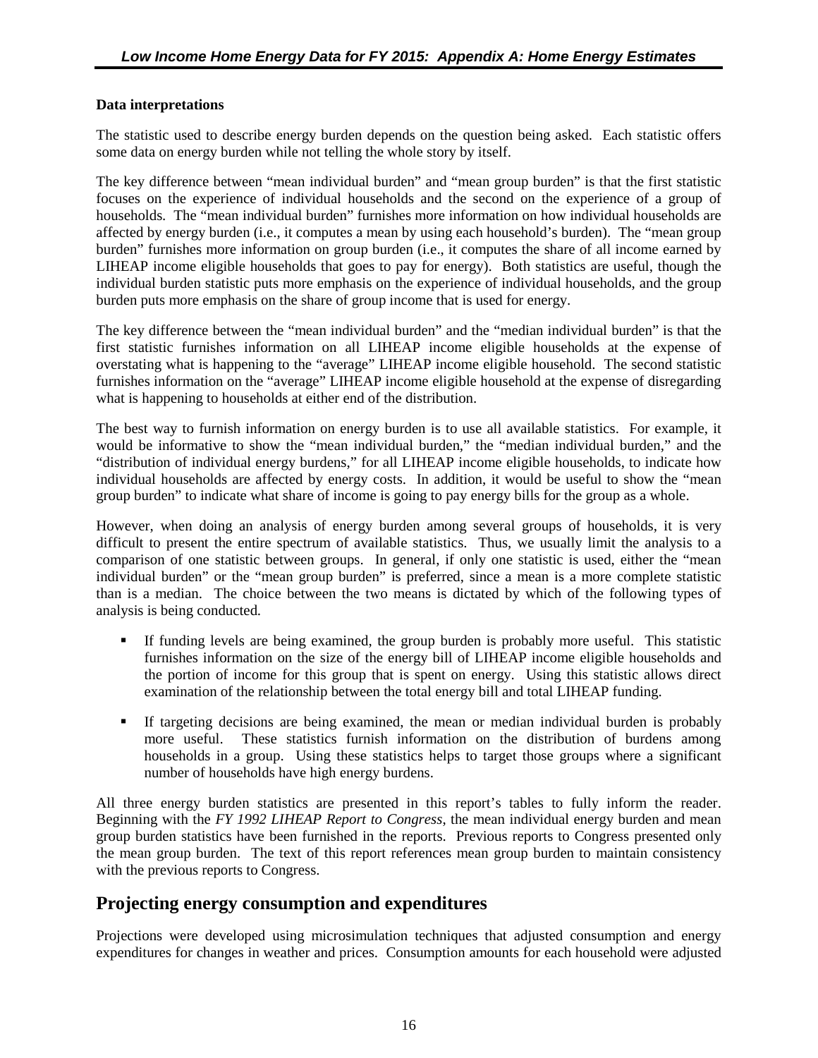**Data interpretations**

The statistic used to describe energy burden depends on the question being asked. Each statistic offers some data on energy burden while not telling the whole story by itself.

The key difference between "mean individual burden" and "mean group burden" is that the first statistic focuses on the experience of individual households and the second on the experience of a group of households. The "mean individual burden" furnishes more information on how individual households are affected by energy burden (i.e., it computes a mean by using each household's burden). The "mean group burden" furnishes more information on group burden (i.e., it computes the share of all income earned by LIHEAP income eligible households that goes to pay for energy). Both statistics are useful, though the individual burden statistic puts more emphasis on the experience of individual households, and the group burden puts more emphasis on the share of group income that is used for energy.

The key difference between the "mean individual burden" and the "median individual burden" is that the first statistic furnishes information on all LIHEAP income eligible households at the expense of overstating what is happening to the "average" LIHEAP income eligible household. The second statistic furnishes information on the "average" LIHEAP income eligible household at the expense of disregarding what is happening to households at either end of the distribution.

The best way to furnish information on energy burden is to use all available statistics. For example, it would be informative to show the "mean individual burden," the "median individual burden," and the "distribution of individual energy burdens," for all LIHEAP income eligible households, to indicate how individual households are affected by energy costs. In addition, it would be useful to show the "mean group burden" to indicate what share of income is going to pay energy bills for the group as a whole.

However, when doing an analysis of energy burden among several groups of households, it is very difficult to present the entire spectrum of available statistics. Thus, we usually limit the analysis to a comparison of one statistic between groups. In general, if only one statistic is used, either the "mean individual burden" or the "mean group burden" is preferred, since a mean is a more complete statistic than is a median. The choice between the two means is dictated by which of the following types of analysis is being conducted.

- If funding levels are being examined, the group burden is probably more useful. This statistic furnishes information on the size of the energy bill of LIHEAP income eligible households and the portion of income for this group that is spent on energy. Using this statistic allows direct examination of the relationship between the total energy bill and total LIHEAP funding.
- If targeting decisions are being examined, the mean or median individual burden is probably more useful. These statistics furnish information on the distribution of burdens among households in a group. Using these statistics helps to target those groups where a significant number of households have high energy burdens.

All three energy burden statistics are presented in this report's tables to fully inform the reader. Beginning with the *FY 1992 LIHEAP Report to Congress*, the mean individual energy burden and mean group burden statistics have been furnished in the reports. Previous reports to Congress presented only the mean group burden. The text of this report references mean group burden to maintain consistency with the previous reports to Congress.

## Projecting energy consumption and expenditures

Projections were developed using microsimulation techniques that adjusted consumption and energy expenditures for changes in weather and prices. Consumption amounts for each household were adjusted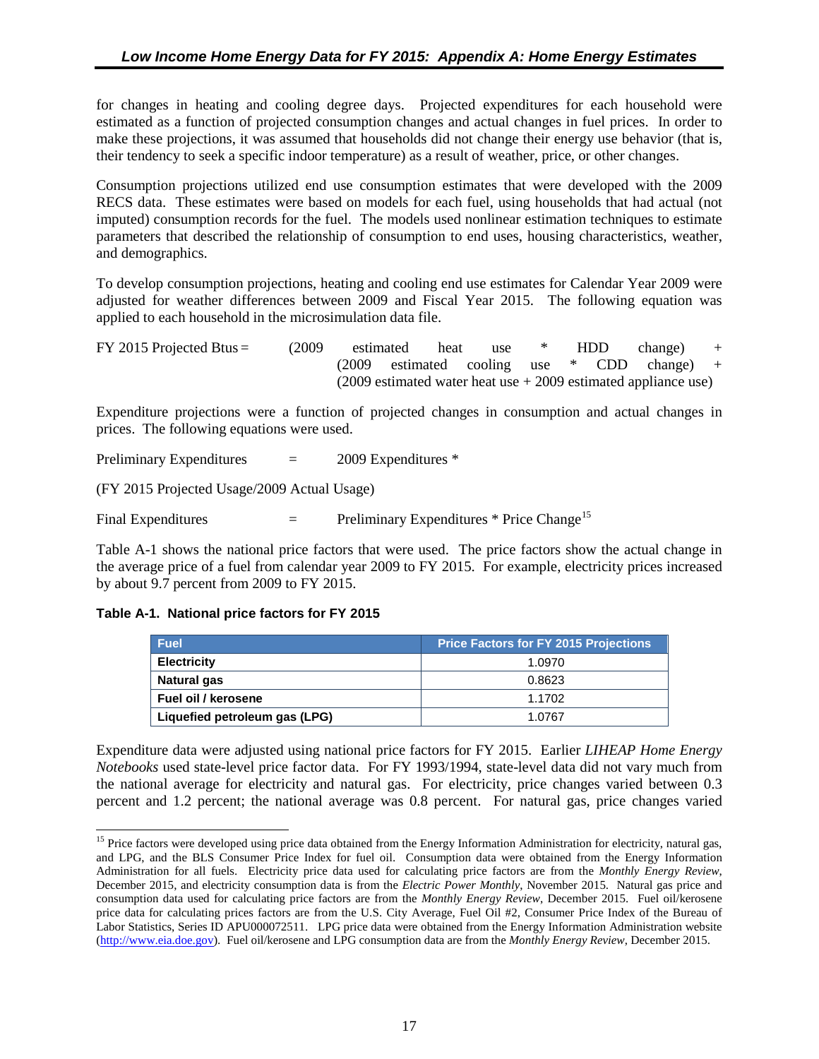for changes in heating and cooling degree days. Projected expenditures for each household were estimated as a function of projected consumption changes and actual changes in fuel prices. In order to make these projections, it was assumed that households did not change their energy use behavior (that is, their tendency to seek a specific indoor temperature) as a result of weather, price, or other changes.

Consumption projections utilized end use consumption estimates that were developed with the 2009 RECS data. These estimates were based on models for each fuel, using households that had actual (not imputed) consumption records for the fuel. The models used nonlinear estimation techniques to estimate parameters that described the relationship of consumption to end uses, housing characteristics, weather, and demographics.

To develop consumption projections, heating and cooling end use estimates for Calendar Year 2009 were adjusted for weather differences between 2009 and Fiscal Year 2015. The following equation was applied to each household in the microsimulation data file.

FY 2015 Projected Btus = (2009 estimated heat use * HDD change) +
(2009 estimated cooling use * CDD change) +
(2009 estimated water heat use + 2009 estimated appliance use)

Expenditure projections were a function of projected changes in consumption and actual changes in prices. The following equations were used.

Preliminary Expenditures = 2009 Expenditures *

(FY 2015 Projected Usage/2009 Actual Usage)

Final Expenditures = Preliminary Expenditures * Price Change[15]

Table A-1 shows the national price factors that were used. The price factors show the actual change in the average price of a fuel from calendar year 2009 to FY 2015. For example, electricity prices increased by about 9.7 percent from 2009 to FY 2015.

**Table A-1. National price factors for FY 2015**

| Fuel | Price Factors for FY 2015 Projections |
|---|---|
| **Electricity** | 1.0970 |
| **Natural gas** | 0.8623 |
| **Fuel oil / kerosene** | 1.1702 |
| **Liquefied petroleum gas (LPG)** | 1.0767 |

Expenditure data were adjusted using national price factors for FY 2015. Earlier *LIHEAP Home Energy Notebooks* used state-level price factor data. For FY 1993/1994, state-level data did not vary much from the national average for electricity and natural gas. For electricity, price changes varied between 0.3 percent and 1.2 percent; the national average was 0.8 percent. For natural gas, price changes varied

[15] Price factors were developed using price data obtained from the Energy Information Administration for electricity, natural gas, and LPG, and the BLS Consumer Price Index for fuel oil. Consumption data were obtained from the Energy Information Administration for all fuels. Electricity price data used for calculating price factors are from the *Monthly Energy Review*, December 2015, and electricity consumption data is from the *Electric Power Monthly*, November 2015. Natural gas price and consumption data used for calculating price factors are from the *Monthly Energy Review*, December 2015. Fuel oil/kerosene price data for calculating prices factors are from the U.S. City Average, Fuel Oil #2, Consumer Price Index of the Bureau of Labor Statistics, Series ID APU000072511. LPG price data were obtained from the Energy Information Administration website (http://www.eia.doe.gov). Fuel oil/kerosene and LPG consumption data are from the *Monthly Energy Review*, December 2015.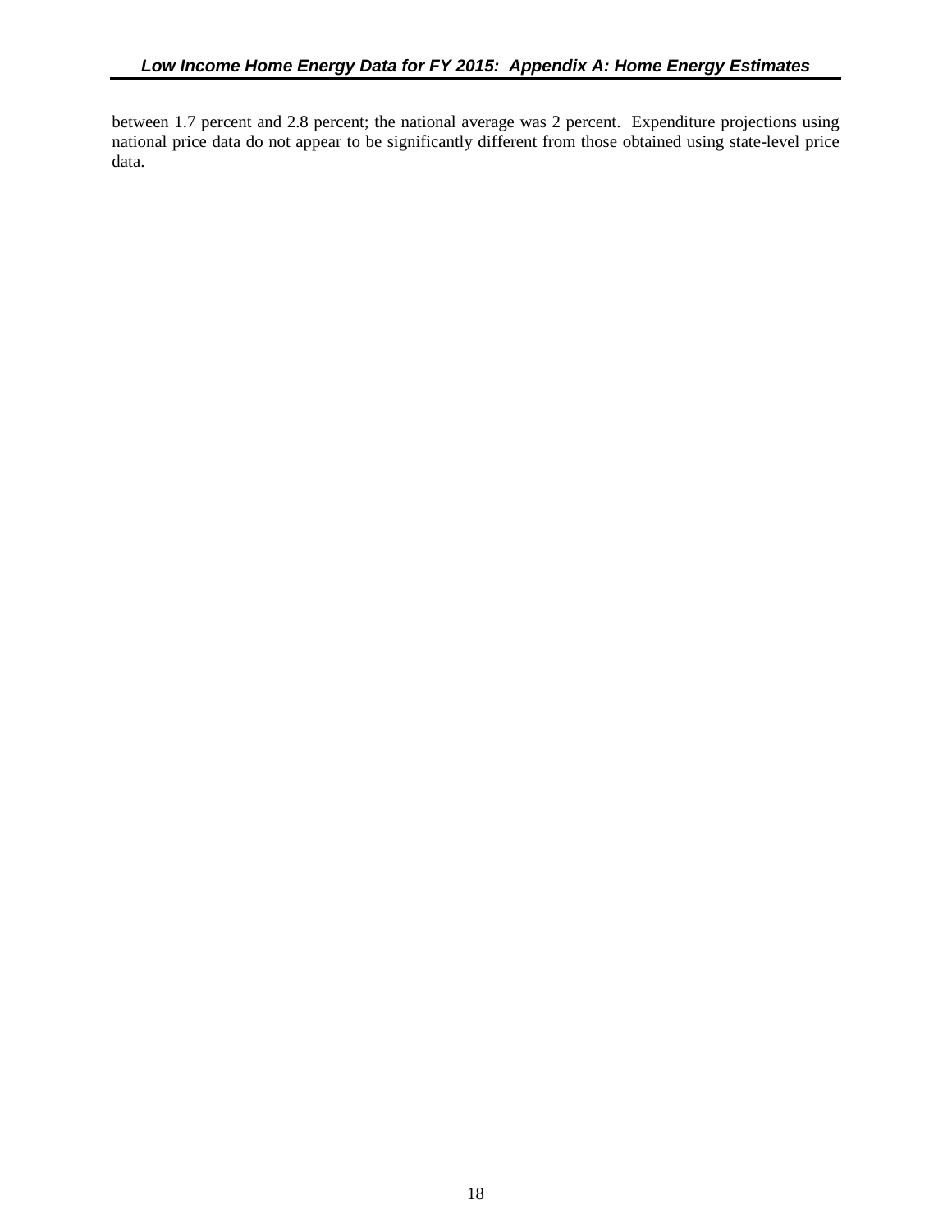between 1.7 percent and 2.8 percent; the national average was 2 percent. Expenditure projections using national price data do not appear to be significantly different from those obtained using state-level price data.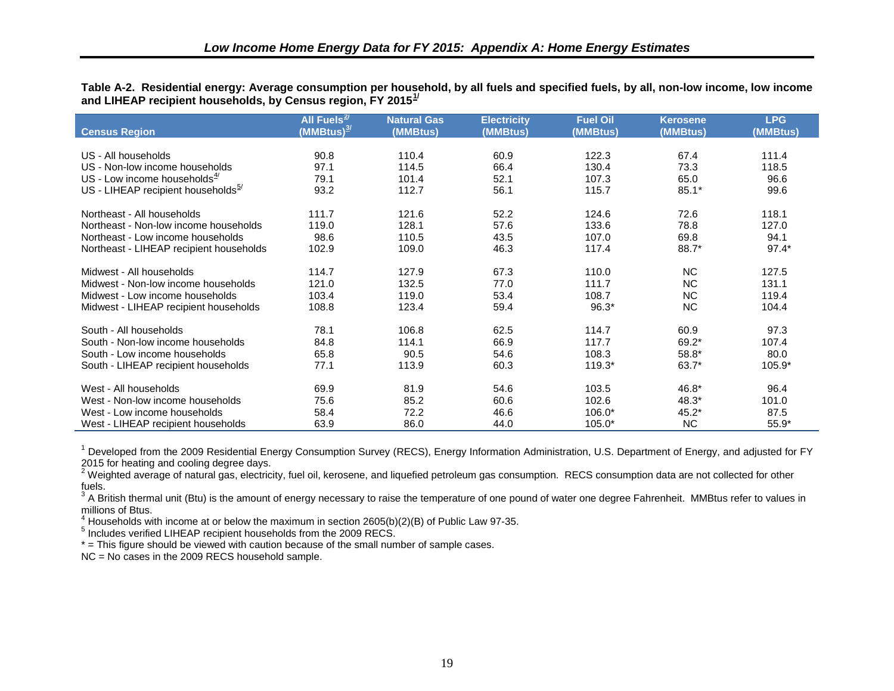**Table A-2. Residential energy: Average consumption per household, by all fuels and specified fuels, by all, non-low income, low income and LIHEAP recipient households, by Census region, FY 2015[1/]**

| Census Region | All Fuels[2/] (MMBtus)[3/] | Natural Gas (MMBtus) | Electricity (MMBtus) | Fuel Oil (MMBtus) | Kerosene (MMBtus) | LPG (MMBtus) |
|---|---|---|---|---|---|---|
| US - All households | 90.8 | 110.4 | 60.9 | 122.3 | 67.4 | 111.4 |
| US - Non-low income households | 97.1 | 114.5 | 66.4 | 130.4 | 73.3 | 118.5 |
| US - Low income households[4/] | 79.1 | 101.4 | 52.1 | 107.3 | 65.0 | 96.6 |
| US - LIHEAP recipient households[5/] | 93.2 | 112.7 | 56.1 | 115.7 | 85.1* | 99.6 |
| Northeast - All households | 111.7 | 121.6 | 52.2 | 124.6 | 72.6 | 118.1 |
| Northeast - Non-low income households | 119.0 | 128.1 | 57.6 | 133.6 | 78.8 | 127.0 |
| Northeast - Low income households | 98.6 | 110.5 | 43.5 | 107.0 | 69.8 | 94.1 |
| Northeast - LIHEAP recipient households | 102.9 | 109.0 | 46.3 | 117.4 | 88.7* | 97.4* |
| Midwest - All households | 114.7 | 127.9 | 67.3 | 110.0 | NC | 127.5 |
| Midwest - Non-low income households | 121.0 | 132.5 | 77.0 | 111.7 | NC | 131.1 |
| Midwest - Low income households | 103.4 | 119.0 | 53.4 | 108.7 | NC | 119.4 |
| Midwest - LIHEAP recipient households | 108.8 | 123.4 | 59.4 | 96.3* | NC | 104.4 |
| South - All households | 78.1 | 106.8 | 62.5 | 114.7 | 60.9 | 97.3 |
| South - Non-low income households | 84.8 | 114.1 | 66.9 | 117.7 | 69.2* | 107.4 |
| South - Low income households | 65.8 | 90.5 | 54.6 | 108.3 | 58.8* | 80.0 |
| South - LIHEAP recipient households | 77.1 | 113.9 | 60.3 | 119.3* | 63.7* | 105.9* |
| West - All households | 69.9 | 81.9 | 54.6 | 103.5 | 46.8* | 96.4 |
| West - Non-low income households | 75.6 | 85.2 | 60.6 | 102.6 | 48.3* | 101.0 |
| West - Low income households | 58.4 | 72.2 | 46.6 | 106.0* | 45.2* | 87.5 |
| West - LIHEAP recipient households | 63.9 | 86.0 | 44.0 | 105.0* | NC | 55.9* |

[1] Developed from the 2009 Residential Energy Consumption Survey (RECS), Energy Information Administration, U.S. Department of Energy, and adjusted for FY 2015 for heating and cooling degree days.

[2] Weighted average of natural gas, electricity, fuel oil, kerosene, and liquefied petroleum gas consumption. RECS consumption data are not collected for other fuels.

[3] A British thermal unit (Btu) is the amount of energy necessary to raise the temperature of one pound of water one degree Fahrenheit. MMBtus refer to values in millions of Btus.

[4] Households with income at or below the maximum in section 2605(b)(2)(B) of Public Law 97-35.

[5] Includes verified LIHEAP recipient households from the 2009 RECS.

* = This figure should be viewed with caution because of the small number of sample cases.

NC = No cases in the 2009 RECS household sample.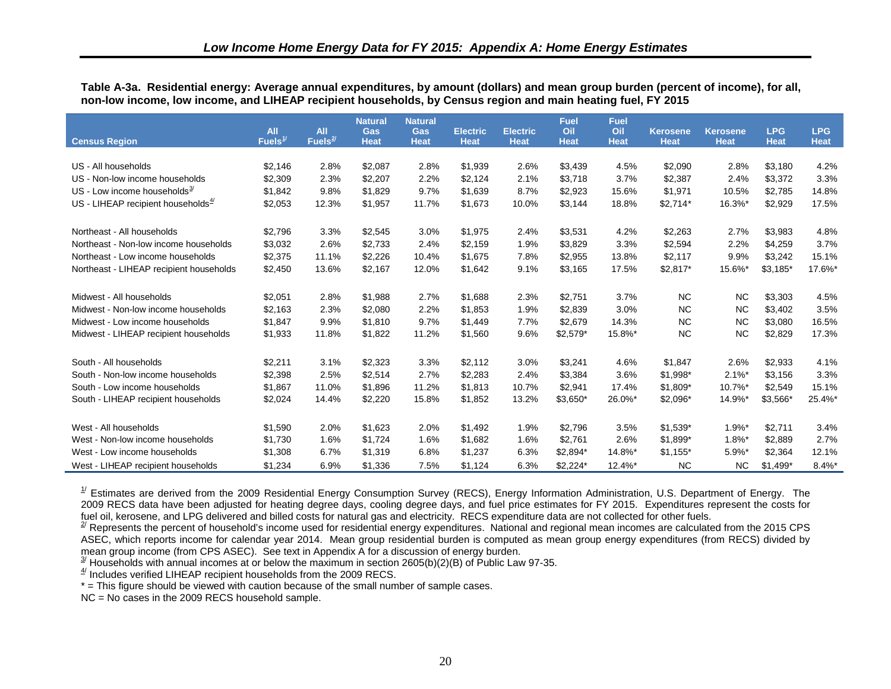*Low Income Home Energy Data for FY 2015: Appendix A: Home Energy Estimates*

**Table A-3a. Residential energy: Average annual expenditures, by amount (dollars) and mean group burden (percent of income), for all, non-low income, low income, and LIHEAP recipient households, by Census region and main heating fuel, FY 2015**

| Census Region | All Fuels[1] | All Fuels[2] | Natural Gas Heat | Natural Gas Heat | Electric Heat | Electric Heat | Fuel Oil Heat | Fuel Oil Heat | Kerosene Heat | Kerosene Heat | LPG Heat | LPG Heat |
|---|---|---|---|---|---|---|---|---|---|---|---|---|
| US - All households | $2,146 | 2.8% | $2,087 | 2.8% | $1,939 | 2.6% | $3,439 | 4.5% | $2,090 | 2.8% | $3,180 | 4.2% |
| US - Non-low income households | $2,309 | 2.3% | $2,207 | 2.2% | $2,124 | 2.1% | $3,718 | 3.7% | $2,387 | 2.4% | $3,372 | 3.3% |
| US - Low income households[3] | $1,842 | 9.8% | $1,829 | 9.7% | $1,639 | 8.7% | $2,923 | 15.6% | $1,971 | 10.5% | $2,785 | 14.8% |
| US - LIHEAP recipient households[4] | $2,053 | 12.3% | $1,957 | 11.7% | $1,673 | 10.0% | $3,144 | 18.8% | $2,714* | 16.3%* | $2,929 | 17.5% |
| Northeast - All households | $2,796 | 3.3% | $2,545 | 3.0% | $1,975 | 2.4% | $3,531 | 4.2% | $2,263 | 2.7% | $3,983 | 4.8% |
| Northeast - Non-low income households | $3,032 | 2.6% | $2,733 | 2.4% | $2,159 | 1.9% | $3,829 | 3.3% | $2,594 | 2.2% | $4,259 | 3.7% |
| Northeast - Low income households | $2,375 | 11.1% | $2,226 | 10.4% | $1,675 | 7.8% | $2,955 | 13.8% | $2,117 | 9.9% | $3,242 | 15.1% |
| Northeast - LIHEAP recipient households | $2,450 | 13.6% | $2,167 | 12.0% | $1,642 | 9.1% | $3,165 | 17.5% | $2,817* | 15.6%* | $3,185* | 17.6%* |
| Midwest - All households | $2,051 | 2.8% | $1,988 | 2.7% | $1,688 | 2.3% | $2,751 | 3.7% | NC | NC | $3,303 | 4.5% |
| Midwest - Non-low income households | $2,163 | 2.3% | $2,080 | 2.2% | $1,853 | 1.9% | $2,839 | 3.0% | NC | NC | $3,402 | 3.5% |
| Midwest - Low income households | $1,847 | 9.9% | $1,810 | 9.7% | $1,449 | 7.7% | $2,679 | 14.3% | NC | NC | $3,080 | 16.5% |
| Midwest - LIHEAP recipient households | $1,933 | 11.8% | $1,822 | 11.2% | $1,560 | 9.6% | $2,579* | 15.8%* | NC | NC | $2,829 | 17.3% |
| South - All households | $2,211 | 3.1% | $2,323 | 3.3% | $2,112 | 3.0% | $3,241 | 4.6% | $1,847 | 2.6% | $2,933 | 4.1% |
| South - Non-low income households | $2,398 | 2.5% | $2,514 | 2.7% | $2,283 | 2.4% | $3,384 | 3.6% | $1,998* | 2.1%* | $3,156 | 3.3% |
| South - Low income households | $1,867 | 11.0% | $1,896 | 11.2% | $1,813 | 10.7% | $2,941 | 17.4% | $1,809* | 10.7%* | $2,549 | 15.1% |
| South - LIHEAP recipient households | $2,024 | 14.4% | $2,220 | 15.8% | $1,852 | 13.2% | $3,650* | 26.0%* | $2,096* | 14.9%* | $3,566* | 25.4%* |
| West - All households | $1,590 | 2.0% | $1,623 | 2.0% | $1,492 | 1.9% | $2,796 | 3.5% | $1,539* | 1.9%* | $2,711 | 3.4% |
| West - Non-low income households | $1,730 | 1.6% | $1,724 | 1.6% | $1,682 | 1.6% | $2,761 | 2.6% | $1,899* | 1.8%* | $2,889 | 2.7% |
| West - Low income households | $1,308 | 6.7% | $1,319 | 6.8% | $1,237 | 6.3% | $2,894* | 14.8%* | $1,155* | 5.9%* | $2,364 | 12.1% |
| West - LIHEAP recipient households | $1,234 | 6.9% | $1,336 | 7.5% | $1,124 | 6.3% | $2,224* | 12.4%* | NC | NC | $1,499* | 8.4%* |

[1] Estimates are derived from the 2009 Residential Energy Consumption Survey (RECS), Energy Information Administration, U.S. Department of Energy. The 2009 RECS data have been adjusted for heating degree days, cooling degree days, and fuel price estimates for FY 2015. Expenditures represent the costs for fuel oil, kerosene, and LPG delivered and billed costs for natural gas and electricity. RECS expenditure data are not collected for other fuels.
[2] Represents the percent of household's income used for residential energy expenditures. National and regional mean incomes are calculated from the 2015 CPS ASEC, which reports income for calendar year 2014. Mean group residential burden is computed as mean group energy expenditures (from RECS) divided by mean group income (from CPS ASEC). See text in Appendix A for a discussion of energy burden.
[3] Households with annual incomes at or below the maximum in section 2605(b)(2)(B) of Public Law 97-35.
[4] Includes verified LIHEAP recipient households from the 2009 RECS.
* = This figure should be viewed with caution because of the small number of sample cases.
NC = No cases in the 2009 RECS household sample.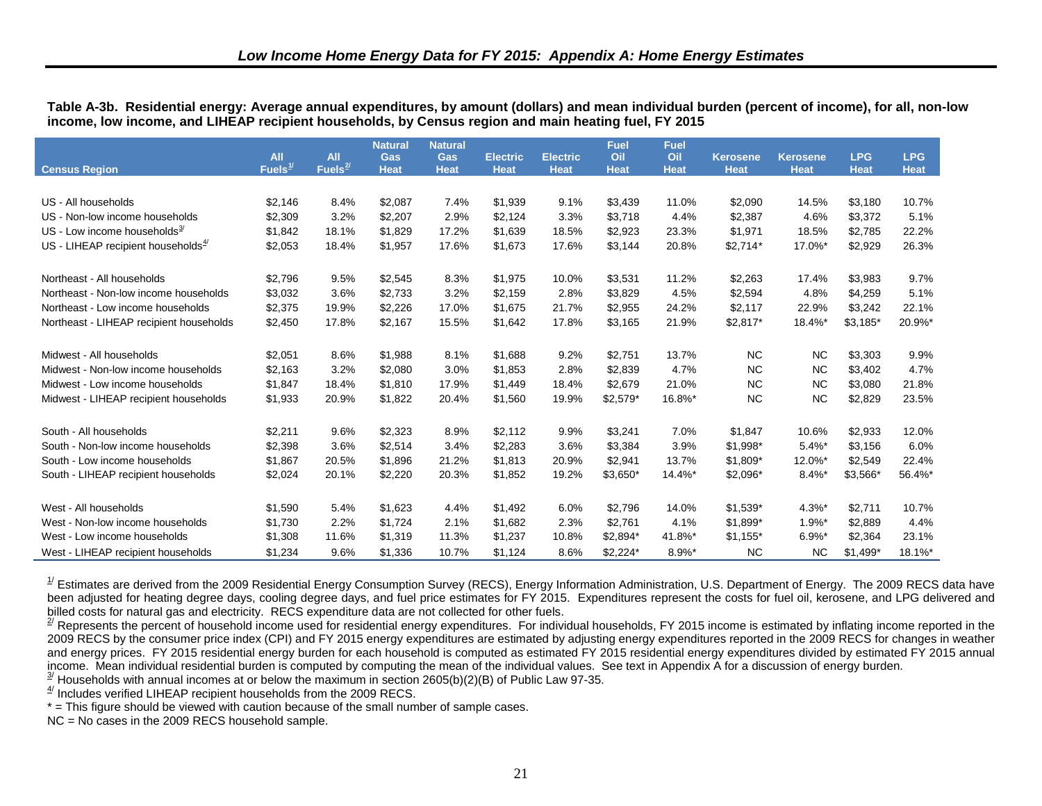## Low Income Home Energy Data for FY 2015: Appendix A: Home Energy Estimates

**Table A-3b. Residential energy: Average annual expenditures, by amount (dollars) and mean individual burden (percent of income), for all, non-low income, low income, and LIHEAP recipient households, by Census region and main heating fuel, FY 2015**

| Census Region | All Fuels[1/] | All Fuels[2/] | Natural Gas Heat | Natural Gas Heat | Electric Heat | Electric Heat | Fuel Oil Heat | Fuel Oil Heat | Kerosene Heat | Kerosene Heat | LPG Heat | LPG Heat |
|---|---|---|---|---|---|---|---|---|---|---|---|---|
| US - All households | $2,146 | 8.4% | $2,087 | 7.4% | $1,939 | 9.1% | $3,439 | 11.0% | $2,090 | 14.5% | $3,180 | 10.7% |
| US - Non-low income households | $2,309 | 3.2% | $2,207 | 2.9% | $2,124 | 3.3% | $3,718 | 4.4% | $2,387 | 4.6% | $3,372 | 5.1% |
| US - Low income households[3/] | $1,842 | 18.1% | $1,829 | 17.2% | $1,639 | 18.5% | $2,923 | 23.3% | $1,971 | 18.5% | $2,785 | 22.2% |
| US - LIHEAP recipient households[4/] | $2,053 | 18.4% | $1,957 | 17.6% | $1,673 | 17.6% | $3,144 | 20.8% | $2,714* | 17.0%* | $2,929 | 26.3% |
| Northeast - All households | $2,796 | 9.5% | $2,545 | 8.3% | $1,975 | 10.0% | $3,531 | 11.2% | $2,263 | 17.4% | $3,983 | 9.7% |
| Northeast - Non-low income households | $3,032 | 3.6% | $2,733 | 3.2% | $2,159 | 2.8% | $3,829 | 4.5% | $2,594 | 4.8% | $4,259 | 5.1% |
| Northeast - Low income households | $2,375 | 19.9% | $2,226 | 17.0% | $1,675 | 21.7% | $2,955 | 24.2% | $2,117 | 22.9% | $3,242 | 22.1% |
| Northeast - LIHEAP recipient households | $2,450 | 17.8% | $2,167 | 15.5% | $1,642 | 17.8% | $3,165 | 21.9% | $2,817* | 18.4%* | $3,185* | 20.9%* |
| Midwest - All households | $2,051 | 8.6% | $1,988 | 8.1% | $1,688 | 9.2% | $2,751 | 13.7% | NC | NC | $3,303 | 9.9% |
| Midwest - Non-low income households | $2,163 | 3.2% | $2,080 | 3.0% | $1,853 | 2.8% | $2,839 | 4.7% | NC | NC | $3,402 | 4.7% |
| Midwest - Low income households | $1,847 | 18.4% | $1,810 | 17.9% | $1,449 | 18.4% | $2,679 | 21.0% | NC | NC | $3,080 | 21.8% |
| Midwest - LIHEAP recipient households | $1,933 | 20.9% | $1,822 | 20.4% | $1,560 | 19.9% | $2,579* | 16.8%* | NC | NC | $2,829 | 23.5% |
| South - All households | $2,211 | 9.6% | $2,323 | 8.9% | $2,112 | 9.9% | $3,241 | 7.0% | $1,847 | 10.6% | $2,933 | 12.0% |
| South - Non-low income households | $2,398 | 3.6% | $2,514 | 3.4% | $2,283 | 3.6% | $3,384 | 3.9% | $1,998* | 5.4%* | $3,156 | 6.0% |
| South - Low income households | $1,867 | 20.5% | $1,896 | 21.2% | $1,813 | 20.9% | $2,941 | 13.7% | $1,809* | 12.0%* | $2,549 | 22.4% |
| South - LIHEAP recipient households | $2,024 | 20.1% | $2,220 | 20.3% | $1,852 | 19.2% | $3,650* | 14.4%* | $2,096* | 8.4%* | $3,566* | 56.4%* |
| West - All households | $1,590 | 5.4% | $1,623 | 4.4% | $1,492 | 6.0% | $2,796 | 14.0% | $1,539* | 4.3%* | $2,711 | 10.7% |
| West - Non-low income households | $1,730 | 2.2% | $1,724 | 2.1% | $1,682 | 2.3% | $2,761 | 4.1% | $1,899* | 1.9%* | $2,889 | 4.4% |
| West - Low income households | $1,308 | 11.6% | $1,319 | 11.3% | $1,237 | 10.8% | $2,894* | 41.8%* | $1,155* | 6.9%* | $2,364 | 23.1% |
| West - LIHEAP recipient households | $1,234 | 9.6% | $1,336 | 10.7% | $1,124 | 8.6% | $2,224* | 8.9%* | NC | NC | $1,499* | 18.1%* |

[1/] Estimates are derived from the 2009 Residential Energy Consumption Survey (RECS), Energy Information Administration, U.S. Department of Energy. The 2009 RECS data have been adjusted for heating degree days, cooling degree days, and fuel price estimates for FY 2015. Expenditures represent the costs for fuel oil, kerosene, and LPG delivered and billed costs for natural gas and electricity. RECS expenditure data are not collected for other fuels.

[2/] Represents the percent of household income used for residential energy expenditures. For individual households, FY 2015 income is estimated by inflating income reported in the 2009 RECS by the consumer price index (CPI) and FY 2015 energy expenditures are estimated by adjusting energy expenditures reported in the 2009 RECS for changes in weather and energy prices. FY 2015 residential energy burden for each household is computed as estimated FY 2015 residential energy expenditures divided by estimated FY 2015 annual income. Mean individual residential burden is computed by computing the mean of the individual values. See text in Appendix A for a discussion of energy burden.

[3/] Households with annual incomes at or below the maximum in section 2605(b)(2)(B) of Public Law 97-35.

[4/] Includes verified LIHEAP recipient households from the 2009 RECS.

* = This figure should be viewed with caution because of the small number of sample cases.

NC = No cases in the 2009 RECS household sample.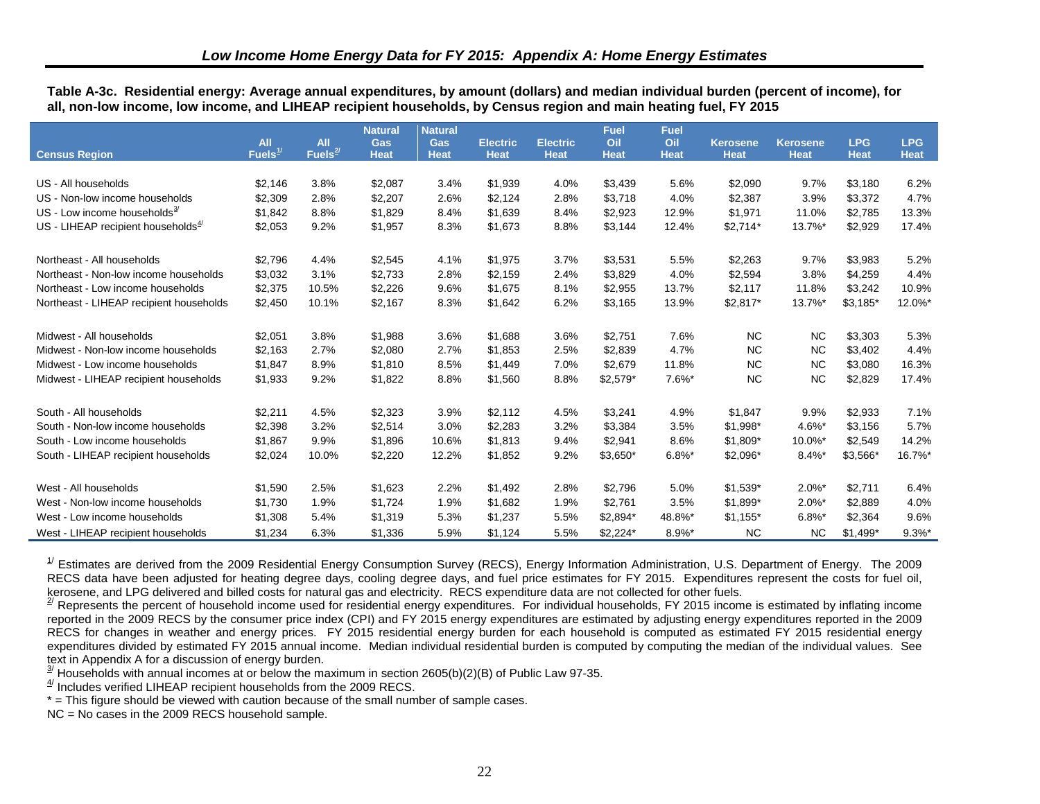## Low Income Home Energy Data for FY 2015: Appendix A: Home Energy Estimates

**Table A-3c. Residential energy: Average annual expenditures, by amount (dollars) and median individual burden (percent of income), for all, non-low income, low income, and LIHEAP recipient households, by Census region and main heating fuel, FY 2015**

| Census Region | All Fuels[1] | All Fuels[2] | Natural Gas Heat | Natural Gas Heat | Electric Heat | Electric Heat | Fuel Oil Heat | Fuel Oil Heat | Kerosene Heat | Kerosene Heat | LPG Heat | LPG Heat |
|---|---|---|---|---|---|---|---|---|---|---|---|---|
| US - All households | $2,146 | 3.8% | $2,087 | 3.4% | $1,939 | 4.0% | $3,439 | 5.6% | $2,090 | 9.7% | $3,180 | 6.2% |
| US - Non-low income households | $2,309 | 2.8% | $2,207 | 2.6% | $2,124 | 2.8% | $3,718 | 4.0% | $2,387 | 3.9% | $3,372 | 4.7% |
| US - Low income households[3] | $1,842 | 8.8% | $1,829 | 8.4% | $1,639 | 8.4% | $2,923 | 12.9% | $1,971 | 11.0% | $2,785 | 13.3% |
| US - LIHEAP recipient households[4] | $2,053 | 9.2% | $1,957 | 8.3% | $1,673 | 8.8% | $3,144 | 12.4% | $2,714* | 13.7%* | $2,929 | 17.4% |
| Northeast - All households | $2,796 | 4.4% | $2,545 | 4.1% | $1,975 | 3.7% | $3,531 | 5.5% | $2,263 | 9.7% | $3,983 | 5.2% |
| Northeast - Non-low income households | $3,032 | 3.1% | $2,733 | 2.8% | $2,159 | 2.4% | $3,829 | 4.0% | $2,594 | 3.8% | $4,259 | 4.4% |
| Northeast - Low income households | $2,375 | 10.5% | $2,226 | 9.6% | $1,675 | 8.1% | $2,955 | 13.7% | $2,117 | 11.8% | $3,242 | 10.9% |
| Northeast - LIHEAP recipient households | $2,450 | 10.1% | $2,167 | 8.3% | $1,642 | 6.2% | $3,165 | 13.9% | $2,817* | 13.7%* | $3,185* | 12.0%* |
| Midwest - All households | $2,051 | 3.8% | $1,988 | 3.6% | $1,688 | 3.6% | $2,751 | 7.6% | NC | NC | $3,303 | 5.3% |
| Midwest - Non-low income households | $2,163 | 2.7% | $2,080 | 2.7% | $1,853 | 2.5% | $2,839 | 4.7% | NC | NC | $3,402 | 4.4% |
| Midwest - Low income households | $1,847 | 8.9% | $1,810 | 8.5% | $1,449 | 7.0% | $2,679 | 11.8% | NC | NC | $3,080 | 16.3% |
| Midwest - LIHEAP recipient households | $1,933 | 9.2% | $1,822 | 8.8% | $1,560 | 8.8% | $2,579* | 7.6%* | NC | NC | $2,829 | 17.4% |
| South - All households | $2,211 | 4.5% | $2,323 | 3.9% | $2,112 | 4.5% | $3,241 | 4.9% | $1,847 | 9.9% | $2,933 | 7.1% |
| South - Non-low income households | $2,398 | 3.2% | $2,514 | 3.0% | $2,283 | 3.2% | $3,384 | 3.5% | $1,998* | 4.6%* | $3,156 | 5.7% |
| South - Low income households | $1,867 | 9.9% | $1,896 | 10.6% | $1,813 | 9.4% | $2,941 | 8.6% | $1,809* | 10.0%* | $2,549 | 14.2% |
| South - LIHEAP recipient households | $2,024 | 10.0% | $2,220 | 12.2% | $1,852 | 9.2% | $3,650* | 6.8%* | $2,096* | 8.4%* | $3,566* | 16.7%* |
| West - All households | $1,590 | 2.5% | $1,623 | 2.2% | $1,492 | 2.8% | $2,796 | 5.0% | $1,539* | 2.0%* | $2,711 | 6.4% |
| West - Non-low income households | $1,730 | 1.9% | $1,724 | 1.9% | $1,682 | 1.9% | $2,761 | 3.5% | $1,899* | 2.0%* | $2,889 | 4.0% |
| West - Low income households | $1,308 | 5.4% | $1,319 | 5.3% | $1,237 | 5.5% | $2,894* | 48.8%* | $1,155* | 6.8%* | $2,364 | 9.6% |
| West - LIHEAP recipient households | $1,234 | 6.3% | $1,336 | 5.9% | $1,124 | 5.5% | $2,224* | 8.9%* | NC | NC | $1,499* | 9.3%* |

[1] Estimates are derived from the 2009 Residential Energy Consumption Survey (RECS), Energy Information Administration, U.S. Department of Energy. The 2009 RECS data have been adjusted for heating degree days, cooling degree days, and fuel price estimates for FY 2015. Expenditures represent the costs for fuel oil, kerosene, and LPG delivered and billed costs for natural gas and electricity. RECS expenditure data are not collected for other fuels.

[2] Represents the percent of household income used for residential energy expenditures. For individual households, FY 2015 income is estimated by inflating income reported in the 2009 RECS by the consumer price index (CPI) and FY 2015 energy expenditures are estimated by adjusting energy expenditures reported in the 2009 RECS for changes in weather and energy prices. FY 2015 residential energy burden for each household is computed as estimated FY 2015 residential energy expenditures divided by estimated FY 2015 annual income. Median individual residential burden is computed by computing the median of the individual values. See text in Appendix A for a discussion of energy burden.

[3] Households with annual incomes at or below the maximum in section 2605(b)(2)(B) of Public Law 97-35.

[4] Includes verified LIHEAP recipient households from the 2009 RECS.

* = This figure should be viewed with caution because of the small number of sample cases.

NC = No cases in the 2009 RECS household sample.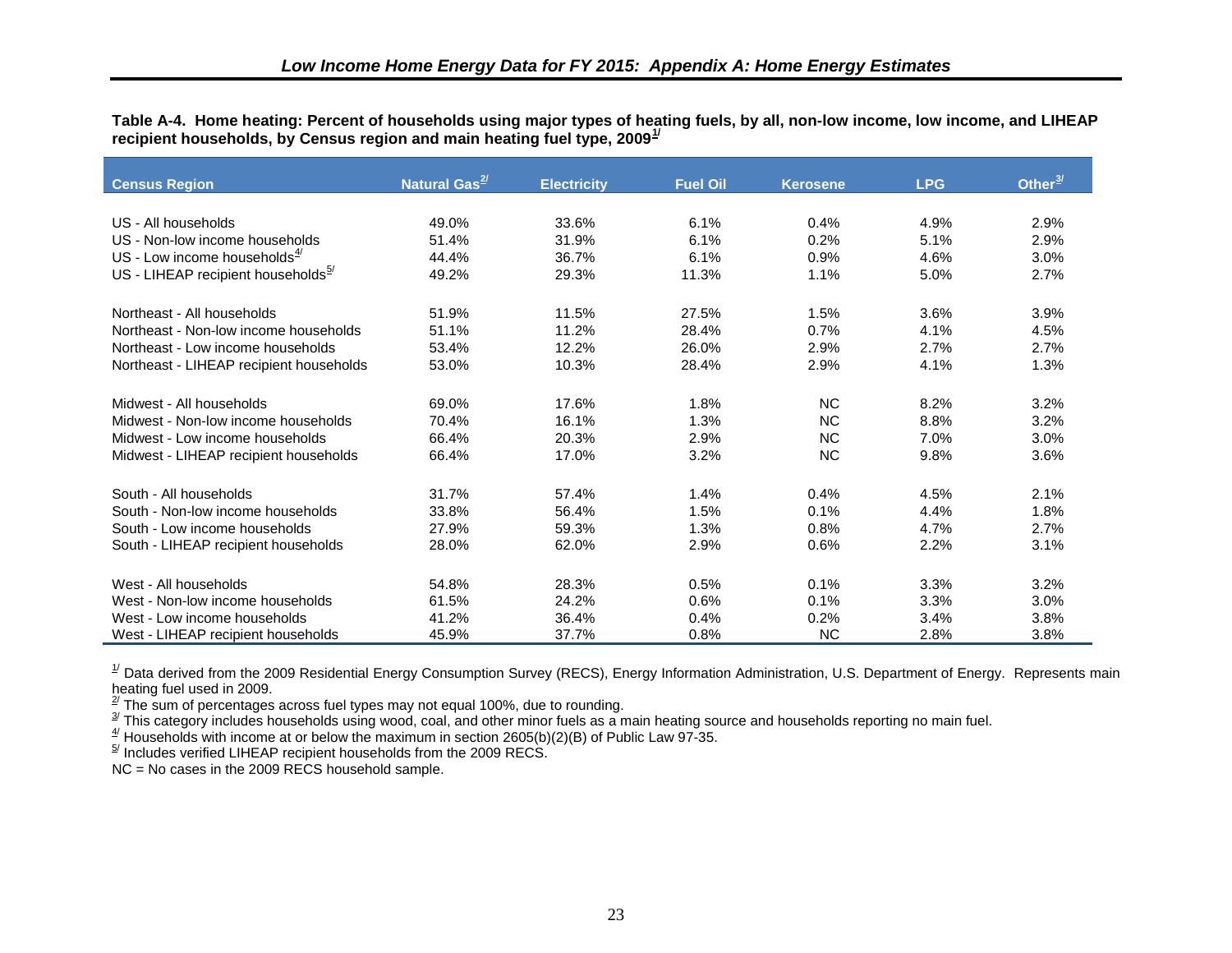Table A-4. Home heating: Percent of households using major types of heating fuels, by all, non-low income, low income, and LIHEAP recipient households, by Census region and main heating fuel type, 2009[1/]

| Census Region | Natural Gas[2/] | Electricity | Fuel Oil | Kerosene | LPG | Other[3/] |
|---|---|---|---|---|---|---|
| US - All households | 49.0% | 33.6% | 6.1% | 0.4% | 4.9% | 2.9% |
| US - Non-low income households | 51.4% | 31.9% | 6.1% | 0.2% | 5.1% | 2.9% |
| US - Low income households[4/] | 44.4% | 36.7% | 6.1% | 0.9% | 4.6% | 3.0% |
| US - LIHEAP recipient households[5/] | 49.2% | 29.3% | 11.3% | 1.1% | 5.0% | 2.7% |
| Northeast - All households | 51.9% | 11.5% | 27.5% | 1.5% | 3.6% | 3.9% |
| Northeast - Non-low income households | 51.1% | 11.2% | 28.4% | 0.7% | 4.1% | 4.5% |
| Northeast - Low income households | 53.4% | 12.2% | 26.0% | 2.9% | 2.7% | 2.7% |
| Northeast - LIHEAP recipient households | 53.0% | 10.3% | 28.4% | 2.9% | 4.1% | 1.3% |
| Midwest - All households | 69.0% | 17.6% | 1.8% | NC | 8.2% | 3.2% |
| Midwest - Non-low income households | 70.4% | 16.1% | 1.3% | NC | 8.8% | 3.2% |
| Midwest - Low income households | 66.4% | 20.3% | 2.9% | NC | 7.0% | 3.0% |
| Midwest - LIHEAP recipient households | 66.4% | 17.0% | 3.2% | NC | 9.8% | 3.6% |
| South - All households | 31.7% | 57.4% | 1.4% | 0.4% | 4.5% | 2.1% |
| South - Non-low income households | 33.8% | 56.4% | 1.5% | 0.1% | 4.4% | 1.8% |
| South - Low income households | 27.9% | 59.3% | 1.3% | 0.8% | 4.7% | 2.7% |
| South - LIHEAP recipient households | 28.0% | 62.0% | 2.9% | 0.6% | 2.2% | 3.1% |
| West - All households | 54.8% | 28.3% | 0.5% | 0.1% | 3.3% | 3.2% |
| West - Non-low income households | 61.5% | 24.2% | 0.6% | 0.1% | 3.3% | 3.0% |
| West - Low income households | 41.2% | 36.4% | 0.4% | 0.2% | 3.4% | 3.8% |
| West - LIHEAP recipient households | 45.9% | 37.7% | 0.8% | NC | 2.8% | 3.8% |

[1/] Data derived from the 2009 Residential Energy Consumption Survey (RECS), Energy Information Administration, U.S. Department of Energy. Represents main heating fuel used in 2009.

[2/] The sum of percentages across fuel types may not equal 100%, due to rounding.

[3/] This category includes households using wood, coal, and other minor fuels as a main heating source and households reporting no main fuel.

[4/] Households with income at or below the maximum in section 2605(b)(2)(B) of Public Law 97-35.

[5/] Includes verified LIHEAP recipient households from the 2009 RECS.

NC = No cases in the 2009 RECS household sample.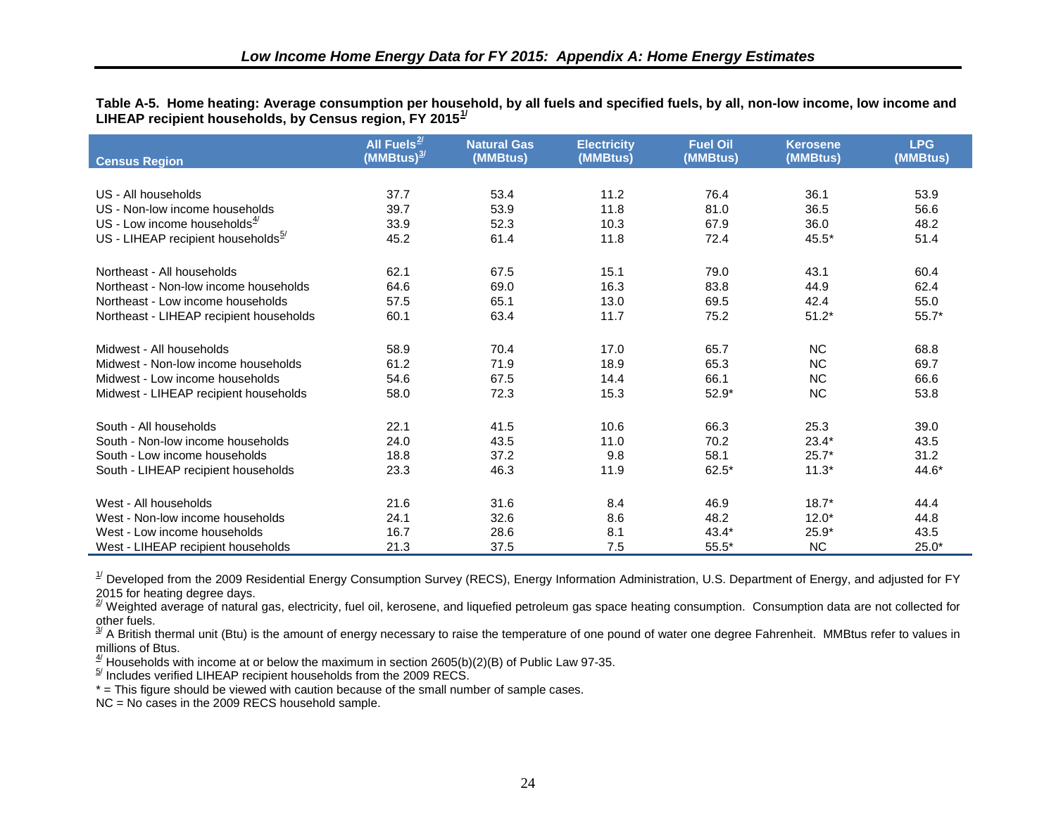**Table A-5. Home heating: Average consumption per household, by all fuels and specified fuels, by all, non-low income, low income and LIHEAP recipient households, by Census region, FY 2015[1]**

| Census Region | All Fuels[2] (MMBtus)[3] | Natural Gas (MMBtus) | Electricity (MMBtus) | Fuel Oil (MMBtus) | Kerosene (MMBtus) | LPG (MMBtus) |
|---|---|---|---|---|---|---|
| US - All households | 37.7 | 53.4 | 11.2 | 76.4 | 36.1 | 53.9 |
| US - Non-low income households | 39.7 | 53.9 | 11.8 | 81.0 | 36.5 | 56.6 |
| US - Low income households[4] | 33.9 | 52.3 | 10.3 | 67.9 | 36.0 | 48.2 |
| US - LIHEAP recipient households[5] | 45.2 | 61.4 | 11.8 | 72.4 | 45.5* | 51.4 |
| Northeast - All households | 62.1 | 67.5 | 15.1 | 79.0 | 43.1 | 60.4 |
| Northeast - Non-low income households | 64.6 | 69.0 | 16.3 | 83.8 | 44.9 | 62.4 |
| Northeast - Low income households | 57.5 | 65.1 | 13.0 | 69.5 | 42.4 | 55.0 |
| Northeast - LIHEAP recipient households | 60.1 | 63.4 | 11.7 | 75.2 | 51.2* | 55.7* |
| Midwest - All households | 58.9 | 70.4 | 17.0 | 65.7 | NC | 68.8 |
| Midwest - Non-low income households | 61.2 | 71.9 | 18.9 | 65.3 | NC | 69.7 |
| Midwest - Low income households | 54.6 | 67.5 | 14.4 | 66.1 | NC | 66.6 |
| Midwest - LIHEAP recipient households | 58.0 | 72.3 | 15.3 | 52.9* | NC | 53.8 |
| South - All households | 22.1 | 41.5 | 10.6 | 66.3 | 25.3 | 39.0 |
| South - Non-low income households | 24.0 | 43.5 | 11.0 | 70.2 | 23.4* | 43.5 |
| South - Low income households | 18.8 | 37.2 | 9.8 | 58.1 | 25.7* | 31.2 |
| South - LIHEAP recipient households | 23.3 | 46.3 | 11.9 | 62.5* | 11.3* | 44.6* |
| West - All households | 21.6 | 31.6 | 8.4 | 46.9 | 18.7* | 44.4 |
| West - Non-low income households | 24.1 | 32.6 | 8.6 | 48.2 | 12.0* | 44.8 |
| West - Low income households | 16.7 | 28.6 | 8.1 | 43.4* | 25.9* | 43.5 |
| West - LIHEAP recipient households | 21.3 | 37.5 | 7.5 | 55.5* | NC | 25.0* |

[1] Developed from the 2009 Residential Energy Consumption Survey (RECS), Energy Information Administration, U.S. Department of Energy, and adjusted for FY 2015 for heating degree days.

[2] Weighted average of natural gas, electricity, fuel oil, kerosene, and liquefied petroleum gas space heating consumption. Consumption data are not collected for other fuels.

[3] A British thermal unit (Btu) is the amount of energy necessary to raise the temperature of one pound of water one degree Fahrenheit. MMBtus refer to values in millions of Btus.

[4] Households with income at or below the maximum in section 2605(b)(2)(B) of Public Law 97-35.

[5] Includes verified LIHEAP recipient households from the 2009 RECS.

* = This figure should be viewed with caution because of the small number of sample cases.

NC = No cases in the 2009 RECS household sample.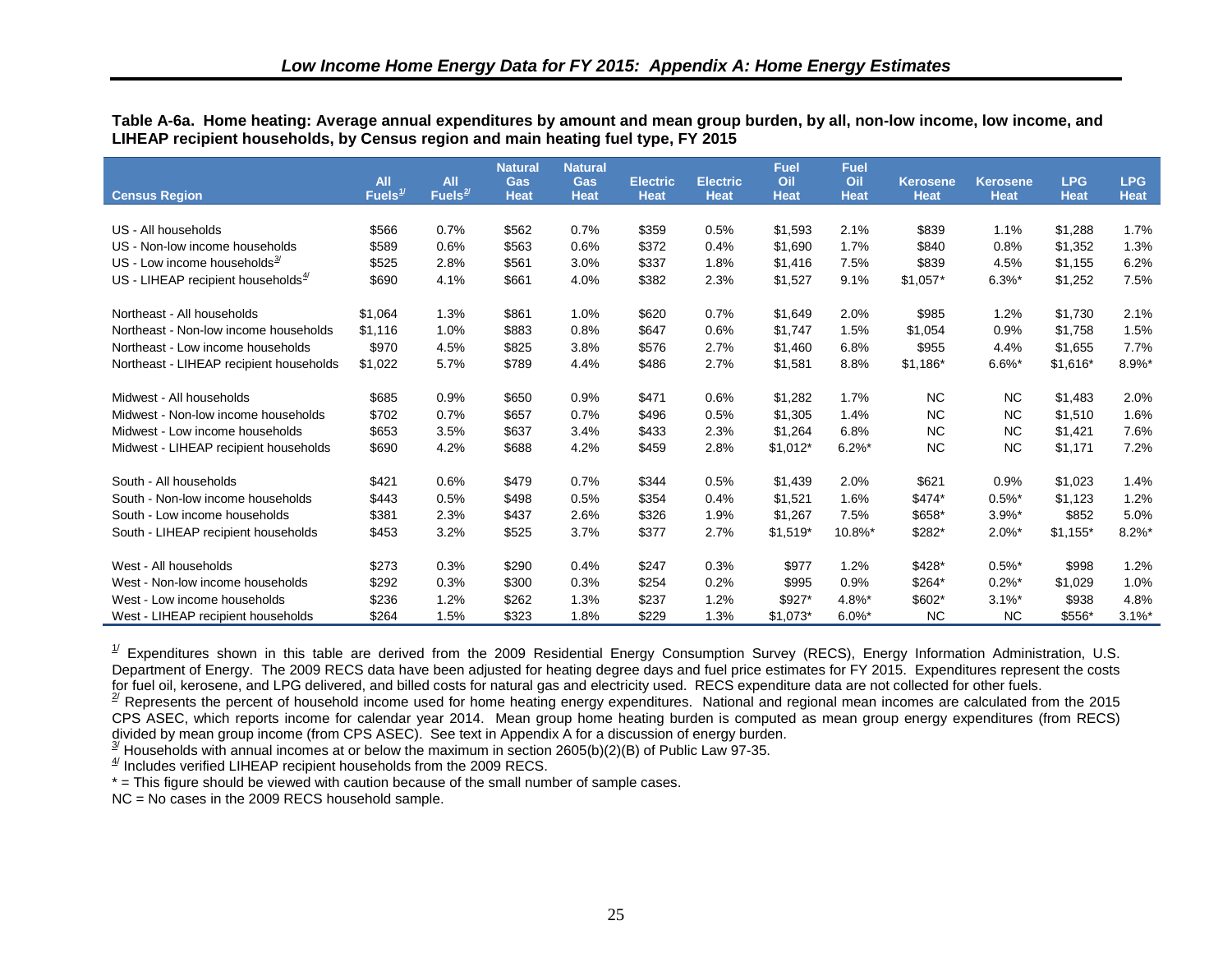**Table A-6a. Home heating: Average annual expenditures by amount and mean group burden, by all, non-low income, low income, and LIHEAP recipient households, by Census region and main heating fuel type, FY 2015**

| Census Region | All Fuels[1] | All Fuels[2] | Natural Gas Heat | Natural Gas Heat | Electric Heat | Electric Heat | Fuel Oil Heat | Fuel Oil Heat | Kerosene Heat | Kerosene Heat | LPG Heat | LPG Heat |
|---|---|---|---|---|---|---|---|---|---|---|---|---|
| US - All households | $566 | 0.7% | $562 | 0.7% | $359 | 0.5% | $1,593 | 2.1% | $839 | 1.1% | $1,288 | 1.7% |
| US - Non-low income households | $589 | 0.6% | $563 | 0.6% | $372 | 0.4% | $1,690 | 1.7% | $840 | 0.8% | $1,352 | 1.3% |
| US - Low income households[3] | $525 | 2.8% | $561 | 3.0% | $337 | 1.8% | $1,416 | 7.5% | $839 | 4.5% | $1,155 | 6.2% |
| US - LIHEAP recipient households[4] | $690 | 4.1% | $661 | 4.0% | $382 | 2.3% | $1,527 | 9.1% | $1,057* | 6.3%* | $1,252 | 7.5% |
| Northeast - All households | $1,064 | 1.3% | $861 | 1.0% | $620 | 0.7% | $1,649 | 2.0% | $985 | 1.2% | $1,730 | 2.1% |
| Northeast - Non-low income households | $1,116 | 1.0% | $883 | 0.8% | $647 | 0.6% | $1,747 | 1.5% | $1,054 | 0.9% | $1,758 | 1.5% |
| Northeast - Low income households | $970 | 4.5% | $825 | 3.8% | $576 | 2.7% | $1,460 | 6.8% | $955 | 4.4% | $1,655 | 7.7% |
| Northeast - LIHEAP recipient households | $1,022 | 5.7% | $789 | 4.4% | $486 | 2.7% | $1,581 | 8.8% | $1,186* | 6.6%* | $1,616* | 8.9%* |
| Midwest - All households | $685 | 0.9% | $650 | 0.9% | $471 | 0.6% | $1,282 | 1.7% | NC | NC | $1,483 | 2.0% |
| Midwest - Non-low income households | $702 | 0.7% | $657 | 0.7% | $496 | 0.5% | $1,305 | 1.4% | NC | NC | $1,510 | 1.6% |
| Midwest - Low income households | $653 | 3.5% | $637 | 3.4% | $433 | 2.3% | $1,264 | 6.8% | NC | NC | $1,421 | 7.6% |
| Midwest - LIHEAP recipient households | $690 | 4.2% | $688 | 4.2% | $459 | 2.8% | $1,012* | 6.2%* | NC | NC | $1,171 | 7.2% |
| South - All households | $421 | 0.6% | $479 | 0.7% | $344 | 0.5% | $1,439 | 2.0% | $621 | 0.9% | $1,023 | 1.4% |
| South - Non-low income households | $443 | 0.5% | $498 | 0.5% | $354 | 0.4% | $1,521 | 1.6% | $474* | 0.5%* | $1,123 | 1.2% |
| South - Low income households | $381 | 2.3% | $437 | 2.6% | $326 | 1.9% | $1,267 | 7.5% | $658* | 3.9%* | $852 | 5.0% |
| South - LIHEAP recipient households | $453 | 3.2% | $525 | 3.7% | $377 | 2.7% | $1,519* | 10.8%* | $282* | 2.0%* | $1,155* | 8.2%* |
| West - All households | $273 | 0.3% | $290 | 0.4% | $247 | 0.3% | $977 | 1.2% | $428* | 0.5%* | $998 | 1.2% |
| West - Non-low income households | $292 | 0.3% | $300 | 0.3% | $254 | 0.2% | $995 | 0.9% | $264* | 0.2%* | $1,029 | 1.0% |
| West - Low income households | $236 | 1.2% | $262 | 1.3% | $237 | 1.2% | $927* | 4.8%* | $602* | 3.1%* | $938 | 4.8% |
| West - LIHEAP recipient households | $264 | 1.5% | $323 | 1.8% | $229 | 1.3% | $1,073* | 6.0%* | NC | NC | $556* | 3.1%* |

[1] Expenditures shown in this table are derived from the 2009 Residential Energy Consumption Survey (RECS), Energy Information Administration, U.S. Department of Energy. The 2009 RECS data have been adjusted for heating degree days and fuel price estimates for FY 2015. Expenditures represent the costs for fuel oil, kerosene, and LPG delivered, and billed costs for natural gas and electricity used. RECS expenditure data are not collected for other fuels.

[2] Represents the percent of household income used for home heating energy expenditures. National and regional mean incomes are calculated from the 2015 CPS ASEC, which reports income for calendar year 2014. Mean group home heating burden is computed as mean group energy expenditures (from RECS) divided by mean group income (from CPS ASEC). See text in Appendix A for a discussion of energy burden.

[3] Households with annual incomes at or below the maximum in section 2605(b)(2)(B) of Public Law 97-35.

[4] Includes verified LIHEAP recipient households from the 2009 RECS.

* = This figure should be viewed with caution because of the small number of sample cases.

NC = No cases in the 2009 RECS household sample.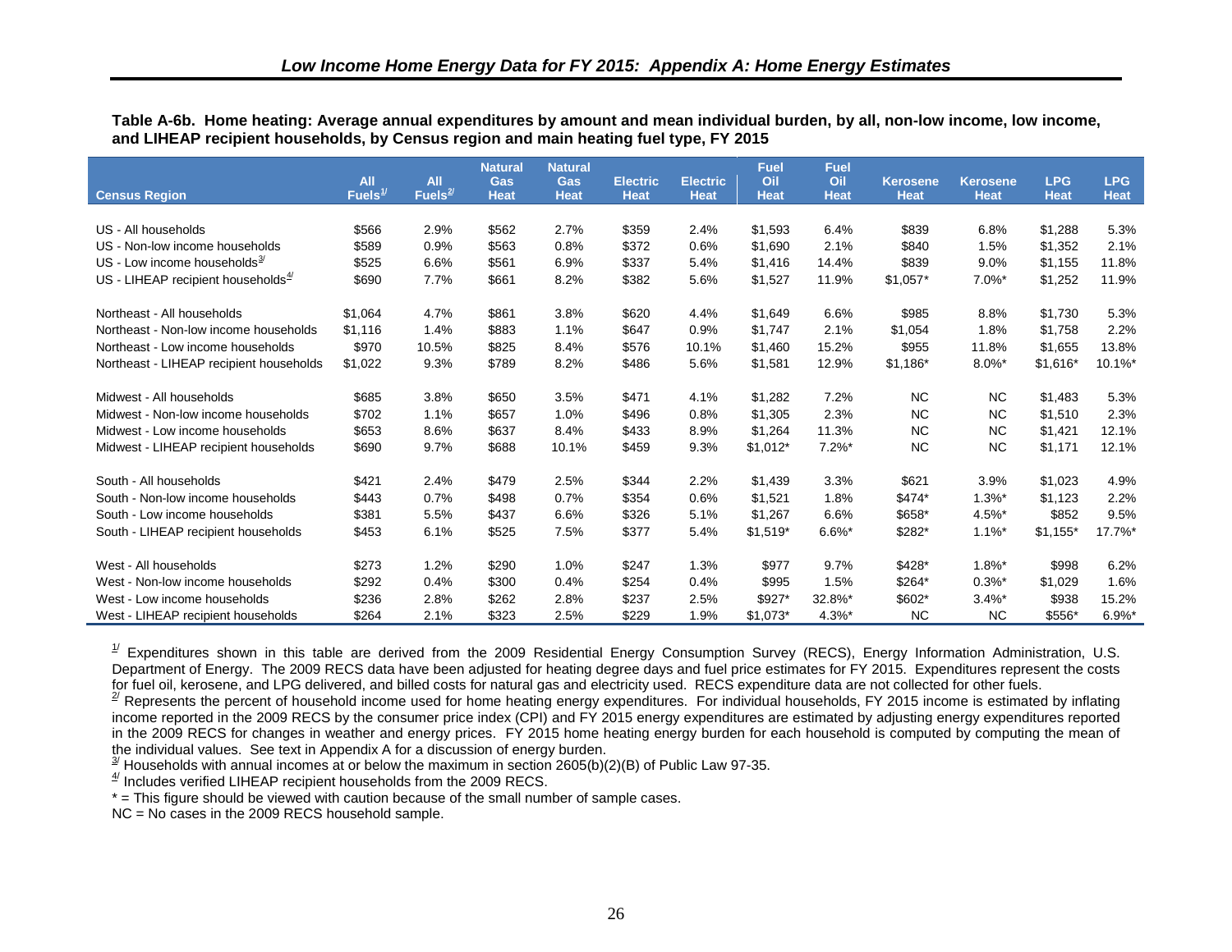### Table A-6b. Home heating: Average annual expenditures by amount and mean individual burden, by all, non-low income, low income, and LIHEAP recipient households, by Census region and main heating fuel type, FY 2015

| Census Region | All Fuels[1] | All Fuels[2] | Natural Gas Heat | Natural Gas Heat | Electric Heat | Electric Heat | Fuel Oil Heat | Fuel Oil Heat | Kerosene Heat | Kerosene Heat | LPG Heat | LPG Heat |
|---|---|---|---|---|---|---|---|---|---|---|---|---|
| US - All households | $566 | 2.9% | $562 | 2.7% | $359 | 2.4% | $1,593 | 6.4% | $839 | 6.8% | $1,288 | 5.3% |
| US - Non-low income households | $589 | 0.9% | $563 | 0.8% | $372 | 0.6% | $1,690 | 2.1% | $840 | 1.5% | $1,352 | 2.1% |
| US - Low income households[3] | $525 | 6.6% | $561 | 6.9% | $337 | 5.4% | $1,416 | 14.4% | $839 | 9.0% | $1,155 | 11.8% |
| US - LIHEAP recipient households[4] | $690 | 7.7% | $661 | 8.2% | $382 | 5.6% | $1,527 | 11.9% | $1,057* | 7.0%* | $1,252 | 11.9% |
| Northeast - All households | $1,064 | 4.7% | $861 | 3.8% | $620 | 4.4% | $1,649 | 6.6% | $985 | 8.8% | $1,730 | 5.3% |
| Northeast - Non-low income households | $1,116 | 1.4% | $883 | 1.1% | $647 | 0.9% | $1,747 | 2.1% | $1,054 | 1.8% | $1,758 | 2.2% |
| Northeast - Low income households | $970 | 10.5% | $825 | 8.4% | $576 | 10.1% | $1,460 | 15.2% | $955 | 11.8% | $1,655 | 13.8% |
| Northeast - LIHEAP recipient households | $1,022 | 9.3% | $789 | 8.2% | $486 | 5.6% | $1,581 | 12.9% | $1,186* | 8.0%* | $1,616* | 10.1%* |
| Midwest - All households | $685 | 3.8% | $650 | 3.5% | $471 | 4.1% | $1,282 | 7.2% | NC | NC | $1,483 | 5.3% |
| Midwest - Non-low income households | $702 | 1.1% | $657 | 1.0% | $496 | 0.8% | $1,305 | 2.3% | NC | NC | $1,510 | 2.3% |
| Midwest - Low income households | $653 | 8.6% | $637 | 8.4% | $433 | 8.9% | $1,264 | 11.3% | NC | NC | $1,421 | 12.1% |
| Midwest - LIHEAP recipient households | $690 | 9.7% | $688 | 10.1% | $459 | 9.3% | $1,012* | 7.2%* | NC | NC | $1,171 | 12.1% |
| South - All households | $421 | 2.4% | $479 | 2.5% | $344 | 2.2% | $1,439 | 3.3% | $621 | 3.9% | $1,023 | 4.9% |
| South - Non-low income households | $443 | 0.7% | $498 | 0.7% | $354 | 0.6% | $1,521 | 1.8% | $474* | 1.3%* | $1,123 | 2.2% |
| South - Low income households | $381 | 5.5% | $437 | 6.6% | $326 | 5.1% | $1,267 | 6.6% | $658* | 4.5%* | $852 | 9.5% |
| South - LIHEAP recipient households | $453 | 6.1% | $525 | 7.5% | $377 | 5.4% | $1,519* | 6.6%* | $282* | 1.1%* | $1,155* | 17.7%* |
| West - All households | $273 | 1.2% | $290 | 1.0% | $247 | 1.3% | $977 | 9.7% | $428* | 1.8%* | $998 | 6.2% |
| West - Non-low income households | $292 | 0.4% | $300 | 0.4% | $254 | 0.4% | $995 | 1.5% | $264* | 0.3%* | $1,029 | 1.6% |
| West - Low income households | $236 | 2.8% | $262 | 2.8% | $237 | 2.5% | $927* | 32.8%* | $602* | 3.4%* | $938 | 15.2% |
| West - LIHEAP recipient households | $264 | 2.1% | $323 | 2.5% | $229 | 1.9% | $1,073* | 4.3%* | NC | NC | $556* | 6.9%* |

[1] Expenditures shown in this table are derived from the 2009 Residential Energy Consumption Survey (RECS), Energy Information Administration, U.S. Department of Energy. The 2009 RECS data have been adjusted for heating degree days and fuel price estimates for FY 2015. Expenditures represent the costs for fuel oil, kerosene, and LPG delivered, and billed costs for natural gas and electricity used. RECS expenditure data are not collected for other fuels.

[2] Represents the percent of household income used for home heating energy expenditures. For individual households, FY 2015 income is estimated by inflating income reported in the 2009 RECS by the consumer price index (CPI) and FY 2015 energy expenditures are estimated by adjusting energy expenditures reported in the 2009 RECS for changes in weather and energy prices. FY 2015 home heating energy burden for each household is computed by computing the mean of the individual values. See text in Appendix A for a discussion of energy burden.

[3] Households with annual incomes at or below the maximum in section 2605(b)(2)(B) of Public Law 97-35.

[4] Includes verified LIHEAP recipient households from the 2009 RECS.

* = This figure should be viewed with caution because of the small number of sample cases.

NC = No cases in the 2009 RECS household sample.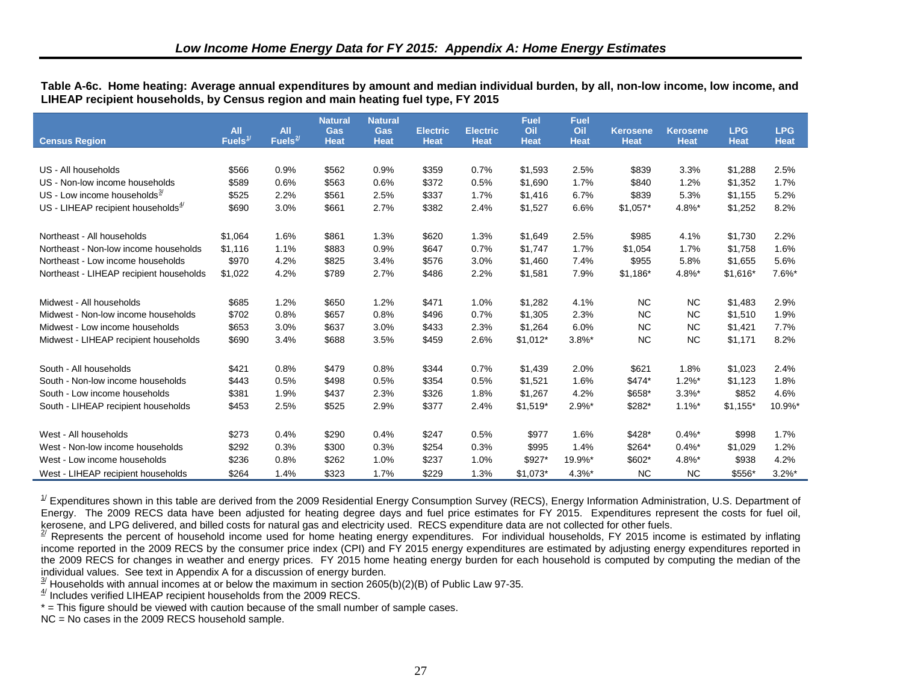**Table A-6c. Home heating: Average annual expenditures by amount and median individual burden, by all, non-low income, low income, and LIHEAP recipient households, by Census region and main heating fuel type, FY 2015**

| Census Region | All Fuels[1/] | All Fuels[2/] | Natural Gas Heat | Natural Gas Heat | Electric Heat | Electric Heat | Fuel Oil Heat | Fuel Oil Heat | Kerosene Heat | Kerosene Heat | LPG Heat | LPG Heat |
|---|---|---|---|---|---|---|---|---|---|---|---|---|
| US - All households | $566 | 0.9% | $562 | 0.9% | $359 | 0.7% | $1,593 | 2.5% | $839 | 3.3% | $1,288 | 2.5% |
| US - Non-low income households | $589 | 0.6% | $563 | 0.6% | $372 | 0.5% | $1,690 | 1.7% | $840 | 1.2% | $1,352 | 1.7% |
| US - Low income households[3/] | $525 | 2.2% | $561 | 2.5% | $337 | 1.7% | $1,416 | 6.7% | $839 | 5.3% | $1,155 | 5.2% |
| US - LIHEAP recipient households[4/] | $690 | 3.0% | $661 | 2.7% | $382 | 2.4% | $1,527 | 6.6% | $1,057* | 4.8%* | $1,252 | 8.2% |
| Northeast - All households | $1,064 | 1.6% | $861 | 1.3% | $620 | 1.3% | $1,649 | 2.5% | $985 | 4.1% | $1,730 | 2.2% |
| Northeast - Non-low income households | $1,116 | 1.1% | $883 | 0.9% | $647 | 0.7% | $1,747 | 1.7% | $1,054 | 1.7% | $1,758 | 1.6% |
| Northeast - Low income households | $970 | 4.2% | $825 | 3.4% | $576 | 3.0% | $1,460 | 7.4% | $955 | 5.8% | $1,655 | 5.6% |
| Northeast - LIHEAP recipient households | $1,022 | 4.2% | $789 | 2.7% | $486 | 2.2% | $1,581 | 7.9% | $1,186* | 4.8%* | $1,616* | 7.6%* |
| Midwest - All households | $685 | 1.2% | $650 | 1.2% | $471 | 1.0% | $1,282 | 4.1% | NC | NC | $1,483 | 2.9% |
| Midwest - Non-low income households | $702 | 0.8% | $657 | 0.8% | $496 | 0.7% | $1,305 | 2.3% | NC | NC | $1,510 | 1.9% |
| Midwest - Low income households | $653 | 3.0% | $637 | 3.0% | $433 | 2.3% | $1,264 | 6.0% | NC | NC | $1,421 | 7.7% |
| Midwest - LIHEAP recipient households | $690 | 3.4% | $688 | 3.5% | $459 | 2.6% | $1,012* | 3.8%* | NC | NC | $1,171 | 8.2% |
| South - All households | $421 | 0.8% | $479 | 0.8% | $344 | 0.7% | $1,439 | 2.0% | $621 | 1.8% | $1,023 | 2.4% |
| South - Non-low income households | $443 | 0.5% | $498 | 0.5% | $354 | 0.5% | $1,521 | 1.6% | $474* | 1.2%* | $1,123 | 1.8% |
| South - Low income households | $381 | 1.9% | $437 | 2.3% | $326 | 1.8% | $1,267 | 4.2% | $658* | 3.3%* | $852 | 4.6% |
| South - LIHEAP recipient households | $453 | 2.5% | $525 | 2.9% | $377 | 2.4% | $1,519* | 2.9%* | $282* | 1.1%* | $1,155* | 10.9%* |
| West - All households | $273 | 0.4% | $290 | 0.4% | $247 | 0.5% | $977 | 1.6% | $428* | 0.4%* | $998 | 1.7% |
| West - Non-low income households | $292 | 0.3% | $300 | 0.3% | $254 | 0.3% | $995 | 1.4% | $264* | 0.4%* | $1,029 | 1.2% |
| West - Low income households | $236 | 0.8% | $262 | 1.0% | $237 | 1.0% | $927* | 19.9%* | $602* | 4.8%* | $938 | 4.2% |
| West - LIHEAP recipient households | $264 | 1.4% | $323 | 1.7% | $229 | 1.3% | $1,073* | 4.3%* | NC | NC | $556* | 3.2%* |

[1/] Expenditures shown in this table are derived from the 2009 Residential Energy Consumption Survey (RECS), Energy Information Administration, U.S. Department of Energy. The 2009 RECS data have been adjusted for heating degree days and fuel price estimates for FY 2015. Expenditures represent the costs for fuel oil, kerosene, and LPG delivered, and billed costs for natural gas and electricity used. RECS expenditure data are not collected for other fuels.

[2/] Represents the percent of household income used for home heating energy expenditures. For individual households, FY 2015 income is estimated by inflating income reported in the 2009 RECS by the consumer price index (CPI) and FY 2015 energy expenditures are estimated by adjusting energy expenditures reported in the 2009 RECS for changes in weather and energy prices. FY 2015 home heating energy burden for each household is computed by computing the median of the individual values. See text in Appendix A for a discussion of energy burden.

[3/] Households with annual incomes at or below the maximum in section 2605(b)(2)(B) of Public Law 97-35.

[4/] Includes verified LIHEAP recipient households from the 2009 RECS.

* = This figure should be viewed with caution because of the small number of sample cases.

NC = No cases in the 2009 RECS household sample.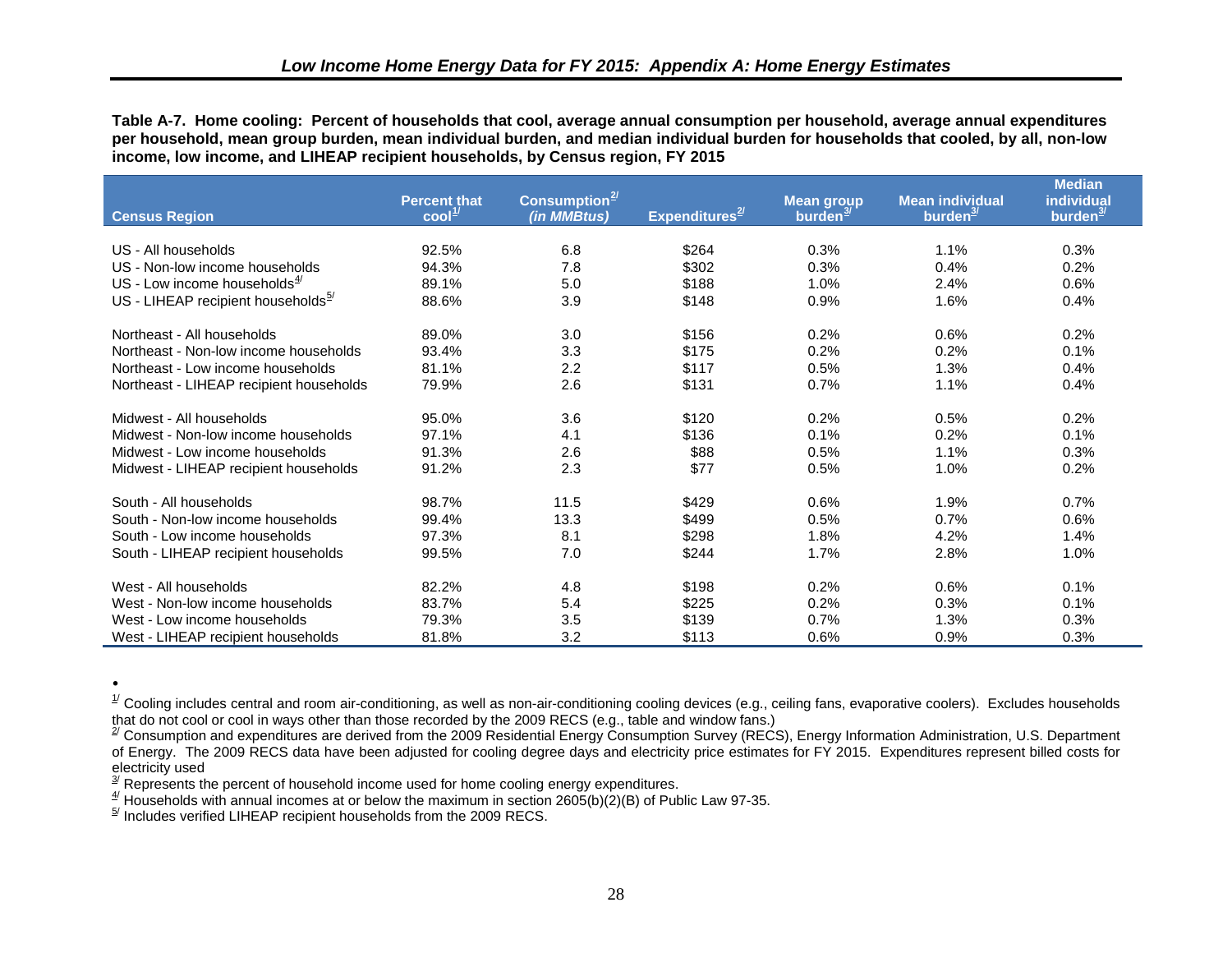**Table A-7. Home cooling: Percent of households that cool, average annual consumption per household, average annual expenditures per household, mean group burden, mean individual burden, and median individual burden for households that cooled, by all, non-low income, low income, and LIHEAP recipient households, by Census region, FY 2015**

| Census Region | Percent that cool[1/] | Consumption[2/] (in MMBtus) | Expenditures[2/] | Mean group burden[3/] | Mean individual burden[3/] | Median individual burden[3/] |
|---|---|---|---|---|---|---|
| US - All households | 92.5% | 6.8 | $264 | 0.3% | 1.1% | 0.3% |
| US - Non-low income households | 94.3% | 7.8 | $302 | 0.3% | 0.4% | 0.2% |
| US - Low income households[4/] | 89.1% | 5.0 | $188 | 1.0% | 2.4% | 0.6% |
| US - LIHEAP recipient households[5/] | 88.6% | 3.9 | $148 | 0.9% | 1.6% | 0.4% |
| | | | | | | |
| Northeast - All households | 89.0% | 3.0 | $156 | 0.2% | 0.6% | 0.2% |
| Northeast - Non-low income households | 93.4% | 3.3 | $175 | 0.2% | 0.2% | 0.1% |
| Northeast - Low income households | 81.1% | 2.2 | $117 | 0.5% | 1.3% | 0.4% |
| Northeast - LIHEAP recipient households | 79.9% | 2.6 | $131 | 0.7% | 1.1% | 0.4% |
| | | | | | | |
| Midwest - All households | 95.0% | 3.6 | $120 | 0.2% | 0.5% | 0.2% |
| Midwest - Non-low income households | 97.1% | 4.1 | $136 | 0.1% | 0.2% | 0.1% |
| Midwest - Low income households | 91.3% | 2.6 | $88 | 0.5% | 1.1% | 0.3% |
| Midwest - LIHEAP recipient households | 91.2% | 2.3 | $77 | 0.5% | 1.0% | 0.2% |
| | | | | | | |
| South - All households | 98.7% | 11.5 | $429 | 0.6% | 1.9% | 0.7% |
| South - Non-low income households | 99.4% | 13.3 | $499 | 0.5% | 0.7% | 0.6% |
| South - Low income households | 97.3% | 8.1 | $298 | 1.8% | 4.2% | 1.4% |
| South - LIHEAP recipient households | 99.5% | 7.0 | $244 | 1.7% | 2.8% | 1.0% |
| | | | | | | |
| West - All households | 82.2% | 4.8 | $198 | 0.2% | 0.6% | 0.1% |
| West - Non-low income households | 83.7% | 5.4 | $225 | 0.2% | 0.3% | 0.1% |
| West - Low income households | 79.3% | 3.5 | $139 | 0.7% | 1.3% | 0.3% |
| West - LIHEAP recipient households | 81.8% | 3.2 | $113 | 0.6% | 0.9% | 0.3% |

[1/] Cooling includes central and room air-conditioning, as well as non-air-conditioning cooling devices (e.g., ceiling fans, evaporative coolers). Excludes households that do not cool or cool in ways other than those recorded by the 2009 RECS (e.g., table and window fans.)

[2/] Consumption and expenditures are derived from the 2009 Residential Energy Consumption Survey (RECS), Energy Information Administration, U.S. Department of Energy. The 2009 RECS data have been adjusted for cooling degree days and electricity price estimates for FY 2015. Expenditures represent billed costs for electricity used

[3/] Represents the percent of household income used for home cooling energy expenditures.

[4/] Households with annual incomes at or below the maximum in section 2605(b)(2)(B) of Public Law 97-35.

[5/] Includes verified LIHEAP recipient households from the 2009 RECS.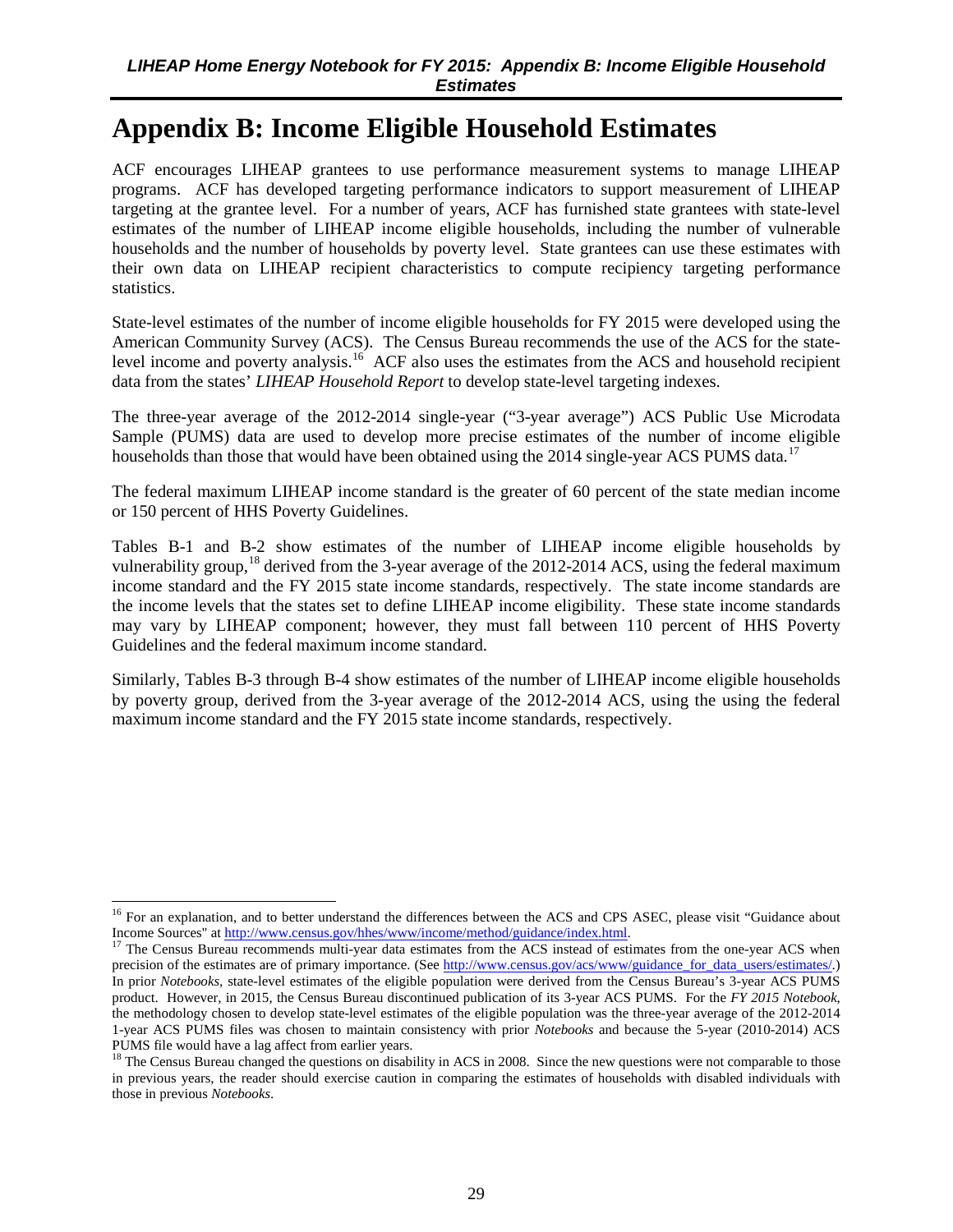# Appendix B: Income Eligible Household Estimates

ACF encourages LIHEAP grantees to use performance measurement systems to manage LIHEAP programs. ACF has developed targeting performance indicators to support measurement of LIHEAP targeting at the grantee level. For a number of years, ACF has furnished state grantees with state-level estimates of the number of LIHEAP income eligible households, including the number of vulnerable households and the number of households by poverty level. State grantees can use these estimates with their own data on LIHEAP recipient characteristics to compute recipiency targeting performance statistics.

State-level estimates of the number of income eligible households for FY 2015 were developed using the American Community Survey (ACS). The Census Bureau recommends the use of the ACS for the state-level income and poverty analysis.[16] ACF also uses the estimates from the ACS and household recipient data from the states' *LIHEAP Household Report* to develop state-level targeting indexes.

The three-year average of the 2012-2014 single-year ("3-year average") ACS Public Use Microdata Sample (PUMS) data are used to develop more precise estimates of the number of income eligible households than those that would have been obtained using the 2014 single-year ACS PUMS data.[17]

The federal maximum LIHEAP income standard is the greater of 60 percent of the state median income or 150 percent of HHS Poverty Guidelines.

Tables B-1 and B-2 show estimates of the number of LIHEAP income eligible households by vulnerability group,[18] derived from the 3-year average of the 2012-2014 ACS, using the federal maximum income standard and the FY 2015 state income standards, respectively. The state income standards are the income levels that the states set to define LIHEAP income eligibility. These state income standards may vary by LIHEAP component; however, they must fall between 110 percent of HHS Poverty Guidelines and the federal maximum income standard.

Similarly, Tables B-3 through B-4 show estimates of the number of LIHEAP income eligible households by poverty group, derived from the 3-year average of the 2012-2014 ACS, using the using the federal maximum income standard and the FY 2015 state income standards, respectively.

---

[16] For an explanation, and to better understand the differences between the ACS and CPS ASEC, please visit "Guidance about Income Sources" at http://www.census.gov/hhes/www/income/method/guidance/index.html.

[17] The Census Bureau recommends multi-year data estimates from the ACS instead of estimates from the one-year ACS when precision of the estimates are of primary importance. (See http://www.census.gov/acs/www/guidance_for_data_users/estimates/.) In prior *Notebooks*, state-level estimates of the eligible population were derived from the Census Bureau's 3-year ACS PUMS product. However, in 2015, the Census Bureau discontinued publication of its 3-year ACS PUMS. For the *FY 2015 Notebook*, the methodology chosen to develop state-level estimates of the eligible population was the three-year average of the 2012-2014 1-year ACS PUMS files was chosen to maintain consistency with prior *Notebooks* and because the 5-year (2010-2014) ACS PUMS file would have a lag affect from earlier years.

[18] The Census Bureau changed the questions on disability in ACS in 2008. Since the new questions were not comparable to those in previous years, the reader should exercise caution in comparing the estimates of households with disabled individuals with those in previous *Notebooks*.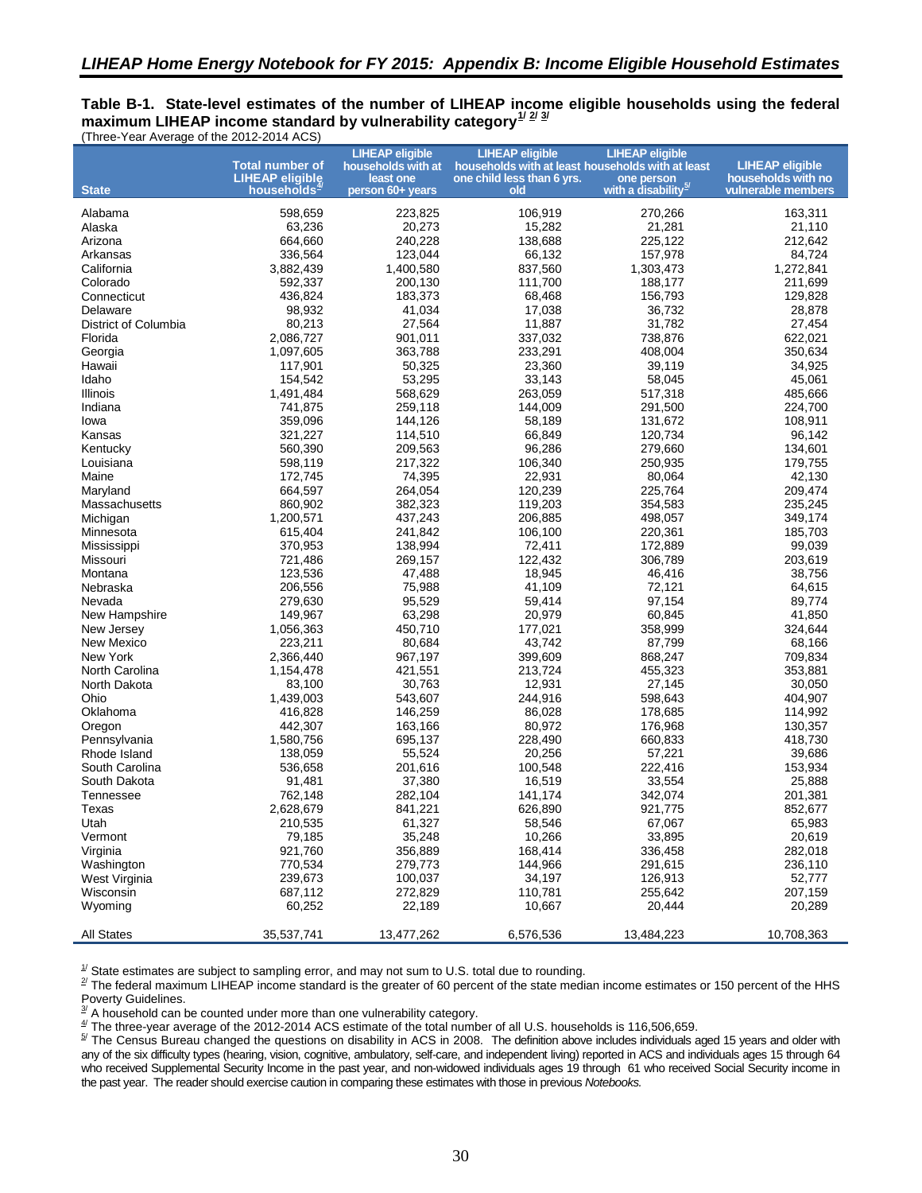## *LIHEAP Home Energy Notebook for FY 2015: Appendix B: Income Eligible Household Estimates*

**Table B-1. State-level estimates of the number of LIHEAP income eligible households using the federal maximum LIHEAP income standard by vulnerability category[1/ 2/ 3/]**
(Three-Year Average of the 2012-2014 ACS)

| State | Total number of LIHEAP eligible households[4/] | LIHEAP eligible households with at least one person 60+ years | LIHEAP eligible households with at least one child less than 6 yrs. old | LIHEAP eligible households with at least one person with a disability[5/] | LIHEAP eligible households with no vulnerable members |
|---|---|---|---|---|---|
| Alabama | 598,659 | 223,825 | 106,919 | 270,266 | 163,311 |
| Alaska | 63,236 | 20,273 | 15,282 | 21,281 | 21,110 |
| Arizona | 664,660 | 240,228 | 138,688 | 225,122 | 212,642 |
| Arkansas | 336,564 | 123,044 | 66,132 | 157,978 | 84,724 |
| California | 3,882,439 | 1,400,580 | 837,560 | 1,303,473 | 1,272,841 |
| Colorado | 592,337 | 200,130 | 111,700 | 188,177 | 211,699 |
| Connecticut | 436,824 | 183,373 | 68,468 | 156,793 | 129,828 |
| Delaware | 98,932 | 41,034 | 17,038 | 36,732 | 28,878 |
| District of Columbia | 80,213 | 27,564 | 11,887 | 31,782 | 27,454 |
| Florida | 2,086,727 | 901,011 | 337,032 | 738,876 | 622,021 |
| Georgia | 1,097,605 | 363,788 | 233,291 | 408,004 | 350,634 |
| Hawaii | 117,901 | 50,325 | 23,360 | 39,119 | 34,925 |
| Idaho | 154,542 | 53,295 | 33,143 | 58,045 | 45,061 |
| Illinois | 1,491,484 | 568,629 | 263,059 | 517,318 | 485,666 |
| Indiana | 741,875 | 259,118 | 144,009 | 291,500 | 224,700 |
| Iowa | 359,096 | 144,126 | 58,189 | 131,672 | 108,911 |
| Kansas | 321,227 | 114,510 | 66,849 | 120,734 | 96,142 |
| Kentucky | 560,390 | 209,563 | 96,286 | 279,660 | 134,601 |
| Louisiana | 598,119 | 217,322 | 106,340 | 250,935 | 179,755 |
| Maine | 172,745 | 74,395 | 22,931 | 80,064 | 42,130 |
| Maryland | 664,597 | 264,054 | 120,239 | 225,764 | 209,474 |
| Massachusetts | 860,902 | 382,323 | 119,203 | 354,583 | 235,245 |
| Michigan | 1,200,571 | 437,243 | 206,885 | 498,057 | 349,174 |
| Minnesota | 615,404 | 241,842 | 106,100 | 220,361 | 185,703 |
| Mississippi | 370,953 | 138,994 | 72,411 | 172,889 | 99,039 |
| Missouri | 721,486 | 269,157 | 122,432 | 306,789 | 203,619 |
| Montana | 123,536 | 47,488 | 18,945 | 46,416 | 38,756 |
| Nebraska | 206,556 | 75,988 | 41,109 | 72,121 | 64,615 |
| Nevada | 279,630 | 95,529 | 59,414 | 97,154 | 89,774 |
| New Hampshire | 149,967 | 63,298 | 20,979 | 60,845 | 41,850 |
| New Jersey | 1,056,363 | 450,710 | 177,021 | 358,999 | 324,644 |
| New Mexico | 223,211 | 80,684 | 43,742 | 87,799 | 68,166 |
| New York | 2,366,440 | 967,197 | 399,609 | 868,247 | 709,834 |
| North Carolina | 1,154,478 | 421,551 | 213,724 | 455,323 | 353,881 |
| North Dakota | 83,100 | 30,763 | 12,931 | 27,145 | 30,050 |
| Ohio | 1,439,003 | 543,607 | 244,916 | 598,643 | 404,907 |
| Oklahoma | 416,828 | 146,259 | 86,028 | 178,685 | 114,992 |
| Oregon | 442,307 | 163,166 | 80,972 | 176,968 | 130,357 |
| Pennsylvania | 1,580,756 | 695,137 | 228,490 | 660,833 | 418,730 |
| Rhode Island | 138,059 | 55,524 | 20,256 | 57,221 | 39,686 |
| South Carolina | 536,658 | 201,616 | 100,548 | 222,416 | 153,934 |
| South Dakota | 91,481 | 37,380 | 16,519 | 33,554 | 25,888 |
| Tennessee | 762,148 | 282,104 | 141,174 | 342,074 | 201,381 |
| Texas | 2,628,679 | 841,221 | 626,890 | 921,775 | 852,677 |
| Utah | 210,535 | 61,327 | 58,546 | 67,067 | 65,983 |
| Vermont | 79,185 | 35,248 | 10,266 | 33,895 | 20,619 |
| Virginia | 921,760 | 356,889 | 168,414 | 336,458 | 282,018 |
| Washington | 770,534 | 279,773 | 144,966 | 291,615 | 236,110 |
| West Virginia | 239,673 | 100,037 | 34,197 | 126,913 | 52,777 |
| Wisconsin | 687,112 | 272,829 | 110,781 | 255,642 | 207,159 |
| Wyoming | 60,252 | 22,189 | 10,667 | 20,444 | 20,289 |
| All States | 35,537,741 | 13,477,262 | 6,576,536 | 13,484,223 | 10,708,363 |

[1/] State estimates are subject to sampling error, and may not sum to U.S. total due to rounding.
[2/] The federal maximum LIHEAP income standard is the greater of 60 percent of the state median income estimates or 150 percent of the HHS Poverty Guidelines.
[3/] A household can be counted under more than one vulnerability category.
[4/] The three-year average of the 2012-2014 ACS estimate of the total number of all U.S. households is 116,506,659.
[5/] The Census Bureau changed the questions on disability in ACS in 2008. The definition above includes individuals aged 15 years and older with any of the six difficulty types (hearing, vision, cognitive, ambulatory, self-care, and independent living) reported in ACS and individuals ages 15 through 64 who received Supplemental Security Income in the past year, and non-widowed individuals ages 19 through 61 who received Social Security income in the past year. The reader should exercise caution in comparing these estimates with those in previous *Notebooks.*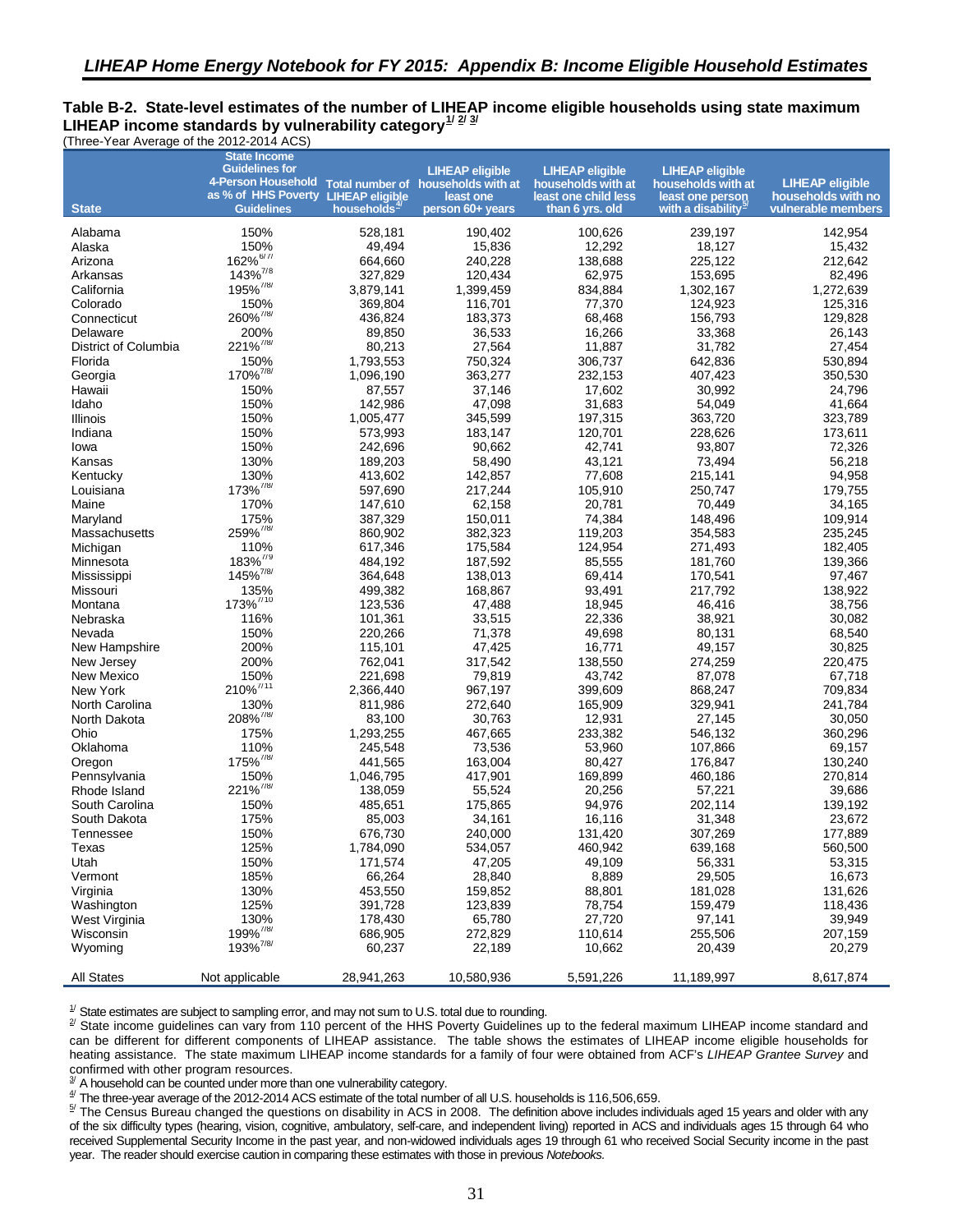## *LIHEAP Home Energy Notebook for FY 2015: Appendix B: Income Eligible Household Estimates*

**Table B-2. State-level estimates of the number of LIHEAP income eligible households using state maximum LIHEAP income standards by vulnerability category[1/ 2/ 3/]**

(Three-Year Average of the 2012-2014 ACS)

| State | State Income Guidelines for 4-Person Household as % of HHS Poverty Guidelines | Total number of LIHEAP eligible households[4/] | LIHEAP eligible households with at least one person 60+ years | LIHEAP eligible households with at least one child less than 6 yrs. old | LIHEAP eligible households with at least one person with a disability[5/] | LIHEAP eligible households with no vulnerable members |
|---|---|---|---|---|---|---|
| Alabama | 150% | 528,181 | 190,402 | 100,626 | 239,197 | 142,954 |
| Alaska | 150% | 49,494 | 15,836 | 12,292 | 18,127 | 15,432 |
| Arizona | 162%[6/ 7/] | 664,660 | 240,228 | 138,688 | 225,122 | 212,642 |
| Arkansas | 143%[7/8] | 327,829 | 120,434 | 62,975 | 153,695 | 82,496 |
| California | 195%[7/8/] | 3,879,141 | 1,399,459 | 834,884 | 1,302,167 | 1,272,639 |
| Colorado | 150% | 369,804 | 116,701 | 77,370 | 124,923 | 125,316 |
| Connecticut | 260%[7/8/] | 436,824 | 183,373 | 68,468 | 156,793 | 129,828 |
| Delaware | 200% | 89,850 | 36,533 | 16,266 | 33,368 | 26,143 |
| District of Columbia | 221%[7/8/] | 80,213 | 27,564 | 11,887 | 31,782 | 27,454 |
| Florida | 150% | 1,793,553 | 750,324 | 306,737 | 642,836 | 530,894 |
| Georgia | 170%[7/8/] | 1,096,190 | 363,277 | 232,153 | 407,423 | 350,530 |
| Hawaii | 150% | 87,557 | 37,146 | 17,602 | 30,992 | 24,796 |
| Idaho | 150% | 142,986 | 47,098 | 31,683 | 54,049 | 41,664 |
| Illinois | 150% | 1,005,477 | 345,599 | 197,315 | 363,720 | 323,789 |
| Indiana | 150% | 573,993 | 183,147 | 120,701 | 228,626 | 173,611 |
| Iowa | 150% | 242,696 | 90,662 | 42,741 | 93,807 | 72,326 |
| Kansas | 130% | 189,203 | 58,490 | 43,121 | 73,494 | 56,218 |
| Kentucky | 130% | 413,602 | 142,857 | 77,608 | 215,141 | 94,958 |
| Louisiana | 173%[7/8/] | 597,690 | 217,244 | 105,910 | 250,747 | 179,755 |
| Maine | 170% | 147,610 | 62,158 | 20,781 | 70,449 | 34,165 |
| Maryland | 175% | 387,329 | 150,011 | 74,384 | 148,496 | 109,914 |
| Massachusetts | 259%[7/8/] | 860,902 | 382,323 | 119,203 | 354,583 | 235,245 |
| Michigan | 110% | 617,346 | 175,584 | 124,954 | 271,493 | 182,405 |
| Minnesota | 183%[7/9] | 484,192 | 187,592 | 85,555 | 181,760 | 139,366 |
| Mississippi | 145%[7/8/] | 364,648 | 138,013 | 69,414 | 170,541 | 97,467 |
| Missouri | 135% | 499,382 | 168,867 | 93,491 | 217,792 | 138,922 |
| Montana | 173%[7/10] | 123,536 | 47,488 | 18,945 | 46,416 | 38,756 |
| Nebraska | 116% | 101,361 | 33,515 | 22,336 | 38,921 | 30,082 |
| Nevada | 150% | 220,266 | 71,378 | 49,698 | 80,131 | 68,540 |
| New Hampshire | 200% | 115,101 | 47,425 | 16,771 | 49,157 | 30,825 |
| New Jersey | 200% | 762,041 | 317,542 | 138,550 | 274,259 | 220,475 |
| New Mexico | 150% | 221,698 | 79,819 | 43,742 | 87,078 | 67,718 |
| New York | 210%[7/11] | 2,366,440 | 967,197 | 399,609 | 868,247 | 709,834 |
| North Carolina | 130% | 811,986 | 272,640 | 165,909 | 329,941 | 241,784 |
| North Dakota | 208%[7/8/] | 83,100 | 30,763 | 12,931 | 27,145 | 30,050 |
| Ohio | 175% | 1,293,255 | 467,665 | 233,382 | 546,132 | 360,296 |
| Oklahoma | 110% | 245,548 | 73,536 | 53,960 | 107,866 | 69,157 |
| Oregon | 175%[7/8/] | 441,565 | 163,004 | 80,427 | 176,847 | 130,240 |
| Pennsylvania | 150% | 1,046,795 | 417,901 | 169,899 | 460,186 | 270,814 |
| Rhode Island | 221%[7/8/] | 138,059 | 55,524 | 20,256 | 57,221 | 39,686 |
| South Carolina | 150% | 485,651 | 175,865 | 94,976 | 202,114 | 139,192 |
| South Dakota | 175% | 85,003 | 34,161 | 16,116 | 31,348 | 23,672 |
| Tennessee | 150% | 676,730 | 240,000 | 131,420 | 307,269 | 177,889 |
| Texas | 125% | 1,784,090 | 534,057 | 460,942 | 639,168 | 560,500 |
| Utah | 150% | 171,574 | 47,205 | 49,109 | 56,331 | 53,315 |
| Vermont | 185% | 66,264 | 28,840 | 8,889 | 29,505 | 16,673 |
| Virginia | 130% | 453,550 | 159,852 | 88,801 | 181,028 | 131,626 |
| Washington | 125% | 391,728 | 123,839 | 78,754 | 159,479 | 118,436 |
| West Virginia | 130% | 178,430 | 65,780 | 27,720 | 97,141 | 39,949 |
| Wisconsin | 199%[7/8/] | 686,905 | 272,829 | 110,614 | 255,506 | 207,159 |
| Wyoming | 193%[7/8/] | 60,237 | 22,189 | 10,662 | 20,439 | 20,279 |
| All States | Not applicable | 28,941,263 | 10,580,936 | 5,591,226 | 11,189,997 | 8,617,874 |

[1/] State estimates are subject to sampling error, and may not sum to U.S. total due to rounding.

[2/] State income guidelines can vary from 110 percent of the HHS Poverty Guidelines up to the federal maximum LIHEAP income standard and can be different for different components of LIHEAP assistance. The table shows the estimates of LIHEAP income eligible households for heating assistance. The state maximum LIHEAP income standards for a family of four were obtained from ACF's *LIHEAP Grantee Survey* and confirmed with other program resources.

[3/] A household can be counted under more than one vulnerability category.

[4/] The three-year average of the 2012-2014 ACS estimate of the total number of all U.S. households is 116,506,659.

[5/] The Census Bureau changed the questions on disability in ACS in 2008. The definition above includes individuals aged 15 years and older with any of the six difficulty types (hearing, vision, cognitive, ambulatory, self-care, and independent living) reported in ACS and individuals ages 15 through 64 who received Supplemental Security Income in the past year, and non-widowed individuals ages 19 through 61 who received Social Security income in the past year. The reader should exercise caution in comparing these estimates with those in previous *Notebooks.*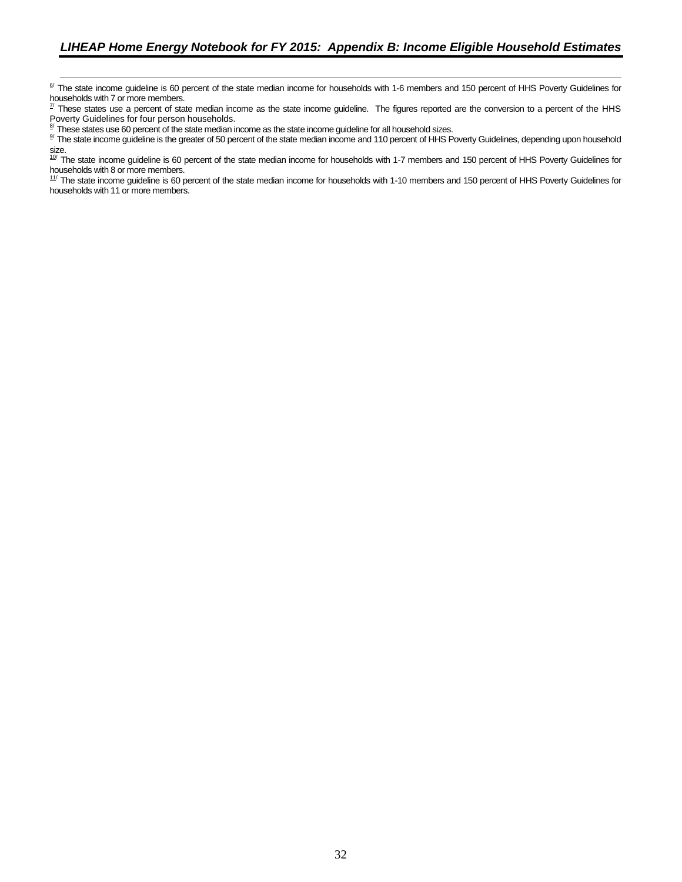[6] The state income guideline is 60 percent of the state median income for households with 1-6 members and 150 percent of HHS Poverty Guidelines for households with 7 or more members.

[7] These states use a percent of state median income as the state income guideline. The figures reported are the conversion to a percent of the HHS Poverty Guidelines for four person households.

[8] These states use 60 percent of the state median income as the state income guideline for all household sizes.

[9] The state income guideline is the greater of 50 percent of the state median income and 110 percent of HHS Poverty Guidelines, depending upon household size.

[10] The state income guideline is 60 percent of the state median income for households with 1-7 members and 150 percent of HHS Poverty Guidelines for households with 8 or more members.

[11] The state income guideline is 60 percent of the state median income for households with 1-10 members and 150 percent of HHS Poverty Guidelines for households with 11 or more members.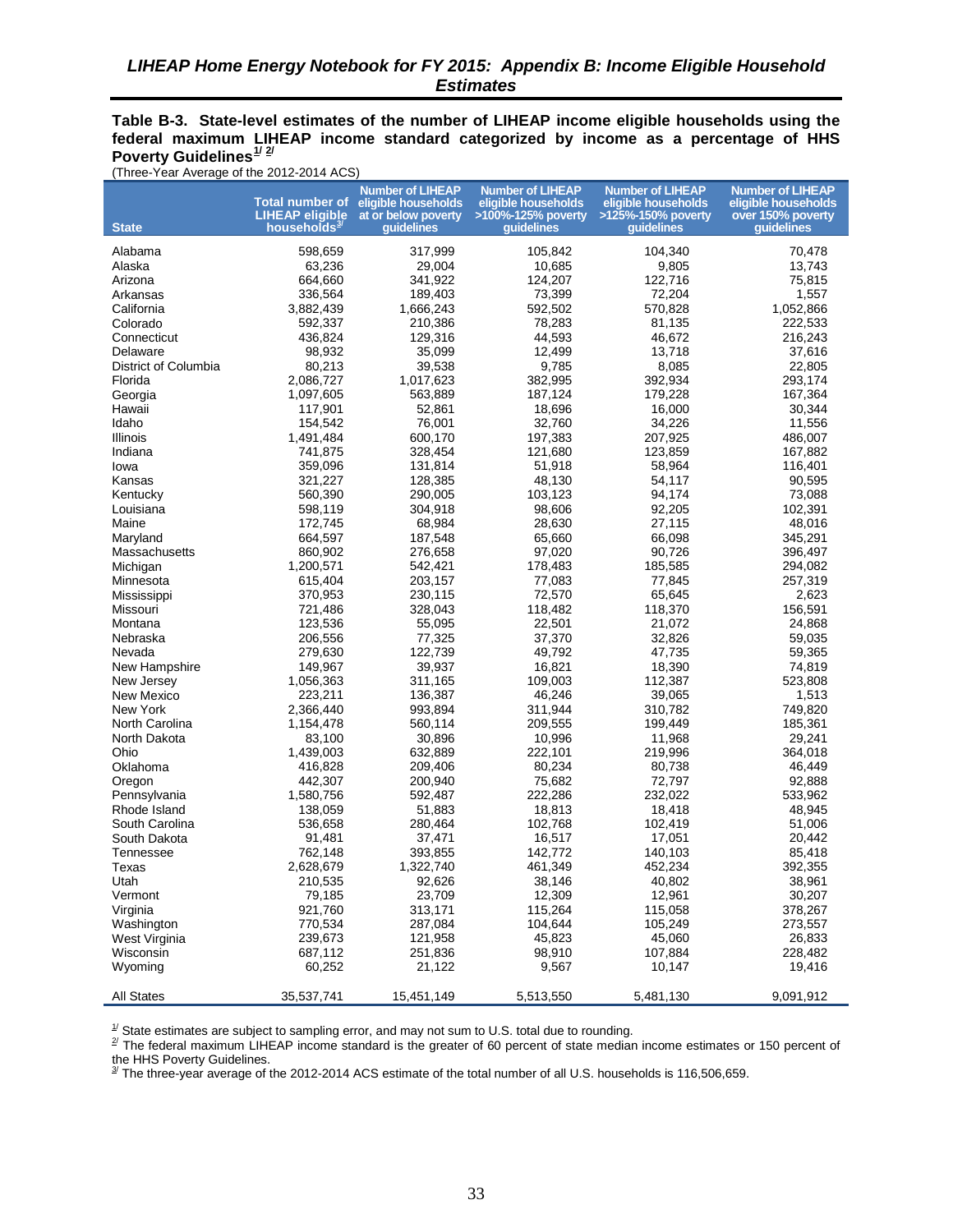### LIHEAP Home Energy Notebook for FY 2015: Appendix B: Income Eligible Household Estimates

**Table B-3. State-level estimates of the number of LIHEAP income eligible households using the federal maximum LIHEAP income standard categorized by income as a percentage of HHS Poverty Guidelines[1/] [2/]**

(Three-Year Average of the 2012-2014 ACS)

| State | Total number of LIHEAP eligible households[3/] | Number of LIHEAP eligible households at or below poverty guidelines | Number of LIHEAP eligible households >100%-125% poverty guidelines | Number of LIHEAP eligible households >125%-150% poverty guidelines | Number of LIHEAP eligible households over 150% poverty guidelines |
|---|---|---|---|---|---|
| Alabama | 598,659 | 317,999 | 105,842 | 104,340 | 70,478 |
| Alaska | 63,236 | 29,004 | 10,685 | 9,805 | 13,743 |
| Arizona | 664,660 | 341,922 | 124,207 | 122,716 | 75,815 |
| Arkansas | 336,564 | 189,403 | 73,399 | 72,204 | 1,557 |
| California | 3,882,439 | 1,666,243 | 592,502 | 570,828 | 1,052,866 |
| Colorado | 592,337 | 210,386 | 78,283 | 81,135 | 222,533 |
| Connecticut | 436,824 | 129,316 | 44,593 | 46,672 | 216,243 |
| Delaware | 98,932 | 35,099 | 12,499 | 13,718 | 37,616 |
| District of Columbia | 80,213 | 39,538 | 9,785 | 8,085 | 22,805 |
| Florida | 2,086,727 | 1,017,623 | 382,995 | 392,934 | 293,174 |
| Georgia | 1,097,605 | 563,889 | 187,124 | 179,228 | 167,364 |
| Hawaii | 117,901 | 52,861 | 18,696 | 16,000 | 30,344 |
| Idaho | 154,542 | 76,001 | 32,760 | 34,226 | 11,556 |
| Illinois | 1,491,484 | 600,170 | 197,383 | 207,925 | 486,007 |
| Indiana | 741,875 | 328,454 | 121,680 | 123,859 | 167,882 |
| Iowa | 359,096 | 131,814 | 51,918 | 58,964 | 116,401 |
| Kansas | 321,227 | 128,385 | 48,130 | 54,117 | 90,595 |
| Kentucky | 560,390 | 290,005 | 103,123 | 94,174 | 73,088 |
| Louisiana | 598,119 | 304,918 | 98,606 | 92,205 | 102,391 |
| Maine | 172,745 | 68,984 | 28,630 | 27,115 | 48,016 |
| Maryland | 664,597 | 187,548 | 65,660 | 66,098 | 345,291 |
| Massachusetts | 860,902 | 276,658 | 97,020 | 90,726 | 396,497 |
| Michigan | 1,200,571 | 542,421 | 178,483 | 185,585 | 294,082 |
| Minnesota | 615,404 | 203,157 | 77,083 | 77,845 | 257,319 |
| Mississippi | 370,953 | 230,115 | 72,570 | 65,645 | 2,623 |
| Missouri | 721,486 | 328,043 | 118,482 | 118,370 | 156,591 |
| Montana | 123,536 | 55,095 | 22,501 | 21,072 | 24,868 |
| Nebraska | 206,556 | 77,325 | 37,370 | 32,826 | 59,035 |
| Nevada | 279,630 | 122,739 | 49,792 | 47,735 | 59,365 |
| New Hampshire | 149,967 | 39,937 | 16,821 | 18,390 | 74,819 |
| New Jersey | 1,056,363 | 311,165 | 109,003 | 112,387 | 523,808 |
| New Mexico | 223,211 | 136,387 | 46,246 | 39,065 | 1,513 |
| New York | 2,366,440 | 993,894 | 311,944 | 310,782 | 749,820 |
| North Carolina | 1,154,478 | 560,114 | 209,555 | 199,449 | 185,361 |
| North Dakota | 83,100 | 30,896 | 10,996 | 11,968 | 29,241 |
| Ohio | 1,439,003 | 632,889 | 222,101 | 219,996 | 364,018 |
| Oklahoma | 416,828 | 209,406 | 80,234 | 80,738 | 46,449 |
| Oregon | 442,307 | 200,940 | 75,682 | 72,797 | 92,888 |
| Pennsylvania | 1,580,756 | 592,487 | 222,286 | 232,022 | 533,962 |
| Rhode Island | 138,059 | 51,883 | 18,813 | 18,418 | 48,945 |
| South Carolina | 536,658 | 280,464 | 102,768 | 102,419 | 51,006 |
| South Dakota | 91,481 | 37,471 | 16,517 | 17,051 | 20,442 |
| Tennessee | 762,148 | 393,855 | 142,772 | 140,103 | 85,418 |
| Texas | 2,628,679 | 1,322,740 | 461,349 | 452,234 | 392,355 |
| Utah | 210,535 | 92,626 | 38,146 | 40,802 | 38,961 |
| Vermont | 79,185 | 23,709 | 12,309 | 12,961 | 30,207 |
| Virginia | 921,760 | 313,171 | 115,264 | 115,058 | 378,267 |
| Washington | 770,534 | 287,084 | 104,644 | 105,249 | 273,557 |
| West Virginia | 239,673 | 121,958 | 45,823 | 45,060 | 26,833 |
| Wisconsin | 687,112 | 251,836 | 98,910 | 107,884 | 228,482 |
| Wyoming | 60,252 | 21,122 | 9,567 | 10,147 | 19,416 |
| All States | 35,537,741 | 15,451,149 | 5,513,550 | 5,481,130 | 9,091,912 |

[1/] State estimates are subject to sampling error, and may not sum to U.S. total due to rounding.

[2/] The federal maximum LIHEAP income standard is the greater of 60 percent of state median income estimates or 150 percent of the HHS Poverty Guidelines.

[3/] The three-year average of the 2012-2014 ACS estimate of the total number of all U.S. households is 116,506,659.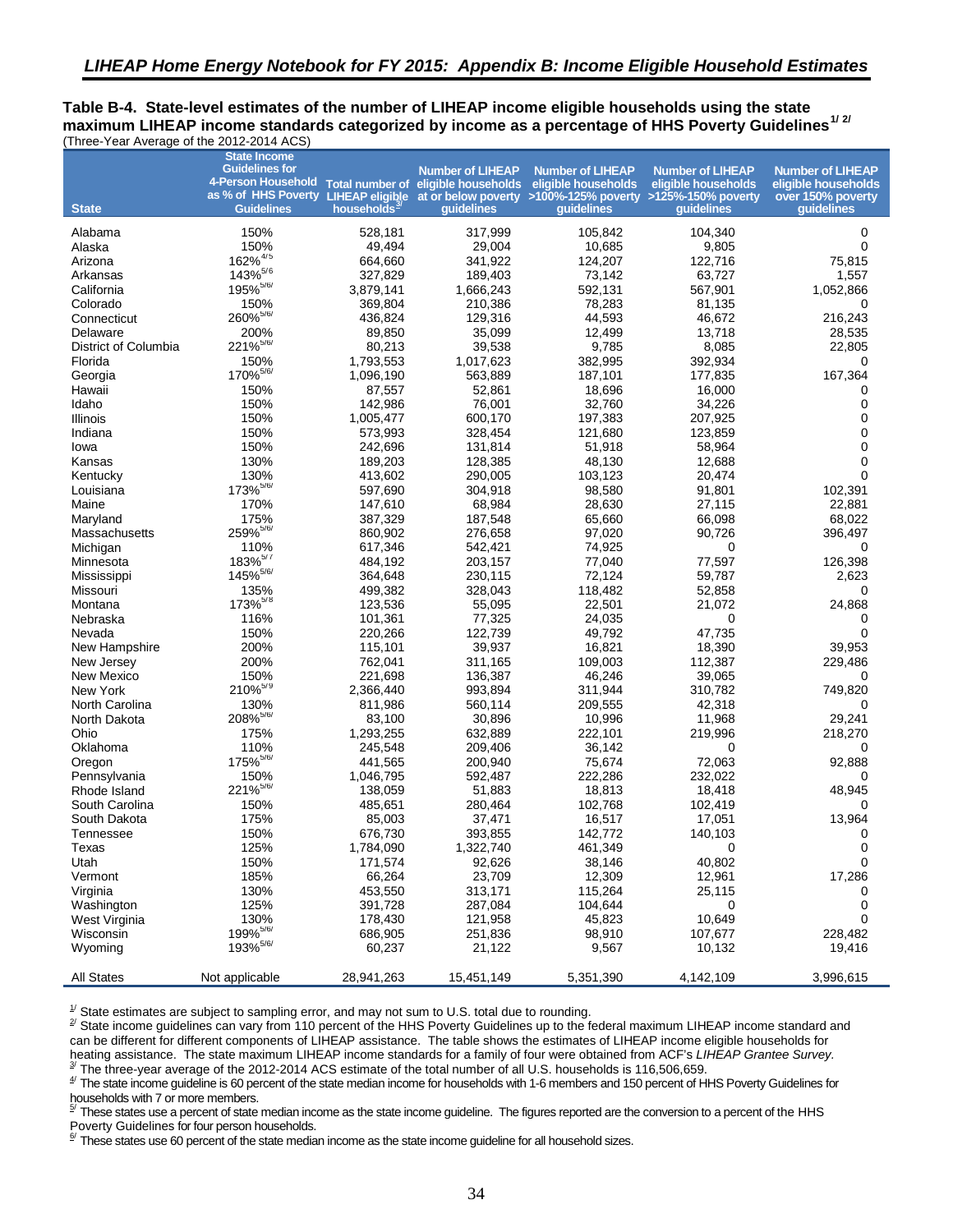## *LIHEAP Home Energy Notebook for FY 2015: Appendix B: Income Eligible Household Estimates*

**Table B-4. State-level estimates of the number of LIHEAP income eligible households using the state maximum LIHEAP income standards categorized by income as a percentage of HHS Poverty Guidelines[1/ 2/]**
(Three-Year Average of the 2012-2014 ACS)

| State | State Income Guidelines for 4-Person Household as % of HHS Poverty Guidelines | Total number of LIHEAP eligible households[3/] | Number of LIHEAP eligible households at or below poverty guidelines | Number of LIHEAP eligible households >100%-125% poverty guidelines | Number of LIHEAP eligible households >125%-150% poverty guidelines | Number of LIHEAP eligible households over 150% poverty guidelines |
|---|---|---|---|---|---|---|
| Alabama | 150% | 528,181 | 317,999 | 105,842 | 104,340 | 0 |
| Alaska | 150% | 49,494 | 29,004 | 10,685 | 9,805 | 0 |
| Arizona | 162%[4/5] | 664,660 | 341,922 | 124,207 | 122,716 | 75,815 |
| Arkansas | 143%[5/6] | 327,829 | 189,403 | 73,142 | 63,727 | 1,557 |
| California | 195%[5/6/] | 3,879,141 | 1,666,243 | 592,131 | 567,901 | 1,052,866 |
| Colorado | 150% | 369,804 | 210,386 | 78,283 | 81,135 | 0 |
| Connecticut | 260%[5/6/] | 436,824 | 129,316 | 44,593 | 46,672 | 216,243 |
| Delaware | 200% | 89,850 | 35,099 | 12,499 | 13,718 | 28,535 |
| District of Columbia | 221%[5/6/] | 80,213 | 39,538 | 9,785 | 8,085 | 22,805 |
| Florida | 150% | 1,793,553 | 1,017,623 | 382,995 | 392,934 | 0 |
| Georgia | 170%[5/6/] | 1,096,190 | 563,889 | 187,101 | 177,835 | 167,364 |
| Hawaii | 150% | 87,557 | 52,861 | 18,696 | 16,000 | 0 |
| Idaho | 150% | 142,986 | 76,001 | 32,760 | 34,226 | 0 |
| Illinois | 150% | 1,005,477 | 600,170 | 197,383 | 207,925 | 0 |
| Indiana | 150% | 573,993 | 328,454 | 121,680 | 123,859 | 0 |
| Iowa | 150% | 242,696 | 131,814 | 51,918 | 58,964 | 0 |
| Kansas | 130% | 189,203 | 128,385 | 48,130 | 12,688 | 0 |
| Kentucky | 130% | 413,602 | 290,005 | 103,123 | 20,474 | 0 |
| Louisiana | 173%[5/6/] | 597,690 | 304,918 | 98,580 | 91,801 | 102,391 |
| Maine | 170% | 147,610 | 68,984 | 28,630 | 27,115 | 22,881 |
| Maryland | 175% | 387,329 | 187,548 | 65,660 | 66,098 | 68,022 |
| Massachusetts | 259%[5/6/] | 860,902 | 276,658 | 97,020 | 90,726 | 396,497 |
| Michigan | 110% | 617,346 | 542,421 | 74,925 | 0 | 0 |
| Minnesota | 183%[5/7] | 484,192 | 203,157 | 77,040 | 77,597 | 126,398 |
| Mississippi | 145%[5/6/] | 364,648 | 230,115 | 72,124 | 59,787 | 2,623 |
| Missouri | 135% | 499,382 | 328,043 | 118,482 | 52,858 | 0 |
| Montana | 173%[5/8] | 123,536 | 55,095 | 22,501 | 21,072 | 24,868 |
| Nebraska | 116% | 101,361 | 77,325 | 24,035 | 0 | 0 |
| Nevada | 150% | 220,266 | 122,739 | 49,792 | 47,735 | 0 |
| New Hampshire | 200% | 115,101 | 39,937 | 16,821 | 18,390 | 39,953 |
| New Jersey | 200% | 762,041 | 311,165 | 109,003 | 112,387 | 229,486 |
| New Mexico | 150% | 221,698 | 136,387 | 46,246 | 39,065 | 0 |
| New York | 210%[5/9] | 2,366,440 | 993,894 | 311,944 | 310,782 | 749,820 |
| North Carolina | 130% | 811,986 | 560,114 | 209,555 | 42,318 | 0 |
| North Dakota | 208%[5/6/] | 83,100 | 30,896 | 10,996 | 11,968 | 29,241 |
| Ohio | 175% | 1,293,255 | 632,889 | 222,101 | 219,996 | 218,270 |
| Oklahoma | 110% | 245,548 | 209,406 | 36,142 | 0 | 0 |
| Oregon | 175%[5/6/] | 441,565 | 200,940 | 75,674 | 72,063 | 92,888 |
| Pennsylvania | 150% | 1,046,795 | 592,487 | 222,286 | 232,022 | 0 |
| Rhode Island | 221%[5/6/] | 138,059 | 51,883 | 18,813 | 18,418 | 48,945 |
| South Carolina | 150% | 485,651 | 280,464 | 102,768 | 102,419 | 0 |
| South Dakota | 175% | 85,003 | 37,471 | 16,517 | 17,051 | 13,964 |
| Tennessee | 150% | 676,730 | 393,855 | 142,772 | 140,103 | 0 |
| Texas | 125% | 1,784,090 | 1,322,740 | 461,349 | 0 | 0 |
| Utah | 150% | 171,574 | 92,626 | 38,146 | 40,802 | 0 |
| Vermont | 185% | 66,264 | 23,709 | 12,309 | 12,961 | 17,286 |
| Virginia | 130% | 453,550 | 313,171 | 115,264 | 25,115 | 0 |
| Washington | 125% | 391,728 | 287,084 | 104,644 | 0 | 0 |
| West Virginia | 130% | 178,430 | 121,958 | 45,823 | 10,649 | 0 |
| Wisconsin | 199%[5/6/] | 686,905 | 251,836 | 98,910 | 107,677 | 228,482 |
| Wyoming | 193%[5/6/] | 60,237 | 21,122 | 9,567 | 10,132 | 19,416 |
| All States | Not applicable | 28,941,263 | 15,451,149 | 5,351,390 | 4,142,109 | 3,996,615 |

[1/] State estimates are subject to sampling error, and may not sum to U.S. total due to rounding.
[2/] State income guidelines can vary from 110 percent of the HHS Poverty Guidelines up to the federal maximum LIHEAP income standard and can be different for different components of LIHEAP assistance. The table shows the estimates of LIHEAP income eligible households for heating assistance. The state maximum LIHEAP income standards for a family of four were obtained from ACF's *LIHEAP Grantee Survey.*
[3/] The three-year average of the 2012-2014 ACS estimate of the total number of all U.S. households is 116,506,659.
[4/] The state income guideline is 60 percent of the state median income for households with 1-6 members and 150 percent of HHS Poverty Guidelines for households with 7 or more members.
[5/] These states use a percent of state median income as the state income guideline. The figures reported are the conversion to a percent of the HHS Poverty Guidelines for four person households.
[6/] These states use 60 percent of the state median income as the state income guideline for all household sizes.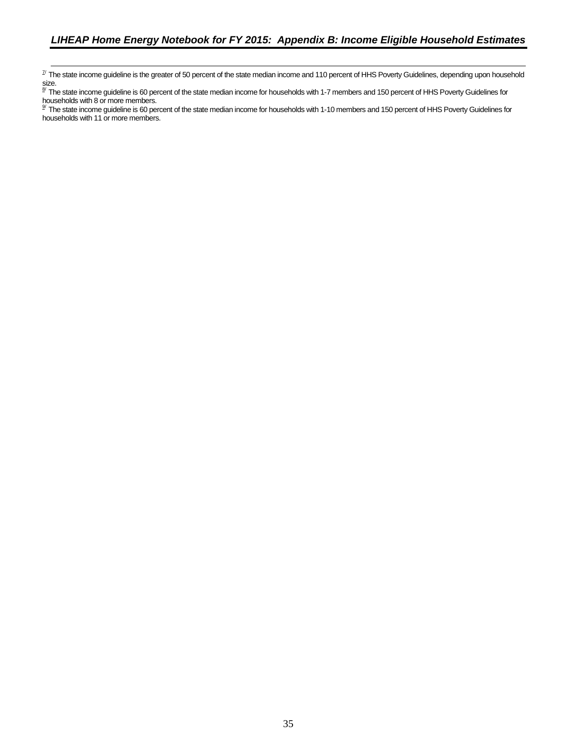[7] The state income guideline is the greater of 50 percent of the state median income and 110 percent of HHS Poverty Guidelines, depending upon household size.

[8] The state income guideline is 60 percent of the state median income for households with 1-7 members and 150 percent of HHS Poverty Guidelines for households with 8 or more members.

[9] The state income guideline is 60 percent of the state median income for households with 1-10 members and 150 percent of HHS Poverty Guidelines for households with 11 or more members.